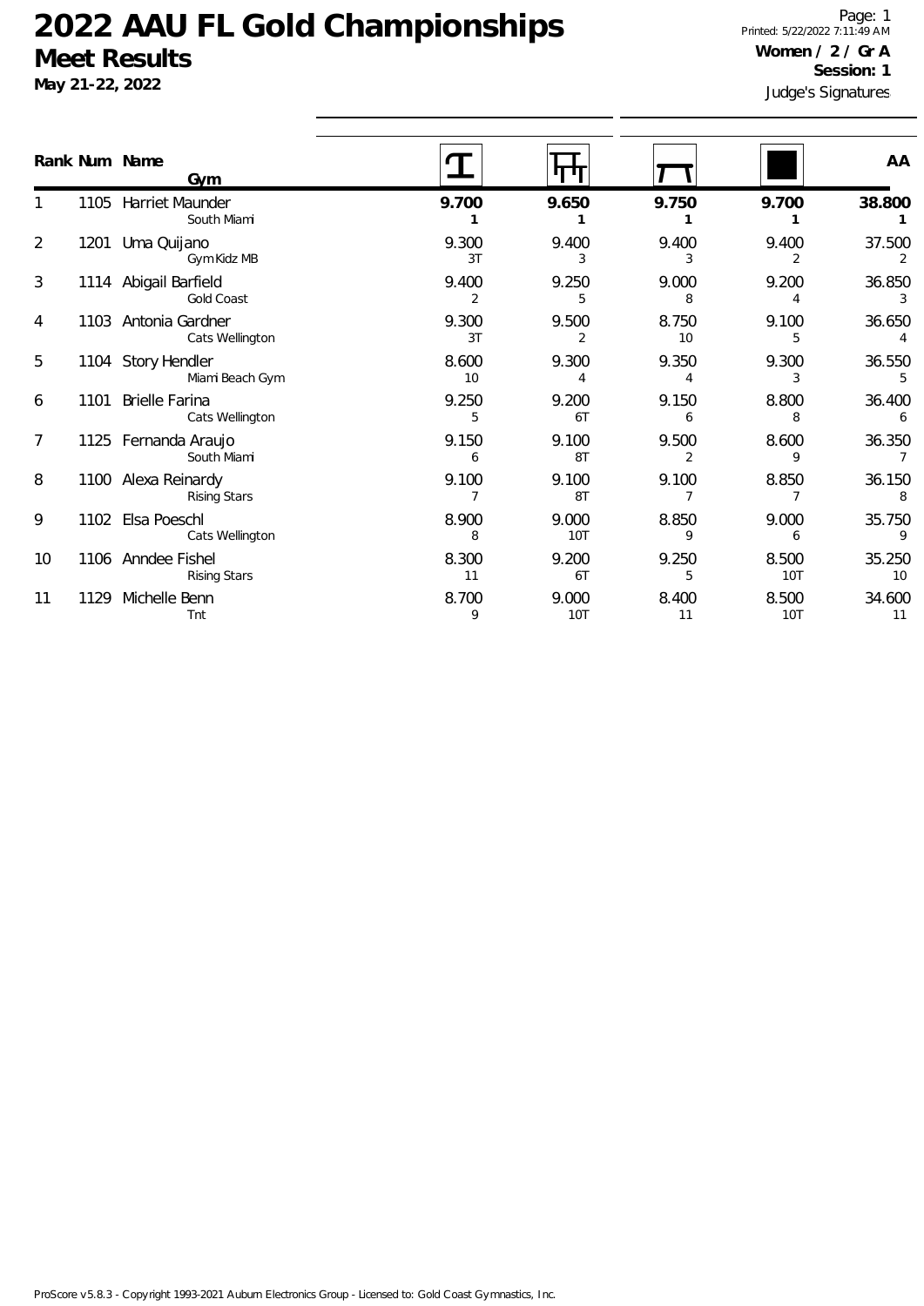# 2022 AAU FL Gold Championships

## Meet Results

**May 21-22, 2022**

Printed: 5/22/2022 7:11:49 AM

**Women / 2 / Gr A**

**Session: 1**

Judge's Signatures

| Rank | Num | Name / Gym | Vault | Bars | Beam | Floor | AA |
|---|---|---|---|---|---|---|---|
| 1 | 1105 | Harriet Maunder<br>South Miami | **9.700**<br>**1** | **9.650**<br>**1** | **9.750**<br>**1** | **9.700**<br>**1** | **38.800**<br>**1** |
| 2 | 1201 | Uma Quijano<br>Gym Kidz MB | 9.300<br>3T | 9.400<br>3 | 9.400<br>3 | 9.400<br>2 | 37.500<br>2 |
| 3 | 1114 | Abigail Barfield<br>Gold Coast | 9.400<br>2 | 9.250<br>5 | 9.000<br>8 | 9.200<br>4 | 36.850<br>3 |
| 4 | 1103 | Antonia Gardner<br>Cats Wellington | 9.300<br>3T | 9.500<br>2 | 8.750<br>10 | 9.100<br>5 | 36.650<br>4 |
| 5 | 1104 | Story Hendler<br>Miami Beach Gym | 8.600<br>10 | 9.300<br>4 | 9.350<br>4 | 9.300<br>3 | 36.550<br>5 |
| 6 | 1101 | Brielle Farina<br>Cats Wellington | 9.250<br>5 | 9.200<br>6T | 9.150<br>6 | 8.800<br>8 | 36.400<br>6 |
| 7 | 1125 | Fernanda Araujo<br>South Miami | 9.150<br>6 | 9.100<br>8T | 9.500<br>2 | 8.600<br>9 | 36.350<br>7 |
| 8 | 1100 | Alexa Reinardy<br>Rising Stars | 9.100<br>7 | 9.100<br>8T | 9.100<br>7 | 8.850<br>7 | 36.150<br>8 |
| 9 | 1102 | Elsa Poeschl<br>Cats Wellington | 8.900<br>8 | 9.000<br>10T | 8.850<br>9 | 9.000<br>6 | 35.750<br>9 |
| 10 | 1106 | Anndee Fishel<br>Rising Stars | 8.300<br>11 | 9.200<br>6T | 9.250<br>5 | 8.500<br>10T | 35.250<br>10 |
| 11 | 1129 | Michelle Benn<br>Tnt | 8.700<br>9 | 9.000<br>10T | 8.400<br>11 | 8.500<br>10T | 34.600<br>11 |

ProScore v5.8.3 - Copyright 1993-2021 Auburn Electronics Group - Licensed to: Gold Coast Gymnastics, Inc.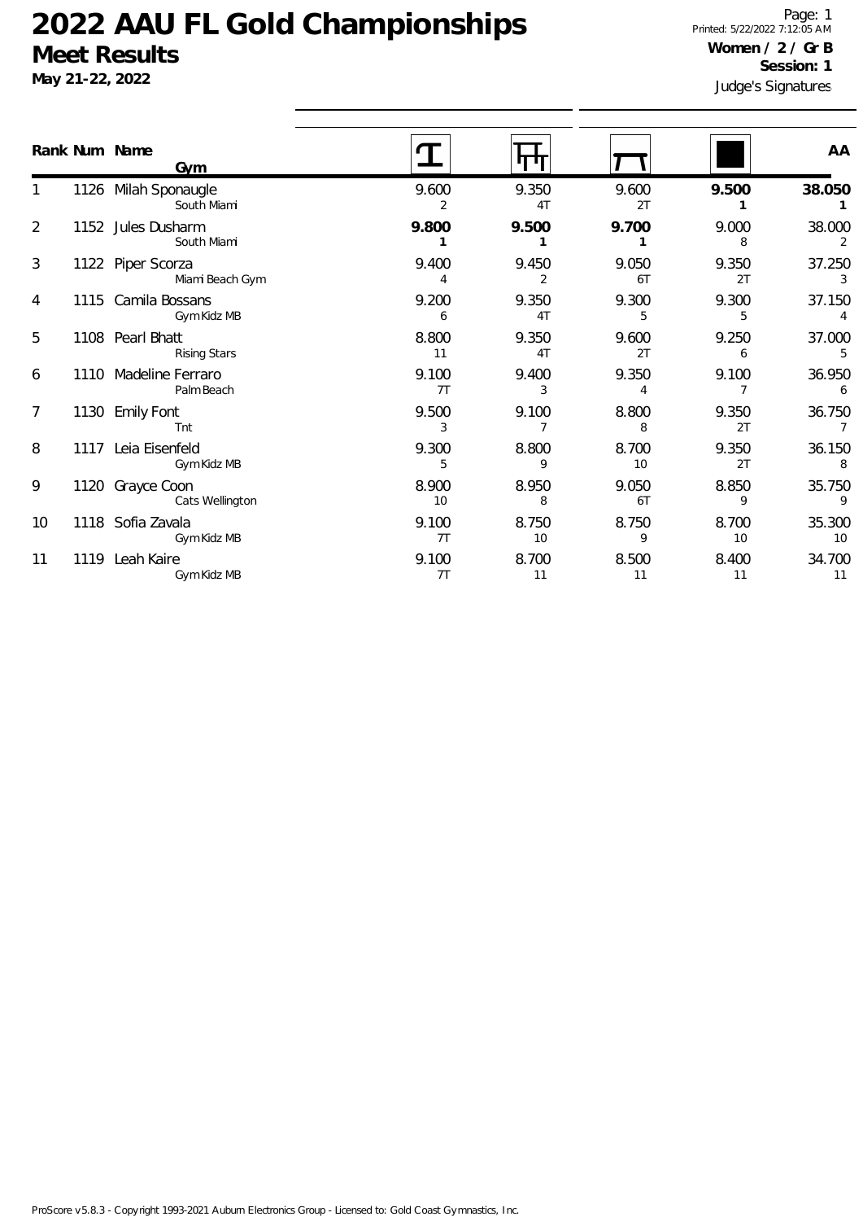# 2022 AAU FL Gold Championships

## Meet Results

**May 21-22, 2022**

Printed: 5/22/2022 7:12:05 AM

**Women / 2 / Gr B**

**Session: 1**

Judge's Signatures

| Rank | Num | Name / Gym | Vault | Bars | Beam | Floor | AA |
|---|---|---|---|---|---|---|---|
| 1 | 1126 | Milah Sponaugle<br>South Miami | 9.600<br>2 | 9.350<br>4T | 9.600<br>2T | **9.500**<br>**1** | **38.050**<br>**1** |
| 2 | 1152 | Jules Dusharm<br>South Miami | **9.800**<br>**1** | **9.500**<br>**1** | **9.700**<br>**1** | 9.000<br>8 | 38.000<br>2 |
| 3 | 1122 | Piper Scorza<br>Miami Beach Gym | 9.400<br>4 | 9.450<br>2 | 9.050<br>6T | 9.350<br>2T | 37.250<br>3 |
| 4 | 1115 | Camila Bossans<br>Gym Kidz MB | 9.200<br>6 | 9.350<br>4T | 9.300<br>5 | 9.300<br>5 | 37.150<br>4 |
| 5 | 1108 | Pearl Bhatt<br>Rising Stars | 8.800<br>11 | 9.350<br>4T | 9.600<br>2T | 9.250<br>6 | 37.000<br>5 |
| 6 | 1110 | Madeline Ferraro<br>Palm Beach | 9.100<br>7T | 9.400<br>3 | 9.350<br>4 | 9.100<br>7 | 36.950<br>6 |
| 7 | 1130 | Emily Font<br>Tnt | 9.500<br>3 | 9.100<br>7 | 8.800<br>8 | 9.350<br>2T | 36.750<br>7 |
| 8 | 1117 | Leia Eisenfeld<br>Gym Kidz MB | 9.300<br>5 | 8.800<br>9 | 8.700<br>10 | 9.350<br>2T | 36.150<br>8 |
| 9 | 1120 | Grayce Coon<br>Cats Wellington | 8.900<br>10 | 8.950<br>8 | 9.050<br>6T | 8.850<br>9 | 35.750<br>9 |
| 10 | 1118 | Sofia Zavala<br>Gym Kidz MB | 9.100<br>7T | 8.750<br>10 | 8.750<br>9 | 8.700<br>10 | 35.300<br>10 |
| 11 | 1119 | Leah Kaire<br>Gym Kidz MB | 9.100<br>7T | 8.700<br>11 | 8.500<br>11 | 8.400<br>11 | 34.700<br>11 |

ProScore v5.8.3 - Copyright 1993-2021 Auburn Electronics Group - Licensed to: Gold Coast Gymnastics, Inc.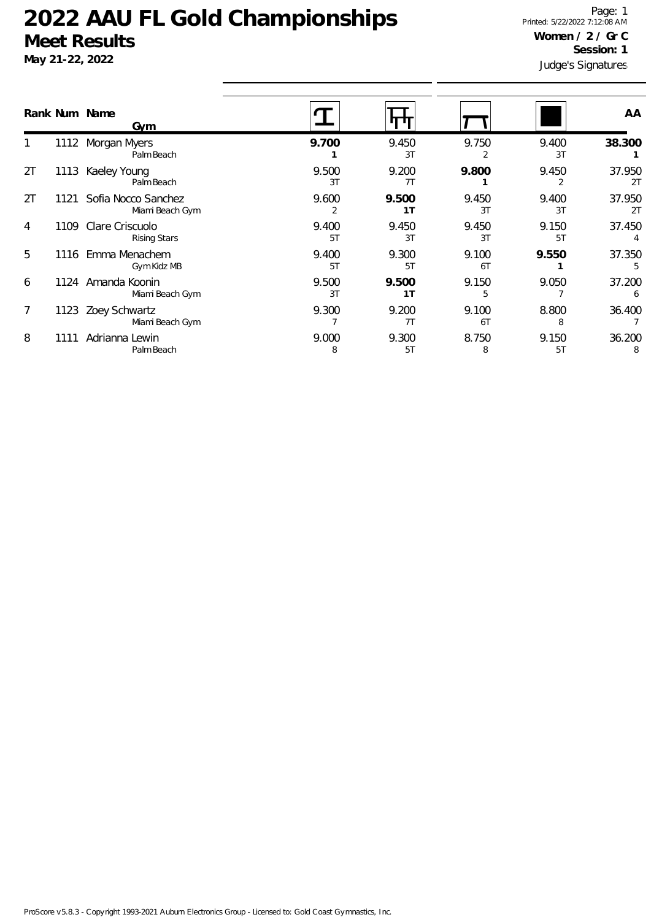# 2022 AAU FL Gold Championships

## Meet Results

**May 21-22, 2022**

Printed: 5/22/2022 7:12:08 AM

**Women / 2 / Gr C**

**Session: 1**

Judge's Signatures

| Rank | Num | Name / Gym | Vault | Bars | Beam | Floor | AA |
|---|---|---|---|---|---|---|---|
| 1 | 1112 | Morgan Myers<br>Palm Beach | **9.700**<br>**1** | 9.450<br>3T | 9.750<br>2 | 9.400<br>3T | **38.300**<br>**1** |
| 2T | 1113 | Kaeley Young<br>Palm Beach | 9.500<br>3T | 9.200<br>7T | **9.800**<br>**1** | 9.450<br>2 | 37.950<br>2T |
| 2T | 1121 | Sofia Nocco Sanchez<br>Miami Beach Gym | 9.600<br>2 | **9.500**<br>**1T** | 9.450<br>3T | 9.400<br>3T | 37.950<br>2T |
| 4 | 1109 | Clare Criscuolo<br>Rising Stars | 9.400<br>5T | 9.450<br>3T | 9.450<br>3T | 9.150<br>5T | 37.450<br>4 |
| 5 | 1116 | Emma Menachem<br>Gym Kidz MB | 9.400<br>5T | 9.300<br>5T | 9.100<br>6T | **9.550**<br>**1** | 37.350<br>5 |
| 6 | 1124 | Amanda Koonin<br>Miami Beach Gym | 9.500<br>3T | **9.500**<br>**1T** | 9.150<br>5 | 9.050<br>7 | 37.200<br>6 |
| 7 | 1123 | Zoey Schwartz<br>Miami Beach Gym | 9.300<br>7 | 9.200<br>7T | 9.100<br>6T | 8.800<br>8 | 36.400<br>7 |
| 8 | 1111 | Adrianna Lewin<br>Palm Beach | 9.000<br>8 | 9.300<br>5T | 8.750<br>8 | 9.150<br>5T | 36.200<br>8 |

ProScore v5.8.3 - Copyright 1993-2021 Auburn Electronics Group - Licensed to: Gold Coast Gymnastics, Inc.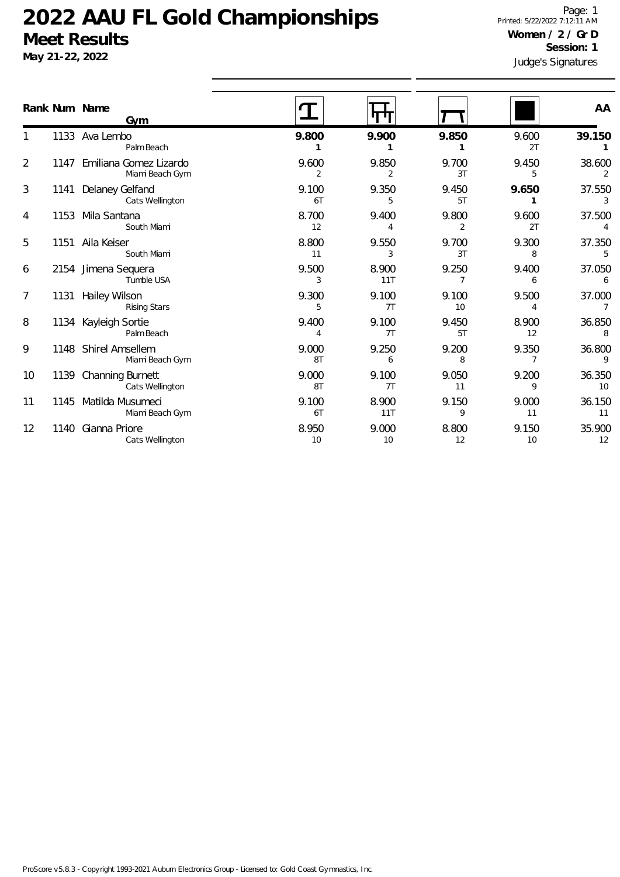# 2022 AAU FL Gold Championships

## Meet Results

**May 21-22, 2022**

Printed: 5/22/2022 7:12:11 AM

**Women / 2 / Gr D**

**Session: 1**

Judge's Signatures

| Rank | Num | Name / Gym | Vault | Bars | Beam | Floor | AA |
|---|---|---|---|---|---|---|---|
| 1 | 1133 | Ava Lembo<br>Palm Beach | **9.800**<br>**1** | **9.900**<br>**1** | **9.850**<br>**1** | 9.600<br>2T | **39.150**<br>**1** |
| 2 | 1147 | Emiliana Gomez Lizardo<br>Miami Beach Gym | 9.600<br>2 | 9.850<br>2 | 9.700<br>3T | 9.450<br>5 | 38.600<br>2 |
| 3 | 1141 | Delaney Gelfand<br>Cats Wellington | 9.100<br>6T | 9.350<br>5 | 9.450<br>5T | **9.650**<br>**1** | 37.550<br>3 |
| 4 | 1153 | Mila Santana<br>South Miami | 8.700<br>12 | 9.400<br>4 | 9.800<br>2 | 9.600<br>2T | 37.500<br>4 |
| 5 | 1151 | Aila Keiser<br>South Miami | 8.800<br>11 | 9.550<br>3 | 9.700<br>3T | 9.300<br>8 | 37.350<br>5 |
| 6 | 2154 | Jimena Sequera<br>Tumble USA | 9.500<br>3 | 8.900<br>11T | 9.250<br>7 | 9.400<br>6 | 37.050<br>6 |
| 7 | 1131 | Hailey Wilson<br>Rising Stars | 9.300<br>5 | 9.100<br>7T | 9.100<br>10 | 9.500<br>4 | 37.000<br>7 |
| 8 | 1134 | Kayleigh Sortie<br>Palm Beach | 9.400<br>4 | 9.100<br>7T | 9.450<br>5T | 8.900<br>12 | 36.850<br>8 |
| 9 | 1148 | Shirel Amsellem<br>Miami Beach Gym | 9.000<br>8T | 9.250<br>6 | 9.200<br>8 | 9.350<br>7 | 36.800<br>9 |
| 10 | 1139 | Channing Burnett<br>Cats Wellington | 9.000<br>8T | 9.100<br>7T | 9.050<br>11 | 9.200<br>9 | 36.350<br>10 |
| 11 | 1145 | Matilda Musumeci<br>Miami Beach Gym | 9.100<br>6T | 8.900<br>11T | 9.150<br>9 | 9.000<br>11 | 36.150<br>11 |
| 12 | 1140 | Gianna Priore<br>Cats Wellington | 8.950<br>10 | 9.000<br>10 | 8.800<br>12 | 9.150<br>10 | 35.900<br>12 |

ProScore v5.8.3 - Copyright 1993-2021 Auburn Electronics Group - Licensed to: Gold Coast Gymnastics, Inc.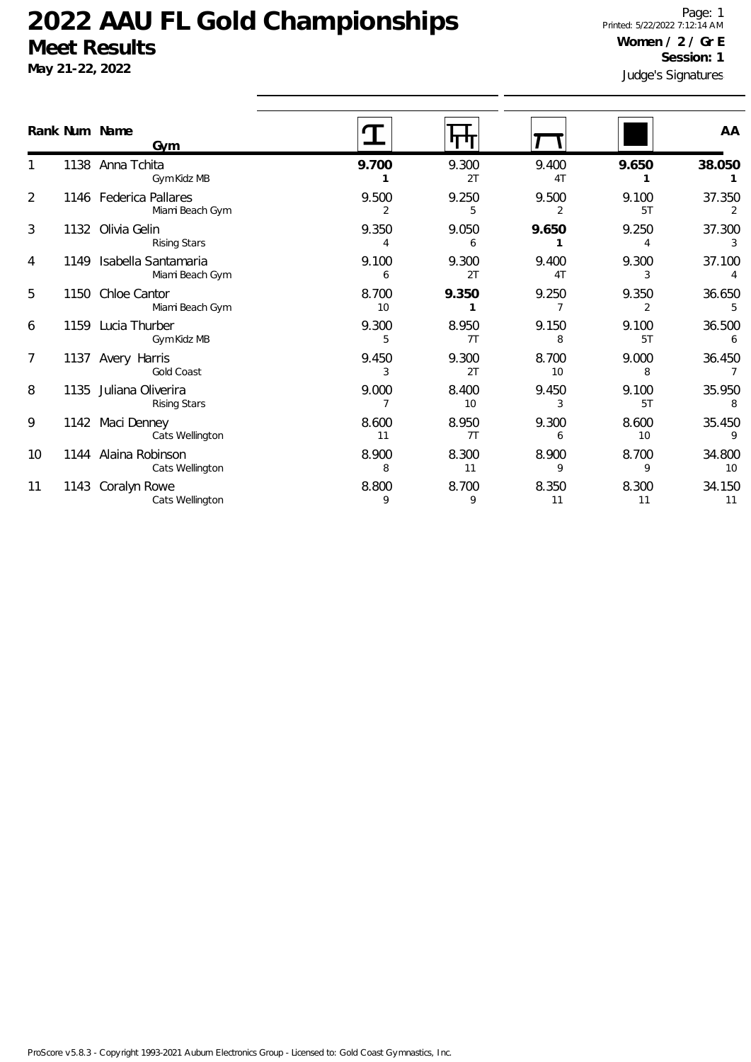# 2022 AAU FL Gold Championships

## Meet Results

**May 21-22, 2022**

Printed: 5/22/2022 7:12:14 AM

**Women / 2 / Gr E**

**Session: 1**

Judge's Signatures

| Rank | Num | Name / Gym | Vault | Bars | Beam | Floor | AA |
|---|---|---|---|---|---|---|---|
| 1 | 1138 | Anna Tchita<br>Gym Kidz MB | **9.700**<br>**1** | 9.300<br>2T | 9.400<br>4T | **9.650**<br>**1** | **38.050**<br>**1** |
| 2 | 1146 | Federica Pallares<br>Miami Beach Gym | 9.500<br>2 | 9.250<br>5 | 9.500<br>2 | 9.100<br>5T | 37.350<br>2 |
| 3 | 1132 | Olivia Gelin<br>Rising Stars | 9.350<br>4 | 9.050<br>6 | **9.650**<br>**1** | 9.250<br>4 | 37.300<br>3 |
| 4 | 1149 | Isabella Santamaria<br>Miami Beach Gym | 9.100<br>6 | 9.300<br>2T | 9.400<br>4T | 9.300<br>3 | 37.100<br>4 |
| 5 | 1150 | Chloe Cantor<br>Miami Beach Gym | 8.700<br>10 | **9.350**<br>**1** | 9.250<br>7 | 9.350<br>2 | 36.650<br>5 |
| 6 | 1159 | Lucia Thurber<br>Gym Kidz MB | 9.300<br>5 | 8.950<br>7T | 9.150<br>8 | 9.100<br>5T | 36.500<br>6 |
| 7 | 1137 | Avery Harris<br>Gold Coast | 9.450<br>3 | 9.300<br>2T | 8.700<br>10 | 9.000<br>8 | 36.450<br>7 |
| 8 | 1135 | Juliana Oliverira<br>Rising Stars | 9.000<br>7 | 8.400<br>10 | 9.450<br>3 | 9.100<br>5T | 35.950<br>8 |
| 9 | 1142 | Maci Denney<br>Cats Wellington | 8.600<br>11 | 8.950<br>7T | 9.300<br>6 | 8.600<br>10 | 35.450<br>9 |
| 10 | 1144 | Alaina Robinson<br>Cats Wellington | 8.900<br>8 | 8.300<br>11 | 8.900<br>9 | 8.700<br>9 | 34.800<br>10 |
| 11 | 1143 | Coralyn Rowe<br>Cats Wellington | 8.800<br>9 | 8.700<br>9 | 8.350<br>11 | 8.300<br>11 | 34.150<br>11 |

ProScore v5.8.3 - Copyright 1993-2021 Auburn Electronics Group - Licensed to: Gold Coast Gymnastics, Inc.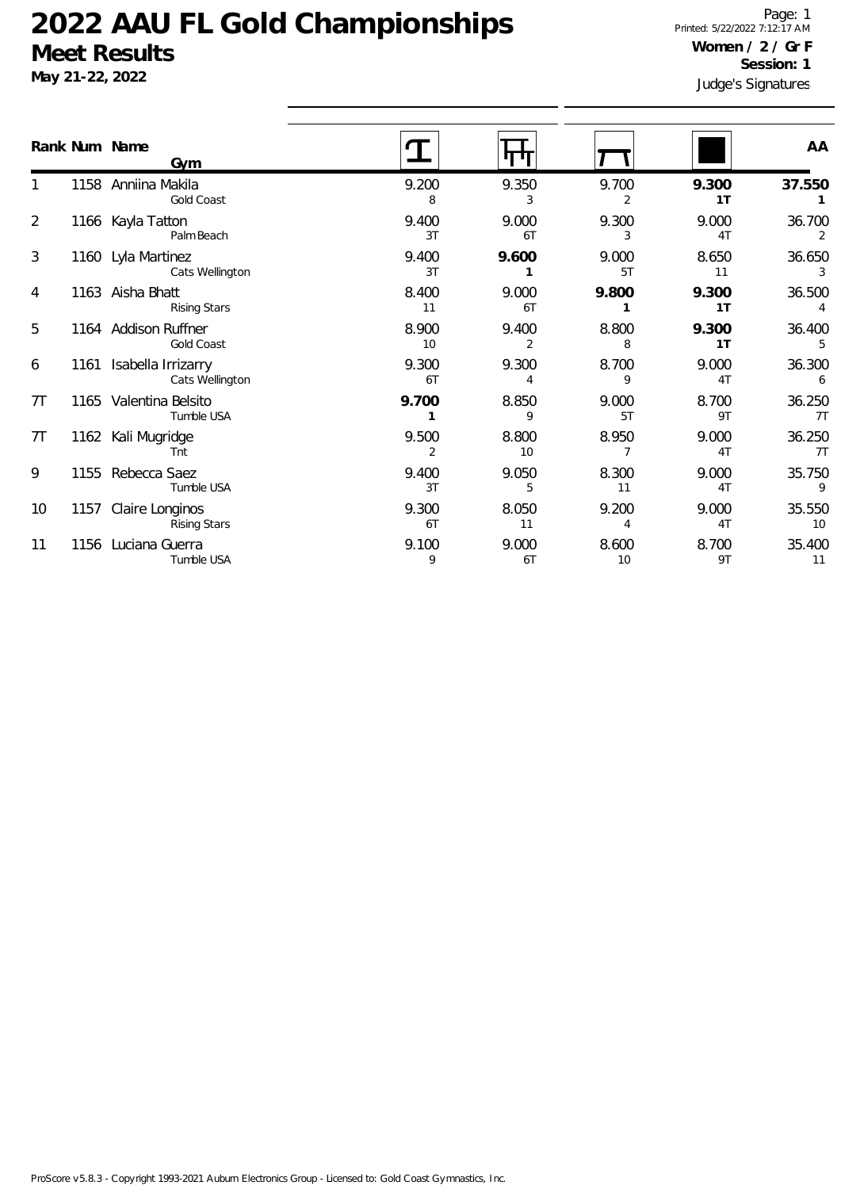# 2022 AAU FL Gold Championships

## Meet Results

**May 21-22, 2022**

Printed: 5/22/2022 7:12:17 AM

**Women / 2 / Gr F**

**Session: 1**

Judge's Signatures

| Rank | Num | Name / Gym | Vault | Bars | Beam | Floor | AA |
|---|---|---|---|---|---|---|---|
| 1 | 1158 | Anniina Makila<br>Gold Coast | 9.200<br>8 | 9.350<br>3 | 9.700<br>2 | **9.300**<br>**1T** | **37.550**<br>**1** |
| 2 | 1166 | Kayla Tatton<br>Palm Beach | 9.400<br>3T | 9.000<br>6T | 9.300<br>3 | 9.000<br>4T | 36.700<br>2 |
| 3 | 1160 | Lyla Martinez<br>Cats Wellington | 9.400<br>3T | **9.600**<br>**1** | 9.000<br>5T | 8.650<br>11 | 36.650<br>3 |
| 4 | 1163 | Aisha Bhatt<br>Rising Stars | 8.400<br>11 | 9.000<br>6T | **9.800**<br>**1** | **9.300**<br>**1T** | 36.500<br>4 |
| 5 | 1164 | Addison Ruffner<br>Gold Coast | 8.900<br>10 | 9.400<br>2 | 8.800<br>8 | **9.300**<br>**1T** | 36.400<br>5 |
| 6 | 1161 | Isabella Irrizarry<br>Cats Wellington | 9.300<br>6T | 9.300<br>4 | 8.700<br>9 | 9.000<br>4T | 36.300<br>6 |
| 7T | 1165 | Valentina Belsito<br>Tumble USA | **9.700**<br>**1** | 8.850<br>9 | 9.000<br>5T | 8.700<br>9T | 36.250<br>7T |
| 7T | 1162 | Kali Mugridge<br>Tnt | 9.500<br>2 | 8.800<br>10 | 8.950<br>7 | 9.000<br>4T | 36.250<br>7T |
| 9 | 1155 | Rebecca Saez<br>Tumble USA | 9.400<br>3T | 9.050<br>5 | 8.300<br>11 | 9.000<br>4T | 35.750<br>9 |
| 10 | 1157 | Claire Longinos<br>Rising Stars | 9.300<br>6T | 8.050<br>11 | 9.200<br>4 | 9.000<br>4T | 35.550<br>10 |
| 11 | 1156 | Luciana Guerra<br>Tumble USA | 9.100<br>9 | 9.000<br>6T | 8.600<br>10 | 8.700<br>9T | 35.400<br>11 |

ProScore v5.8.3 - Copyright 1993-2021 Auburn Electronics Group - Licensed to: Gold Coast Gymnastics, Inc.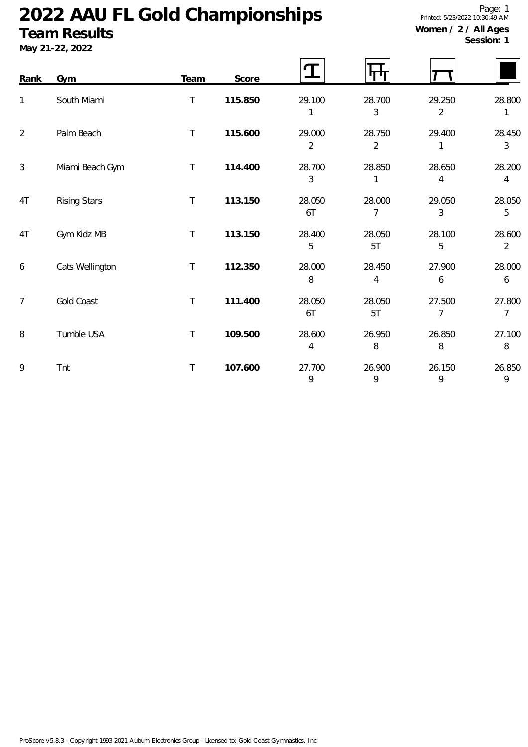# 2022 AAU FL Gold Championships

## Team Results

**May 21-22, 2022**

Printed: 5/23/2022 10:30:49 AM

**Women / 2 / All Ages**

**Session: 1**

| Rank | Gym | Team | Score | Vault | Bars | Beam | Floor |
|---|---|---|---|---|---|---|---|
| 1 | South Miami | T | **115.850** | 29.100<br>1 | 28.700<br>3 | 29.250<br>2 | 28.800<br>1 |
| 2 | Palm Beach | T | **115.600** | 29.000<br>2 | 28.750<br>2 | 29.400<br>1 | 28.450<br>3 |
| 3 | Miami Beach Gym | T | **114.400** | 28.700<br>3 | 28.850<br>1 | 28.650<br>4 | 28.200<br>4 |
| 4T | Rising Stars | T | **113.150** | 28.050<br>6T | 28.000<br>7 | 29.050<br>3 | 28.050<br>5 |
| 4T | Gym Kidz MB | T | **113.150** | 28.400<br>5 | 28.050<br>5T | 28.100<br>5 | 28.600<br>2 |
| 6 | Cats Wellington | T | **112.350** | 28.000<br>8 | 28.450<br>4 | 27.900<br>6 | 28.000<br>6 |
| 7 | Gold Coast | T | **111.400** | 28.050<br>6T | 28.050<br>5T | 27.500<br>7 | 27.800<br>7 |
| 8 | Tumble USA | T | **109.500** | 28.600<br>4 | 26.950<br>8 | 26.850<br>8 | 27.100<br>8 |
| 9 | Tnt | T | **107.600** | 27.700<br>9 | 26.900<br>9 | 26.150<br>9 | 26.850<br>9 |

ProScore v5.8.3 - Copyright 1993-2021 Auburn Electronics Group - Licensed to: Gold Coast Gymnastics, Inc.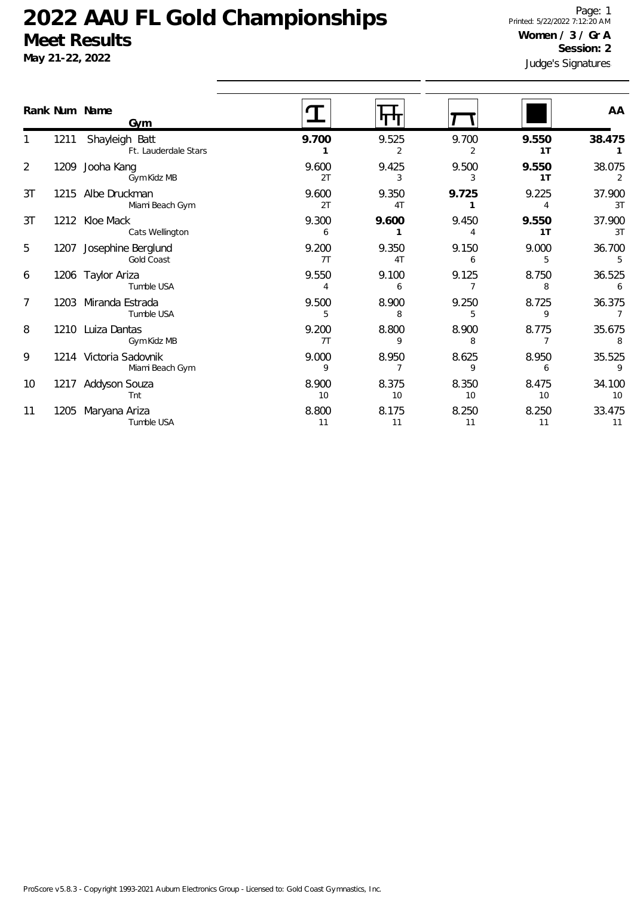# 2022 AAU FL Gold Championships

## Meet Results

**May 21-22, 2022**

Printed: 5/22/2022 7:12:20 AM

**Women / 3 / Gr A**

**Session: 2**

Judge's Signatures

| Rank | Num | Name / Gym | Vault | Bars | Beam | Floor | AA |
|---|---|---|---|---|---|---|---|
| 1 | 1211 | Shayleigh Batt<br>Ft. Lauderdale Stars | **9.700**<br>**1** | 9.525<br>2 | 9.700<br>2 | **9.550**<br>**1T** | **38.475**<br>**1** |
| 2 | 1209 | Jooha Kang<br>Gym Kidz MB | 9.600<br>2T | 9.425<br>3 | 9.500<br>3 | **9.550**<br>**1T** | 38.075<br>2 |
| 3T | 1215 | Albe Druckman<br>Miami Beach Gym | 9.600<br>2T | 9.350<br>4T | **9.725**<br>**1** | 9.225<br>4 | 37.900<br>3T |
| 3T | 1212 | Kloe Mack<br>Cats Wellington | 9.300<br>6 | **9.600**<br>**1** | 9.450<br>4 | **9.550**<br>**1T** | 37.900<br>3T |
| 5 | 1207 | Josephine Berglund<br>Gold Coast | 9.200<br>7T | 9.350<br>4T | 9.150<br>6 | 9.000<br>5 | 36.700<br>5 |
| 6 | 1206 | Taylor Ariza<br>Tumble USA | 9.550<br>4 | 9.100<br>6 | 9.125<br>7 | 8.750<br>8 | 36.525<br>6 |
| 7 | 1203 | Miranda Estrada<br>Tumble USA | 9.500<br>5 | 8.900<br>8 | 9.250<br>5 | 8.725<br>9 | 36.375<br>7 |
| 8 | 1210 | Luiza Dantas<br>Gym Kidz MB | 9.200<br>7T | 8.800<br>9 | 8.900<br>8 | 8.775<br>7 | 35.675<br>8 |
| 9 | 1214 | Victoria Sadovnik<br>Miami Beach Gym | 9.000<br>9 | 8.950<br>7 | 8.625<br>9 | 8.950<br>6 | 35.525<br>9 |
| 10 | 1217 | Addyson Souza<br>Tnt | 8.900<br>10 | 8.375<br>10 | 8.350<br>10 | 8.475<br>10 | 34.100<br>10 |
| 11 | 1205 | Maryana Ariza<br>Tumble USA | 8.800<br>11 | 8.175<br>11 | 8.250<br>11 | 8.250<br>11 | 33.475<br>11 |

ProScore v5.8.3 - Copyright 1993-2021 Auburn Electronics Group - Licensed to: Gold Coast Gymnastics, Inc.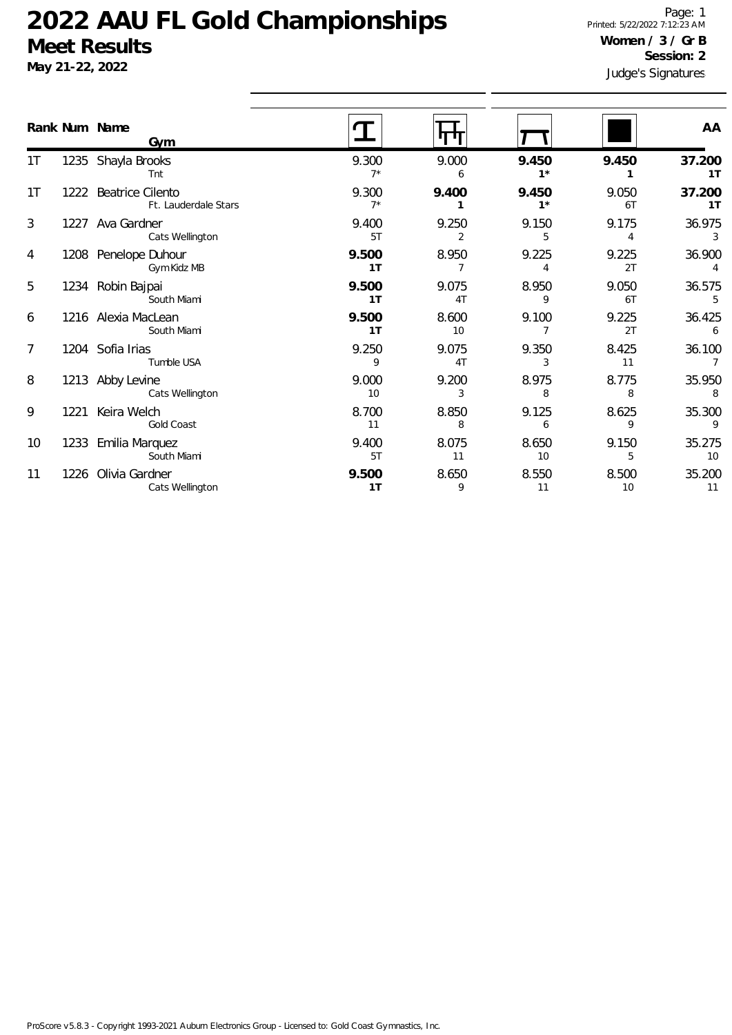# 2022 AAU FL Gold Championships

## Meet Results

**May 21-22, 2022**

**Women / 3 / Gr B**
**Session: 2**

Judge's Signatures

| Rank | Num | Name / Gym | Vault | Bars | Beam | Floor | AA |
|---|---|---|---|---|---|---|---|
| 1T | 1235 | Shayla Brooks<br>Tnt | 9.300<br>7* | 9.000<br>6 | **9.450**<br>**1*** | **9.450**<br>**1** | **37.200**<br>**1T** |
| 1T | 1222 | Beatrice Cilento<br>Ft. Lauderdale Stars | 9.300<br>7* | **9.400**<br>**1** | **9.450**<br>**1*** | 9.050<br>6T | **37.200**<br>**1T** |
| 3 | 1227 | Ava Gardner<br>Cats Wellington | 9.400<br>5T | 9.250<br>2 | 9.150<br>5 | 9.175<br>4 | 36.975<br>3 |
| 4 | 1208 | Penelope Duhour<br>Gym Kidz MB | **9.500**<br>**1T** | 8.950<br>7 | 9.225<br>4 | 9.225<br>2T | 36.900<br>4 |
| 5 | 1234 | Robin Bajpai<br>South Miami | **9.500**<br>**1T** | 9.075<br>4T | 8.950<br>9 | 9.050<br>6T | 36.575<br>5 |
| 6 | 1216 | Alexia MacLean<br>South Miami | **9.500**<br>**1T** | 8.600<br>10 | 9.100<br>7 | 9.225<br>2T | 36.425<br>6 |
| 7 | 1204 | Sofia Irias<br>Tumble USA | 9.250<br>9 | 9.075<br>4T | 9.350<br>3 | 8.425<br>11 | 36.100<br>7 |
| 8 | 1213 | Abby Levine<br>Cats Wellington | 9.000<br>10 | 9.200<br>3 | 8.975<br>8 | 8.775<br>8 | 35.950<br>8 |
| 9 | 1221 | Keira Welch<br>Gold Coast | 8.700<br>11 | 8.850<br>8 | 9.125<br>6 | 8.625<br>9 | 35.300<br>9 |
| 10 | 1233 | Emilia Marquez<br>South Miami | 9.400<br>5T | 8.075<br>11 | 8.650<br>10 | 9.150<br>5 | 35.275<br>10 |
| 11 | 1226 | Olivia Gardner<br>Cats Wellington | **9.500**<br>**1T** | 8.650<br>9 | 8.550<br>11 | 8.500<br>10 | 35.200<br>11 |

ProScore v5.8.3 - Copyright 1993-2021 Auburn Electronics Group - Licensed to: Gold Coast Gymnastics, Inc.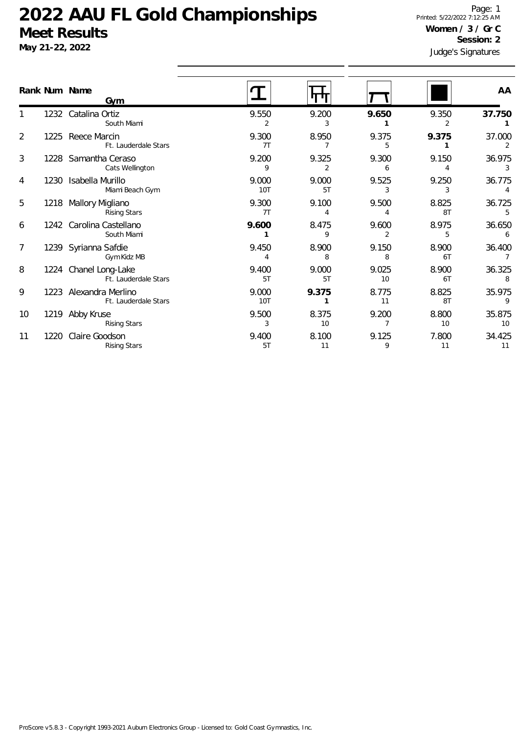# 2022 AAU FL Gold Championships

## Meet Results

**May 21-22, 2022**

Printed: 5/22/2022 7:12:25 AM

**Women / 3 / Gr C**

**Session: 2**

Judge's Signatures

| Rank | Num | Name / Gym | Vault | Bars | Beam | Floor | AA |
|---|---|---|---|---|---|---|---|
| 1 | 1232 | Catalina Ortiz<br>South Miami | 9.550<br>2 | 9.200<br>3 | **9.650**<br>**1** | 9.350<br>2 | **37.750**<br>**1** |
| 2 | 1225 | Reece Marcin<br>Ft. Lauderdale Stars | 9.300<br>7T | 8.950<br>7 | 9.375<br>5 | **9.375**<br>**1** | 37.000<br>2 |
| 3 | 1228 | Samantha Ceraso<br>Cats Wellington | 9.200<br>9 | 9.325<br>2 | 9.300<br>6 | 9.150<br>4 | 36.975<br>3 |
| 4 | 1230 | Isabella Murillo<br>Miami Beach Gym | 9.000<br>10T | 9.000<br>5T | 9.525<br>3 | 9.250<br>3 | 36.775<br>4 |
| 5 | 1218 | Mallory Migliano<br>Rising Stars | 9.300<br>7T | 9.100<br>4 | 9.500<br>4 | 8.825<br>8T | 36.725<br>5 |
| 6 | 1242 | Carolina Castellano<br>South Miami | **9.600**<br>**1** | 8.475<br>9 | 9.600<br>2 | 8.975<br>5 | 36.650<br>6 |
| 7 | 1239 | Syrianna Safdie<br>Gym Kidz MB | 9.450<br>4 | 8.900<br>8 | 9.150<br>8 | 8.900<br>6T | 36.400<br>7 |
| 8 | 1224 | Chanel Long-Lake<br>Ft. Lauderdale Stars | 9.400<br>5T | 9.000<br>5T | 9.025<br>10 | 8.900<br>6T | 36.325<br>8 |
| 9 | 1223 | Alexandra Merlino<br>Ft. Lauderdale Stars | 9.000<br>10T | **9.375**<br>**1** | 8.775<br>11 | 8.825<br>8T | 35.975<br>9 |
| 10 | 1219 | Abby Kruse<br>Rising Stars | 9.500<br>3 | 8.375<br>10 | 9.200<br>7 | 8.800<br>10 | 35.875<br>10 |
| 11 | 1220 | Claire Goodson<br>Rising Stars | 9.400<br>5T | 8.100<br>11 | 9.125<br>9 | 7.800<br>11 | 34.425<br>11 |

ProScore v5.8.3 - Copyright 1993-2021 Auburn Electronics Group - Licensed to: Gold Coast Gymnastics, Inc.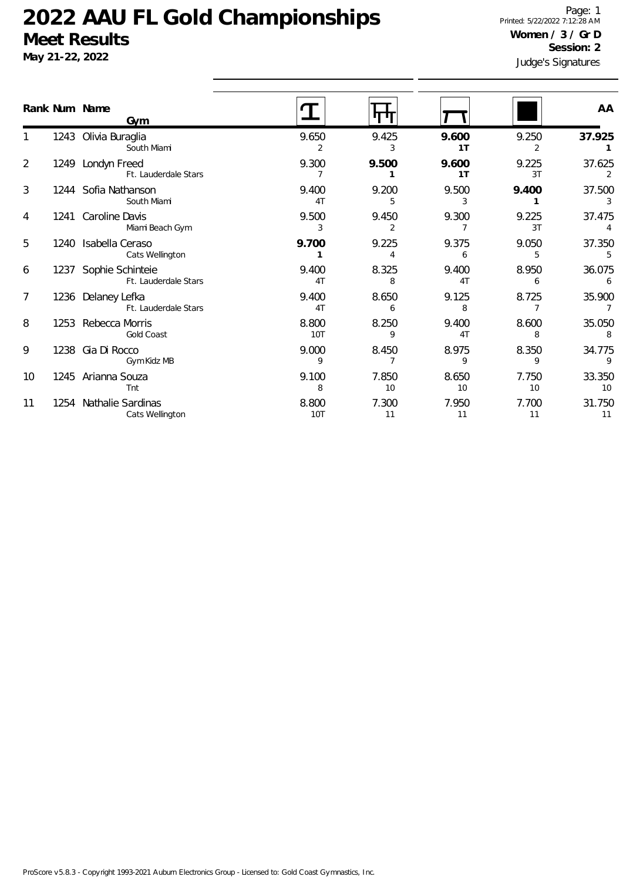# 2022 AAU FL Gold Championships

## Meet Results

**May 21-22, 2022**

Printed: 5/22/2022 7:12:28 AM

**Women / 3 / Gr D**

**Session: 2**

Judge's Signatures

| Rank | Num | Name / Gym | Vault | Bars | Beam | Floor | AA |
|---|---|---|---|---|---|---|---|
| 1 | 1243 | Olivia Buraglia<br>South Miami | 9.650<br>2 | 9.425<br>3 | **9.600**<br>**1T** | 9.250<br>2 | **37.925**<br>**1** |
| 2 | 1249 | Londyn Freed<br>Ft. Lauderdale Stars | 9.300<br>7 | **9.500**<br>**1** | **9.600**<br>**1T** | 9.225<br>3T | 37.625<br>2 |
| 3 | 1244 | Sofia Nathanson<br>South Miami | 9.400<br>4T | 9.200<br>5 | 9.500<br>3 | **9.400**<br>**1** | 37.500<br>3 |
| 4 | 1241 | Caroline Davis<br>Miami Beach Gym | 9.500<br>3 | 9.450<br>2 | 9.300<br>7 | 9.225<br>3T | 37.475<br>4 |
| 5 | 1240 | Isabella Ceraso<br>Cats Wellington | **9.700**<br>**1** | 9.225<br>4 | 9.375<br>6 | 9.050<br>5 | 37.350<br>5 |
| 6 | 1237 | Sophie Schinteie<br>Ft. Lauderdale Stars | 9.400<br>4T | 8.325<br>8 | 9.400<br>4T | 8.950<br>6 | 36.075<br>6 |
| 7 | 1236 | Delaney Lefka<br>Ft. Lauderdale Stars | 9.400<br>4T | 8.650<br>6 | 9.125<br>8 | 8.725<br>7 | 35.900<br>7 |
| 8 | 1253 | Rebecca Morris<br>Gold Coast | 8.800<br>10T | 8.250<br>9 | 9.400<br>4T | 8.600<br>8 | 35.050<br>8 |
| 9 | 1238 | Gia Di Rocco<br>Gym Kidz MB | 9.000<br>9 | 8.450<br>7 | 8.975<br>9 | 8.350<br>9 | 34.775<br>9 |
| 10 | 1245 | Arianna Souza<br>Tnt | 9.100<br>8 | 7.850<br>10 | 8.650<br>10 | 7.750<br>10 | 33.350<br>10 |
| 11 | 1254 | Nathalie Sardinas<br>Cats Wellington | 8.800<br>10T | 7.300<br>11 | 7.950<br>11 | 7.700<br>11 | 31.750<br>11 |

ProScore v5.8.3 - Copyright 1993-2021 Auburn Electronics Group - Licensed to: Gold Coast Gymnastics, Inc.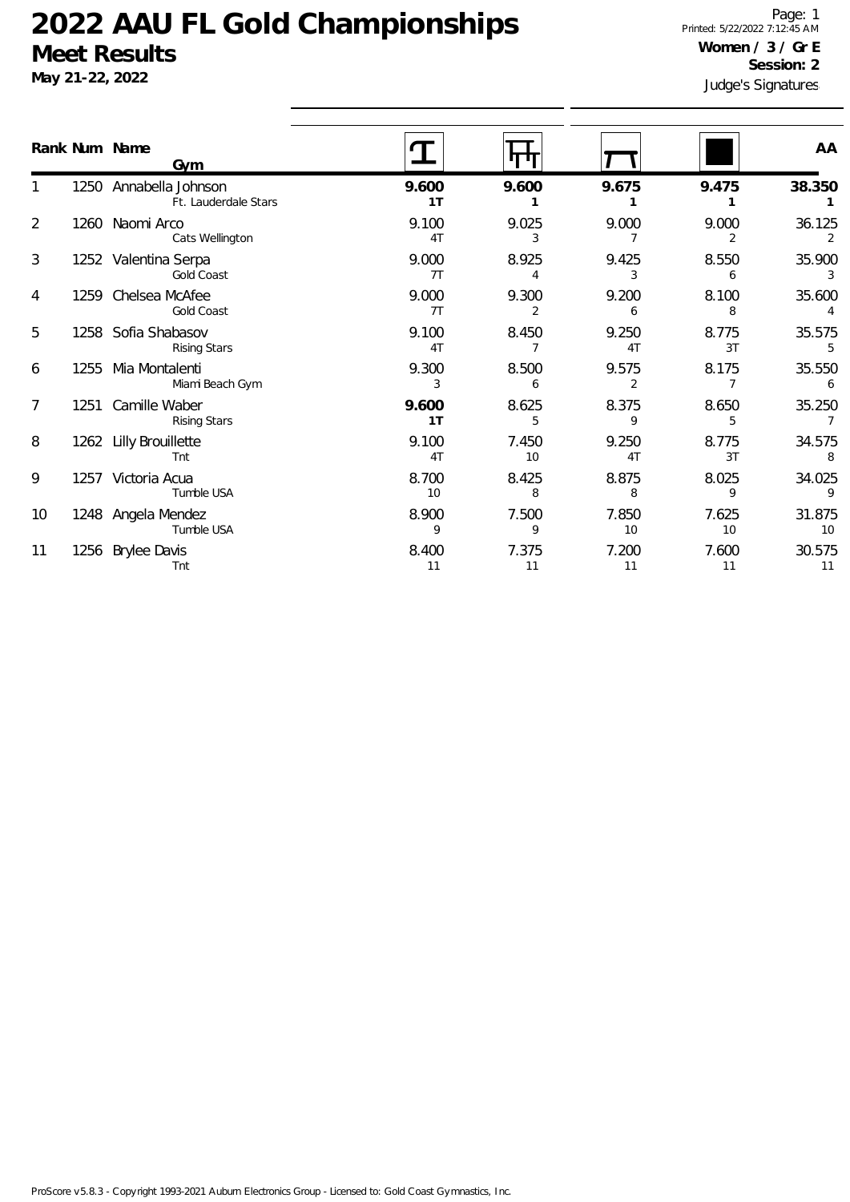# 2022 AAU FL Gold Championships

## Meet Results

**May 21-22, 2022**

**Women / 3 / Gr E**
**Session: 2**

Judge's Signatures

| Rank | Num | Name / Gym | Vault | Bars | Beam | Floor | AA |
|---|---|---|---|---|---|---|---|
| 1 | 1250 | Annabella Johnson<br>Ft. Lauderdale Stars | **9.600**<br>**1T** | **9.600**<br>**1** | **9.675**<br>**1** | **9.475**<br>**1** | **38.350**<br>**1** |
| 2 | 1260 | Naomi Arco<br>Cats Wellington | 9.100<br>4T | 9.025<br>3 | 9.000<br>7 | 9.000<br>2 | 36.125<br>2 |
| 3 | 1252 | Valentina Serpa<br>Gold Coast | 9.000<br>7T | 8.925<br>4 | 9.425<br>3 | 8.550<br>6 | 35.900<br>3 |
| 4 | 1259 | Chelsea McAfee<br>Gold Coast | 9.000<br>7T | 9.300<br>2 | 9.200<br>6 | 8.100<br>8 | 35.600<br>4 |
| 5 | 1258 | Sofia Shabasov<br>Rising Stars | 9.100<br>4T | 8.450<br>7 | 9.250<br>4T | 8.775<br>3T | 35.575<br>5 |
| 6 | 1255 | Mia Montalenti<br>Miami Beach Gym | 9.300<br>3 | 8.500<br>6 | 9.575<br>2 | 8.175<br>7 | 35.550<br>6 |
| 7 | 1251 | Camille Waber<br>Rising Stars | **9.600**<br>**1T** | 8.625<br>5 | 8.375<br>9 | 8.650<br>5 | 35.250<br>7 |
| 8 | 1262 | Lilly Brouillette<br>Tnt | 9.100<br>4T | 7.450<br>10 | 9.250<br>4T | 8.775<br>3T | 34.575<br>8 |
| 9 | 1257 | Victoria Acua<br>Tumble USA | 8.700<br>10 | 8.425<br>8 | 8.875<br>8 | 8.025<br>9 | 34.025<br>9 |
| 10 | 1248 | Angela Mendez<br>Tumble USA | 8.900<br>9 | 7.500<br>9 | 7.850<br>10 | 7.625<br>10 | 31.875<br>10 |
| 11 | 1256 | Brylee Davis<br>Tnt | 8.400<br>11 | 7.375<br>11 | 7.200<br>11 | 7.600<br>11 | 30.575<br>11 |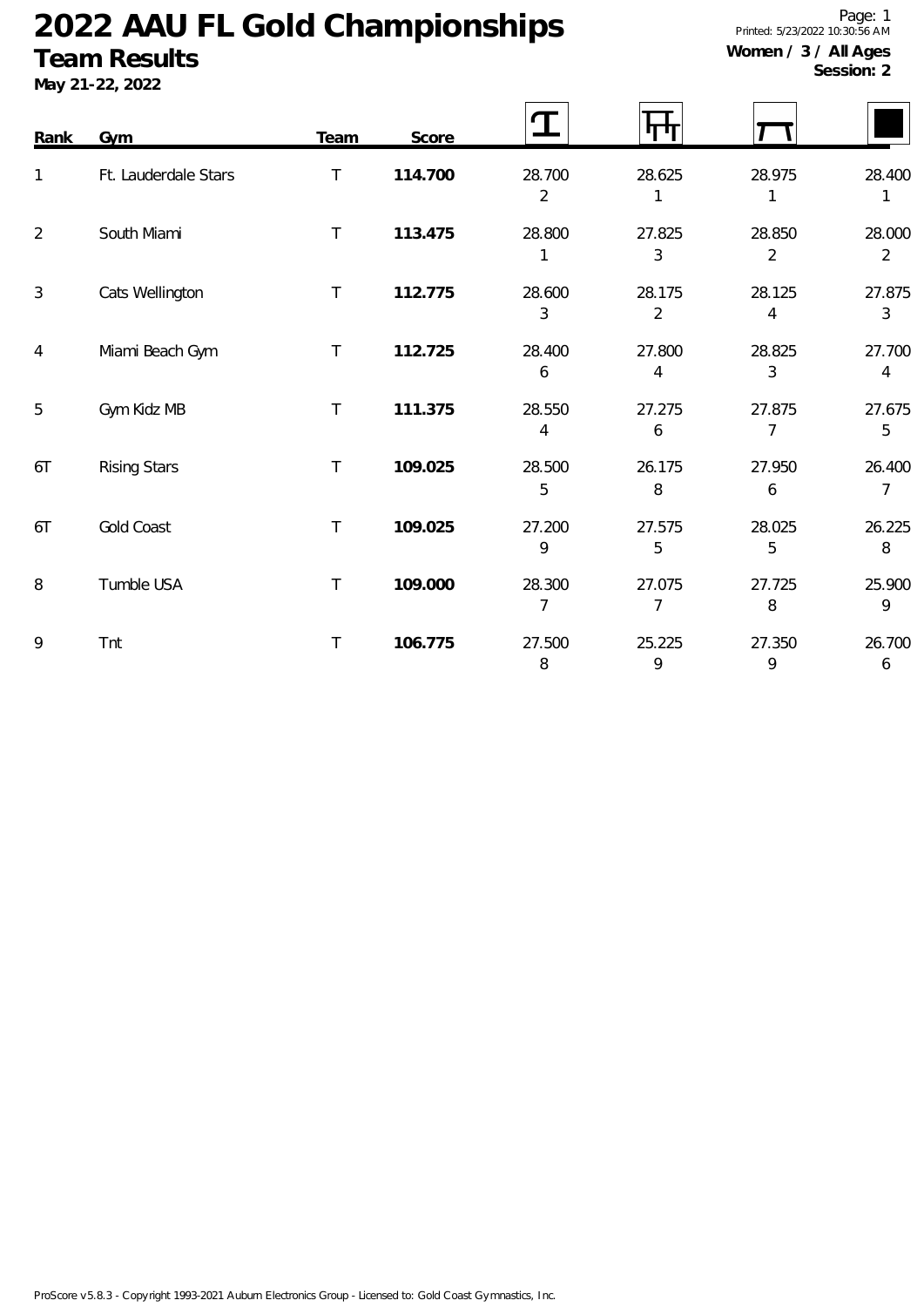# 2022 AAU FL Gold Championships

## Team Results

**May 21-22, 2022**

**Women / 3 / All Ages**
**Session: 2**

| Rank | Gym | Team | Score | Vault | Bars | Beam | Floor |
|---|---|---|---|---|---|---|---|
| 1 | Ft. Lauderdale Stars | T | **114.700** | 28.700 (2) | 28.625 (1) | 28.975 (1) | 28.400 (1) |
| 2 | South Miami | T | **113.475** | 28.800 (1) | 27.825 (3) | 28.850 (2) | 28.000 (2) |
| 3 | Cats Wellington | T | **112.775** | 28.600 (3) | 28.175 (2) | 28.125 (4) | 27.875 (3) |
| 4 | Miami Beach Gym | T | **112.725** | 28.400 (6) | 27.800 (4) | 28.825 (3) | 27.700 (4) |
| 5 | Gym Kidz MB | T | **111.375** | 28.550 (4) | 27.275 (6) | 27.875 (7) | 27.675 (5) |
| 6T | Rising Stars | T | **109.025** | 28.500 (5) | 26.175 (8) | 27.950 (6) | 26.400 (7) |
| 6T | Gold Coast | T | **109.025** | 27.200 (9) | 27.575 (5) | 28.025 (5) | 26.225 (8) |
| 8 | Tumble USA | T | **109.000** | 28.300 (7) | 27.075 (7) | 27.725 (8) | 25.900 (9) |
| 9 | Tnt | T | **106.775** | 27.500 (8) | 25.225 (9) | 27.350 (9) | 26.700 (6) |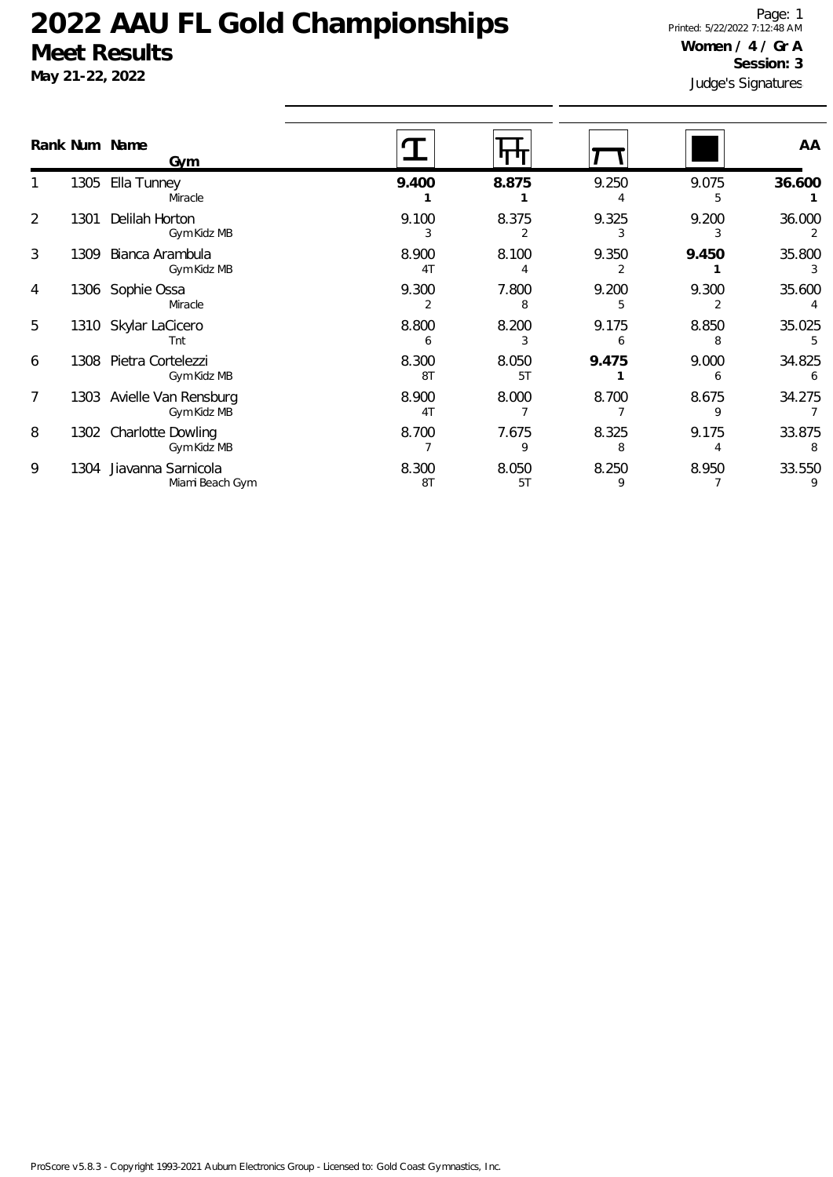# 2022 AAU FL Gold Championships

## Meet Results

**May 21-22, 2022**

Printed: 5/22/2022 7:12:48 AM

**Women / 4 / Gr A**

**Session: 3**

Judge's Signatures

| Rank | Num | Name / Gym | Vault | Bars | Beam | Floor | AA |
|---|---|---|---|---|---|---|---|
| 1 | 1305 | Ella Tunney<br>Miracle | **9.400**<br>**1** | **8.875**<br>**1** | 9.250<br>4 | 9.075<br>5 | **36.600**<br>**1** |
| 2 | 1301 | Delilah Horton<br>Gym Kidz MB | 9.100<br>3 | 8.375<br>2 | 9.325<br>3 | 9.200<br>3 | 36.000<br>2 |
| 3 | 1309 | Bianca Arambula<br>Gym Kidz MB | 8.900<br>4T | 8.100<br>4 | 9.350<br>2 | **9.450**<br>**1** | 35.800<br>3 |
| 4 | 1306 | Sophie Ossa<br>Miracle | 9.300<br>2 | 7.800<br>8 | 9.200<br>5 | 9.300<br>2 | 35.600<br>4 |
| 5 | 1310 | Skylar LaCicero<br>Tnt | 8.800<br>6 | 8.200<br>3 | 9.175<br>6 | 8.850<br>8 | 35.025<br>5 |
| 6 | 1308 | Pietra Cortelezzi<br>Gym Kidz MB | 8.300<br>8T | 8.050<br>5T | **9.475**<br>**1** | 9.000<br>6 | 34.825<br>6 |
| 7 | 1303 | Avielle Van Rensburg<br>Gym Kidz MB | 8.900<br>4T | 8.000<br>7 | 8.700<br>7 | 8.675<br>9 | 34.275<br>7 |
| 8 | 1302 | Charlotte Dowling<br>Gym Kidz MB | 8.700<br>7 | 7.675<br>9 | 8.325<br>8 | 9.175<br>4 | 33.875<br>8 |
| 9 | 1304 | Jiavanna Sarnicola<br>Miami Beach Gym | 8.300<br>8T | 8.050<br>5T | 8.250<br>9 | 8.950<br>7 | 33.550<br>9 |

ProScore v5.8.3 - Copyright 1993-2021 Auburn Electronics Group - Licensed to: Gold Coast Gymnastics, Inc.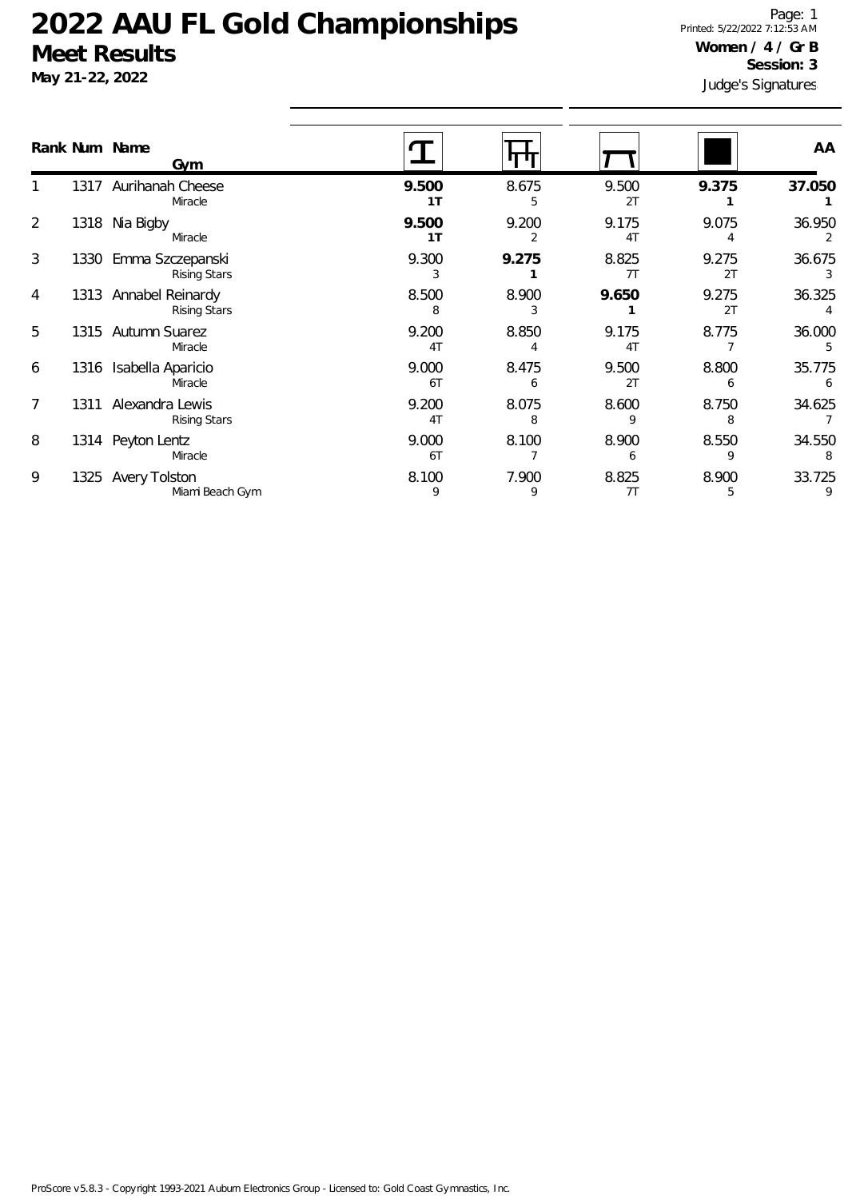# 2022 AAU FL Gold Championships

## Meet Results

**May 21-22, 2022**

Printed: 5/22/2022 7:12:53 AM

**Women / 4 / Gr B**

**Session: 3**

Judge's Signatures

| Rank | Num | Name / Gym | Vault | Bars | Beam | Floor | AA |
|---|---|---|---|---|---|---|---|
| 1 | 1317 | Aurihanah Cheese<br>Miracle | **9.500**<br>**1T** | 8.675<br>5 | 9.500<br>2T | **9.375**<br>**1** | **37.050**<br>**1** |
| 2 | 1318 | Nia Bigby<br>Miracle | **9.500**<br>**1T** | 9.200<br>2 | 9.175<br>4T | 9.075<br>4 | 36.950<br>2 |
| 3 | 1330 | Emma Szczepanski<br>Rising Stars | 9.300<br>3 | **9.275**<br>**1** | 8.825<br>7T | 9.275<br>2T | 36.675<br>3 |
| 4 | 1313 | Annabel Reinardy<br>Rising Stars | 8.500<br>8 | 8.900<br>3 | **9.650**<br>**1** | 9.275<br>2T | 36.325<br>4 |
| 5 | 1315 | Autumn Suarez<br>Miracle | 9.200<br>4T | 8.850<br>4 | 9.175<br>4T | 8.775<br>7 | 36.000<br>5 |
| 6 | 1316 | Isabella Aparicio<br>Miracle | 9.000<br>6T | 8.475<br>6 | 9.500<br>2T | 8.800<br>6 | 35.775<br>6 |
| 7 | 1311 | Alexandra Lewis<br>Rising Stars | 9.200<br>4T | 8.075<br>8 | 8.600<br>9 | 8.750<br>8 | 34.625<br>7 |
| 8 | 1314 | Peyton Lentz<br>Miracle | 9.000<br>6T | 8.100<br>7 | 8.900<br>6 | 8.550<br>9 | 34.550<br>8 |
| 9 | 1325 | Avery Tolston<br>Miami Beach Gym | 8.100<br>9 | 7.900<br>9 | 8.825<br>7T | 8.900<br>5 | 33.725<br>9 |

ProScore v5.8.3 - Copyright 1993-2021 Auburn Electronics Group - Licensed to: Gold Coast Gymnastics, Inc.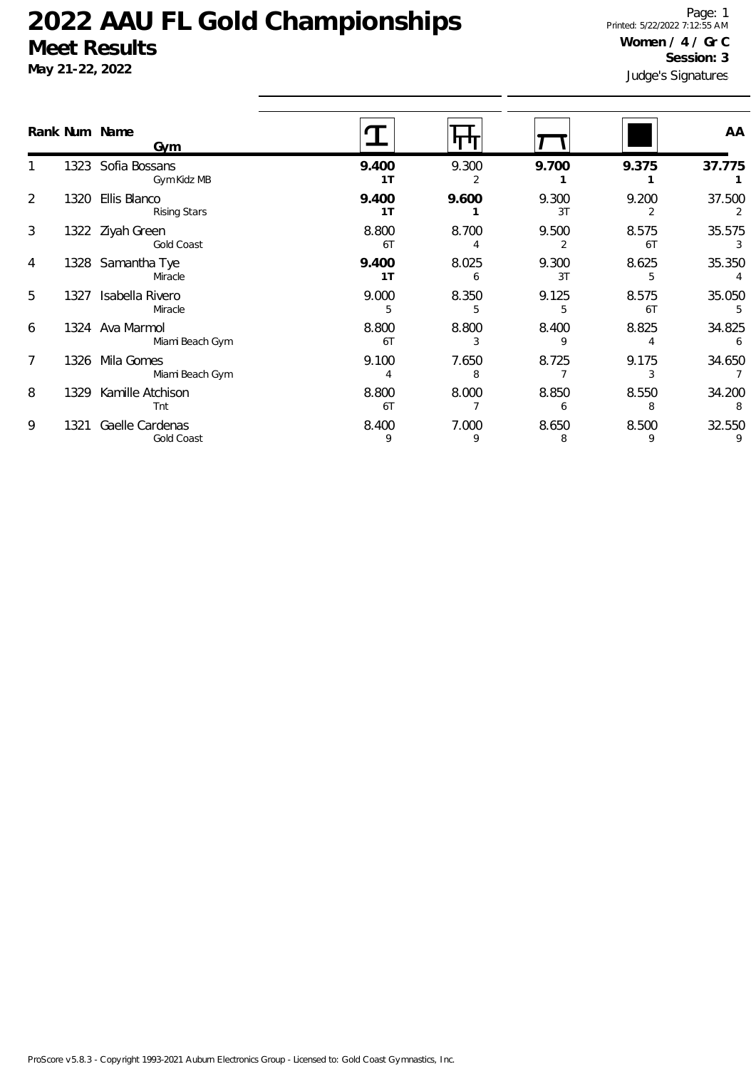# 2022 AAU FL Gold Championships

## Meet Results

**May 21-22, 2022**

**Women / 4 / Gr C**
**Session: 3**

Judge's Signatures

| Rank | Num | Name / Gym | Vault | Bars | Beam | Floor | AA |
|---|---|---|---|---|---|---|---|
| 1 | 1323 | Sofia Bossans<br>Gym Kidz MB | **9.400**<br>**1T** | 9.300<br>2 | **9.700**<br>**1** | **9.375**<br>**1** | **37.775**<br>**1** |
| 2 | 1320 | Ellis Blanco<br>Rising Stars | **9.400**<br>**1T** | **9.600**<br>**1** | 9.300<br>3T | 9.200<br>2 | 37.500<br>2 |
| 3 | 1322 | Ziyah Green<br>Gold Coast | 8.800<br>6T | 8.700<br>4 | 9.500<br>2 | 8.575<br>6T | 35.575<br>3 |
| 4 | 1328 | Samantha Tye<br>Miracle | **9.400**<br>**1T** | 8.025<br>6 | 9.300<br>3T | 8.625<br>5 | 35.350<br>4 |
| 5 | 1327 | Isabella Rivero<br>Miracle | 9.000<br>5 | 8.350<br>5 | 9.125<br>5 | 8.575<br>6T | 35.050<br>5 |
| 6 | 1324 | Ava Marmol<br>Miami Beach Gym | 8.800<br>6T | 8.800<br>3 | 8.400<br>9 | 8.825<br>4 | 34.825<br>6 |
| 7 | 1326 | Mila Gomes<br>Miami Beach Gym | 9.100<br>4 | 7.650<br>8 | 8.725<br>7 | 9.175<br>3 | 34.650<br>7 |
| 8 | 1329 | Kamille Atchison<br>Tnt | 8.800<br>6T | 8.000<br>7 | 8.850<br>6 | 8.550<br>8 | 34.200<br>8 |
| 9 | 1321 | Gaelle Cardenas<br>Gold Coast | 8.400<br>9 | 7.000<br>9 | 8.650<br>8 | 8.500<br>9 | 32.550<br>9 |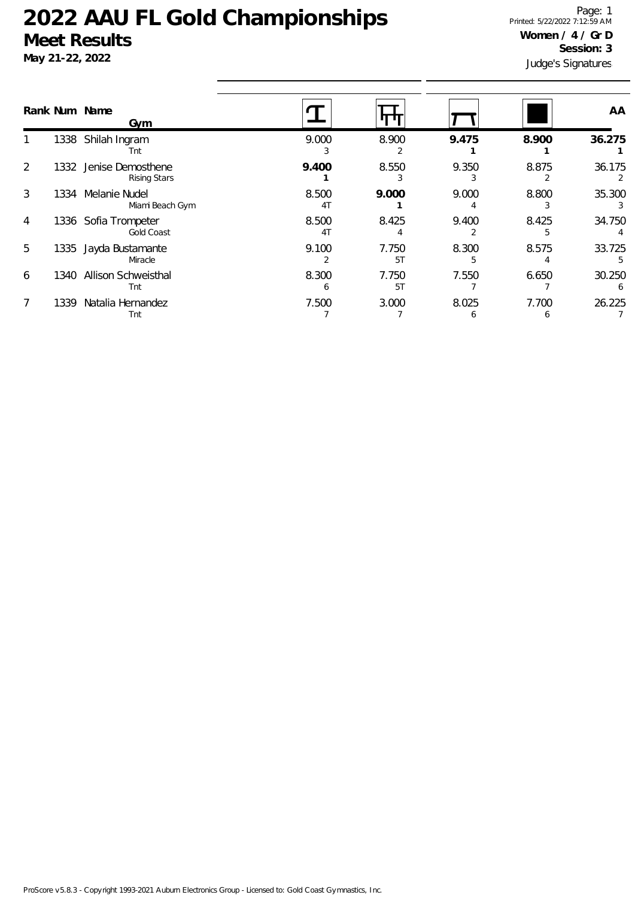# 2022 AAU FL Gold Championships

## Meet Results

**May 21-22, 2022**

Printed: 5/22/2022 7:12:59 AM

**Women / 4 / Gr D**

**Session: 3**

Judge's Signatures

| Rank | Num | Name / Gym | Vault | Bars | Beam | Floor | AA |
|---|---|---|---|---|---|---|---|
| 1 | 1338 | Shilah Ingram<br>Tnt | 9.000<br>3 | 8.900<br>2 | **9.475**<br>**1** | **8.900**<br>**1** | **36.275**<br>**1** |
| 2 | 1332 | Jenise Demosthene<br>Rising Stars | **9.400**<br>**1** | 8.550<br>3 | 9.350<br>3 | 8.875<br>2 | 36.175<br>2 |
| 3 | 1334 | Melanie Nudel<br>Miami Beach Gym | 8.500<br>4T | **9.000**<br>**1** | 9.000<br>4 | 8.800<br>3 | 35.300<br>3 |
| 4 | 1336 | Sofia Trompeter<br>Gold Coast | 8.500<br>4T | 8.425<br>4 | 9.400<br>2 | 8.425<br>5 | 34.750<br>4 |
| 5 | 1335 | Jayda Bustamante<br>Miracle | 9.100<br>2 | 7.750<br>5T | 8.300<br>5 | 8.575<br>4 | 33.725<br>5 |
| 6 | 1340 | Allison Schweisthal<br>Tnt | 8.300<br>6 | 7.750<br>5T | 7.550<br>7 | 6.650<br>7 | 30.250<br>6 |
| 7 | 1339 | Natalia Hernandez<br>Tnt | 7.500<br>7 | 3.000<br>7 | 8.025<br>6 | 7.700<br>6 | 26.225<br>7 |

ProScore v5.8.3 - Copyright 1993-2021 Auburn Electronics Group - Licensed to: Gold Coast Gymnastics, Inc.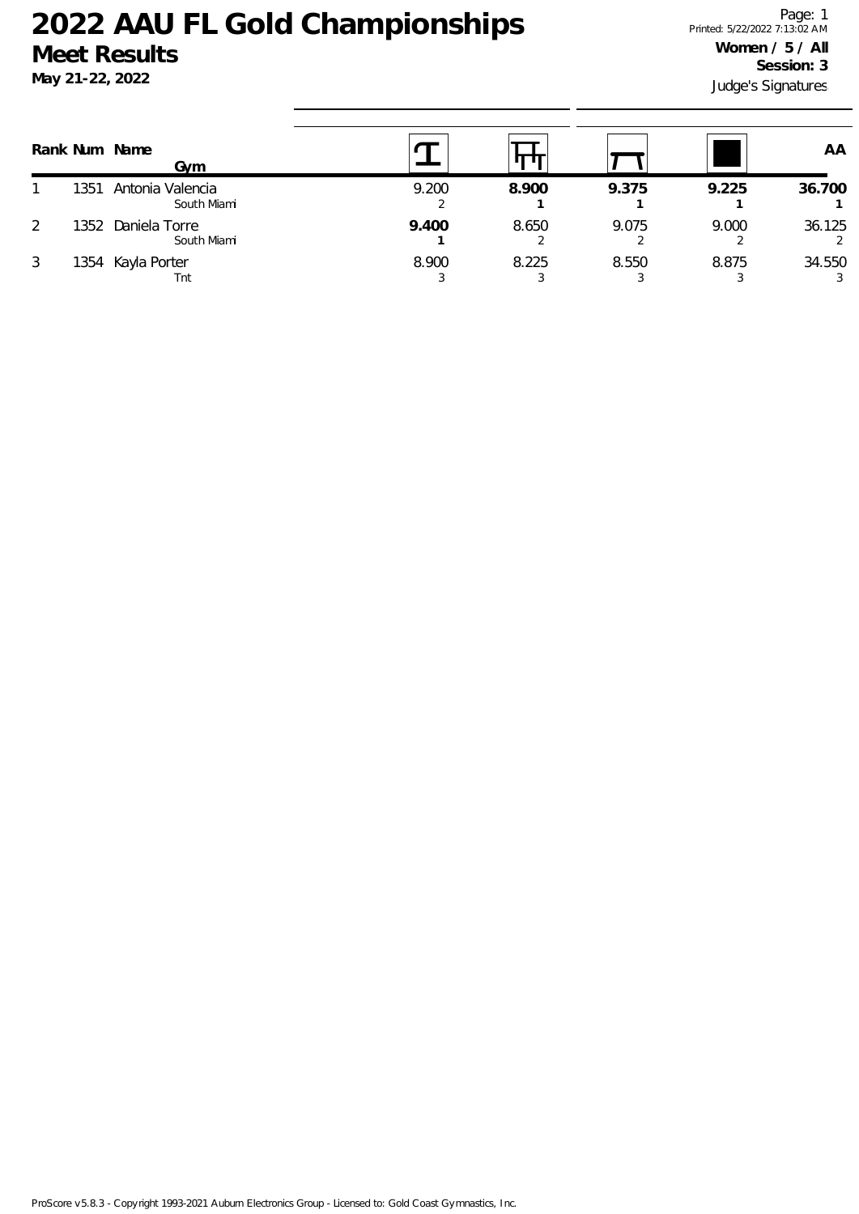# 2022 AAU FL Gold Championships

## Meet Results

**May 21-22, 2022**

**Women / 5 / All**
**Session: 3**

Judge's Signatures

| Rank | Num | Name / Gym | Vault | Bars | Beam | Floor | AA |
|---|---|---|---|---|---|---|---|
| 1 | 1351 | Antonia Valencia<br>South Miami | 9.200<br>2 | **8.900**<br>**1** | **9.375**<br>**1** | **9.225**<br>**1** | **36.700**<br>**1** |
| 2 | 1352 | Daniela Torre<br>South Miami | **9.400**<br>**1** | 8.650<br>2 | 9.075<br>2 | 9.000<br>2 | 36.125<br>2 |
| 3 | 1354 | Kayla Porter<br>Tnt | 8.900<br>3 | 8.225<br>3 | 8.550<br>3 | 8.875<br>3 | 34.550<br>3 |

ProScore v5.8.3 - Copyright 1993-2021 Auburn Electronics Group - Licensed to: Gold Coast Gymnastics, Inc.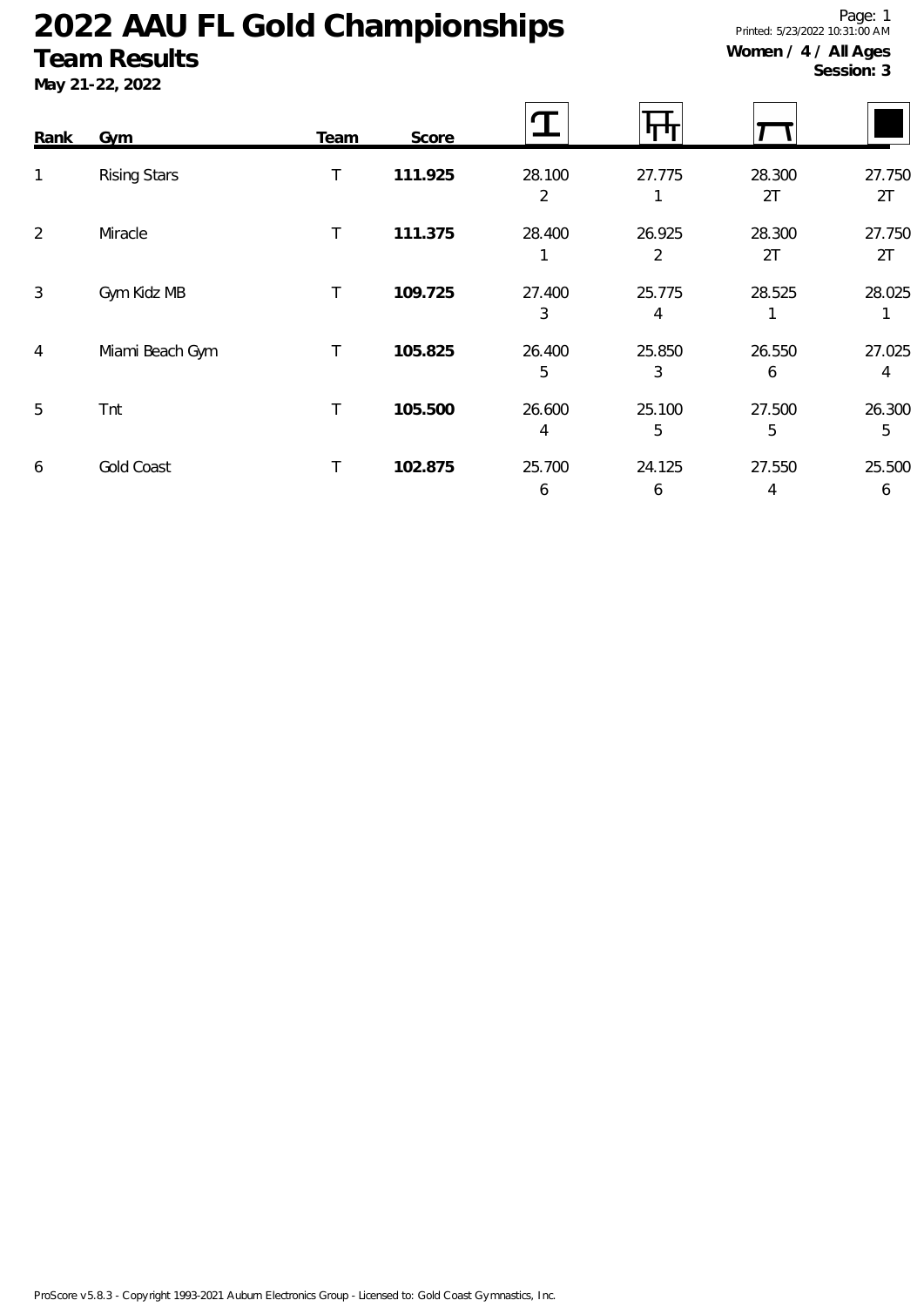# 2022 AAU FL Gold Championships

## Team Results

**May 21-22, 2022**

**Women / 4 / All Ages**
**Session: 3**

| Rank | Gym | Team | Score | Vault | Bars | Beam | Floor |
|---|---|---|---|---|---|---|---|
| 1 | Rising Stars | T | **111.925** | 28.100<br>2 | 27.775<br>1 | 28.300<br>2T | 27.750<br>2T |
| 2 | Miracle | T | **111.375** | 28.400<br>1 | 26.925<br>2 | 28.300<br>2T | 27.750<br>2T |
| 3 | Gym Kidz MB | T | **109.725** | 27.400<br>3 | 25.775<br>4 | 28.525<br>1 | 28.025<br>1 |
| 4 | Miami Beach Gym | T | **105.825** | 26.400<br>5 | 25.850<br>3 | 26.550<br>6 | 27.025<br>4 |
| 5 | Tnt | T | **105.500** | 26.600<br>4 | 25.100<br>5 | 27.500<br>5 | 26.300<br>5 |
| 6 | Gold Coast | T | **102.875** | 25.700<br>6 | 24.125<br>6 | 27.550<br>4 | 25.500<br>6 |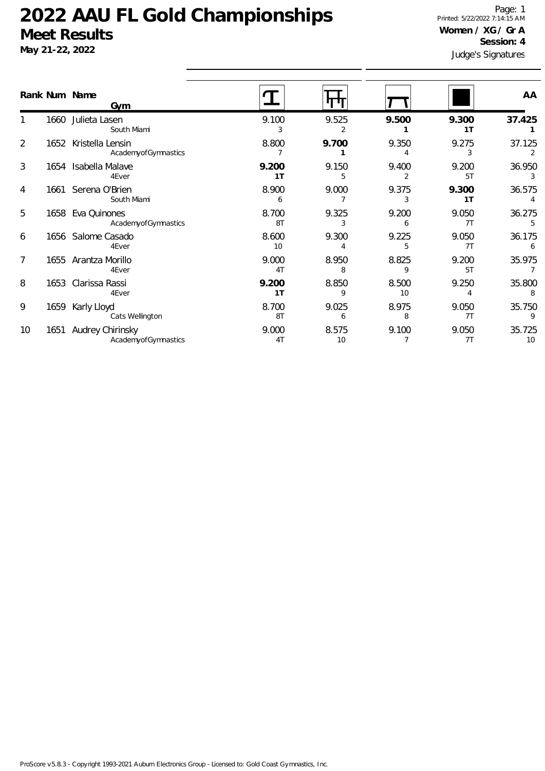# 2022 AAU FL Gold Championships

## Meet Results

**May 21-22, 2022**

Printed: 5/22/2022 7:14:15 AM

**Women / XG / Gr A**

**Session: 4**

Judge's Signatures

| Rank | Num | Name / Gym | Vault | Bars | Beam | Floor | AA |
|---|---|---|---|---|---|---|---|
| 1 | 1660 | Julieta Lasen<br>South Miami | 9.100<br>3 | 9.525<br>2 | **9.500**<br>**1** | **9.300**<br>**1T** | **37.425**<br>**1** |
| 2 | 1652 | Kristella Lensin<br>AcademyofGymnastics | 8.800<br>7 | **9.700**<br>**1** | 9.350<br>4 | 9.275<br>3 | 37.125<br>2 |
| 3 | 1654 | Isabella Malave<br>4Ever | **9.200**<br>**1T** | 9.150<br>5 | 9.400<br>2 | 9.200<br>5T | 36.950<br>3 |
| 4 | 1661 | Serena O'Brien<br>South Miami | 8.900<br>6 | 9.000<br>7 | 9.375<br>3 | **9.300**<br>**1T** | 36.575<br>4 |
| 5 | 1658 | Eva Quinones<br>AcademyofGymnastics | 8.700<br>8T | 9.325<br>3 | 9.200<br>6 | 9.050<br>7T | 36.275<br>5 |
| 6 | 1656 | Salome Casado<br>4Ever | 8.600<br>10 | 9.300<br>4 | 9.225<br>5 | 9.050<br>7T | 36.175<br>6 |
| 7 | 1655 | Arantza Morillo<br>4Ever | 9.000<br>4T | 8.950<br>8 | 8.825<br>9 | 9.200<br>5T | 35.975<br>7 |
| 8 | 1653 | Clarissa Rassi<br>4Ever | **9.200**<br>**1T** | 8.850<br>9 | 8.500<br>10 | 9.250<br>4 | 35.800<br>8 |
| 9 | 1659 | Karly Lloyd<br>Cats Wellington | 8.700<br>8T | 9.025<br>6 | 8.975<br>8 | 9.050<br>7T | 35.750<br>9 |
| 10 | 1651 | Audrey Chirinsky<br>AcademyofGymnastics | 9.000<br>4T | 8.575<br>10 | 9.100<br>7 | 9.050<br>7T | 35.725<br>10 |

ProScore v5.8.3 - Copyright 1993-2021 Auburn Electronics Group - Licensed to: Gold Coast Gymnastics, Inc.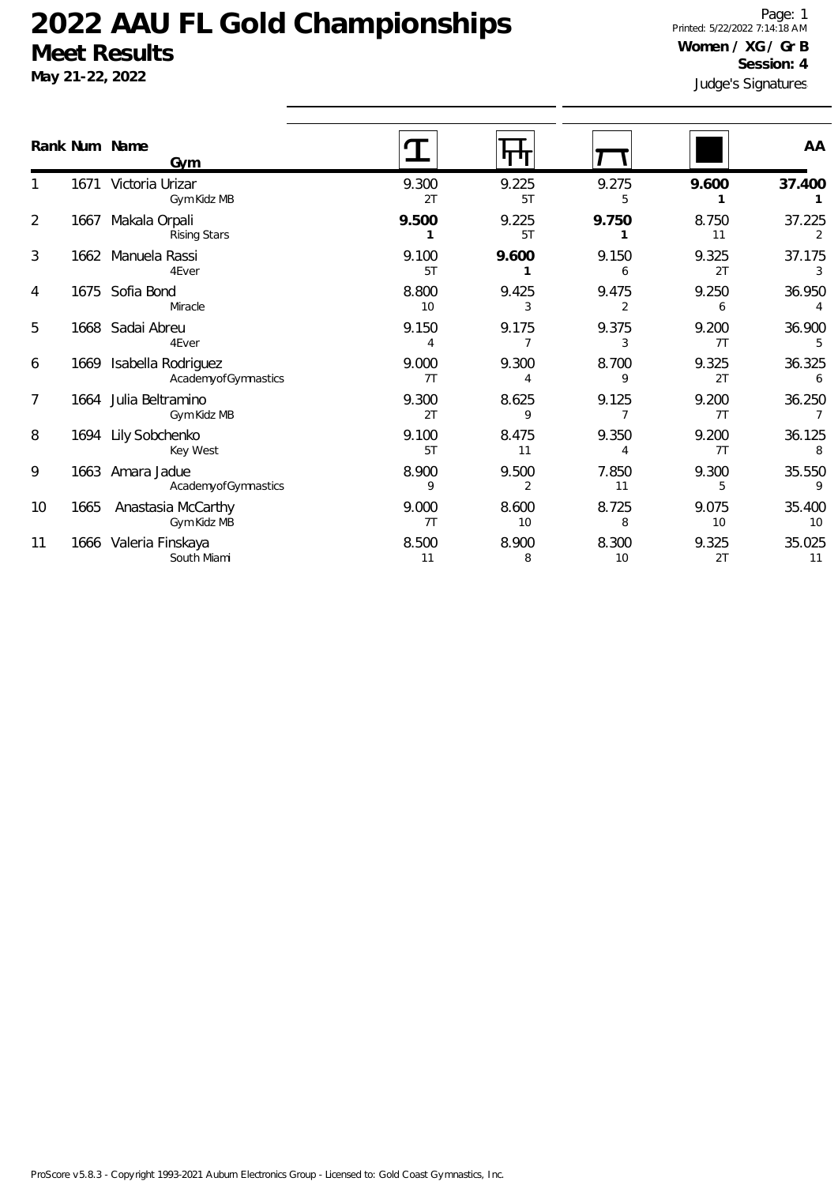# 2022 AAU FL Gold Championships

## Meet Results

**May 21-22, 2022**

**Women / XG / Gr B**
**Session: 4**

Judge's Signatures

| Rank | Num | Name / Gym | Vault | Bars | Beam | Floor | AA |
|---|---|---|---|---|---|---|---|
| 1 | 1671 | Victoria Urizar<br>Gym Kidz MB | 9.300<br>2T | 9.225<br>5T | 9.275<br>5 | **9.600**<br>**1** | **37.400**<br>**1** |
| 2 | 1667 | Makala Orpali<br>Rising Stars | **9.500**<br>**1** | 9.225<br>5T | **9.750**<br>**1** | 8.750<br>11 | 37.225<br>2 |
| 3 | 1662 | Manuela Rassi<br>4Ever | 9.100<br>5T | **9.600**<br>**1** | 9.150<br>6 | 9.325<br>2T | 37.175<br>3 |
| 4 | 1675 | Sofia Bond<br>Miracle | 8.800<br>10 | 9.425<br>3 | 9.475<br>2 | 9.250<br>6 | 36.950<br>4 |
| 5 | 1668 | Sadai Abreu<br>4Ever | 9.150<br>4 | 9.175<br>7 | 9.375<br>3 | 9.200<br>7T | 36.900<br>5 |
| 6 | 1669 | Isabella Rodriguez<br>Academy of Gymnastics | 9.000<br>7T | 9.300<br>4 | 8.700<br>9 | 9.325<br>2T | 36.325<br>6 |
| 7 | 1664 | Julia Beltramino<br>Gym Kidz MB | 9.300<br>2T | 8.625<br>9 | 9.125<br>7 | 9.200<br>7T | 36.250<br>7 |
| 8 | 1694 | Lily Sobchenko<br>Key West | 9.100<br>5T | 8.475<br>11 | 9.350<br>4 | 9.200<br>7T | 36.125<br>8 |
| 9 | 1663 | Amara Jadue<br>Academy of Gymnastics | 8.900<br>9 | 9.500<br>2 | 7.850<br>11 | 9.300<br>5 | 35.550<br>9 |
| 10 | 1665 | Anastasia McCarthy<br>Gym Kidz MB | 9.000<br>7T | 8.600<br>10 | 8.725<br>8 | 9.075<br>10 | 35.400<br>10 |
| 11 | 1666 | Valeria Finskaya<br>South Miami | 8.500<br>11 | 8.900<br>8 | 8.300<br>10 | 9.325<br>2T | 35.025<br>11 |

ProScore v5.8.3 - Copyright 1993-2021 Auburn Electronics Group - Licensed to: Gold Coast Gymnastics, Inc.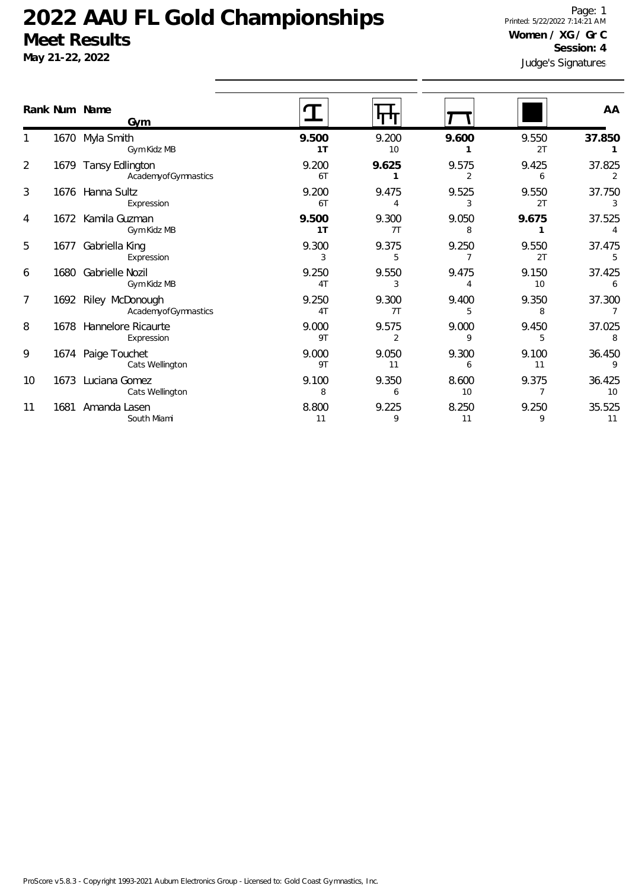# 2022 AAU FL Gold Championships

## Meet Results

**May 21-22, 2022**

Printed: 5/22/2022 7:14:21 AM

**Women / XG / Gr C**

**Session: 4**

Judge's Signatures

| Rank | Num | Name / Gym | Vault | Bars | Beam | Floor | AA |
|---|---|---|---|---|---|---|---|
| 1 | 1670 | Myla Smith<br>Gym Kidz MB | **9.500**<br>**1T** | 9.200<br>10 | **9.600**<br>**1** | 9.550<br>2T | **37.850**<br>**1** |
| 2 | 1679 | Tansy Edlington<br>Academy of Gymnastics | 9.200<br>6T | **9.625**<br>**1** | 9.575<br>2 | 9.425<br>6 | 37.825<br>2 |
| 3 | 1676 | Hanna Sultz<br>Expression | 9.200<br>6T | 9.475<br>4 | 9.525<br>3 | 9.550<br>2T | 37.750<br>3 |
| 4 | 1672 | Kamila Guzman<br>Gym Kidz MB | **9.500**<br>**1T** | 9.300<br>7T | 9.050<br>8 | **9.675**<br>**1** | 37.525<br>4 |
| 5 | 1677 | Gabriella King<br>Expression | 9.300<br>3 | 9.375<br>5 | 9.250<br>7 | 9.550<br>2T | 37.475<br>5 |
| 6 | 1680 | Gabrielle Nozil<br>Gym Kidz MB | 9.250<br>4T | 9.550<br>3 | 9.475<br>4 | 9.150<br>10 | 37.425<br>6 |
| 7 | 1692 | Riley McDonough<br>Academy of Gymnastics | 9.250<br>4T | 9.300<br>7T | 9.400<br>5 | 9.350<br>8 | 37.300<br>7 |
| 8 | 1678 | Hannelore Ricaurte<br>Expression | 9.000<br>9T | 9.575<br>2 | 9.000<br>9 | 9.450<br>5 | 37.025<br>8 |
| 9 | 1674 | Paige Touchet<br>Cats Wellington | 9.000<br>9T | 9.050<br>11 | 9.300<br>6 | 9.100<br>11 | 36.450<br>9 |
| 10 | 1673 | Luciana Gomez<br>Cats Wellington | 9.100<br>8 | 9.350<br>6 | 8.600<br>10 | 9.375<br>7 | 36.425<br>10 |
| 11 | 1681 | Amanda Lasen<br>South Miami | 8.800<br>11 | 9.225<br>9 | 8.250<br>11 | 9.250<br>9 | 35.525<br>11 |

ProScore v5.8.3 - Copyright 1993-2021 Auburn Electronics Group - Licensed to: Gold Coast Gymnastics, Inc.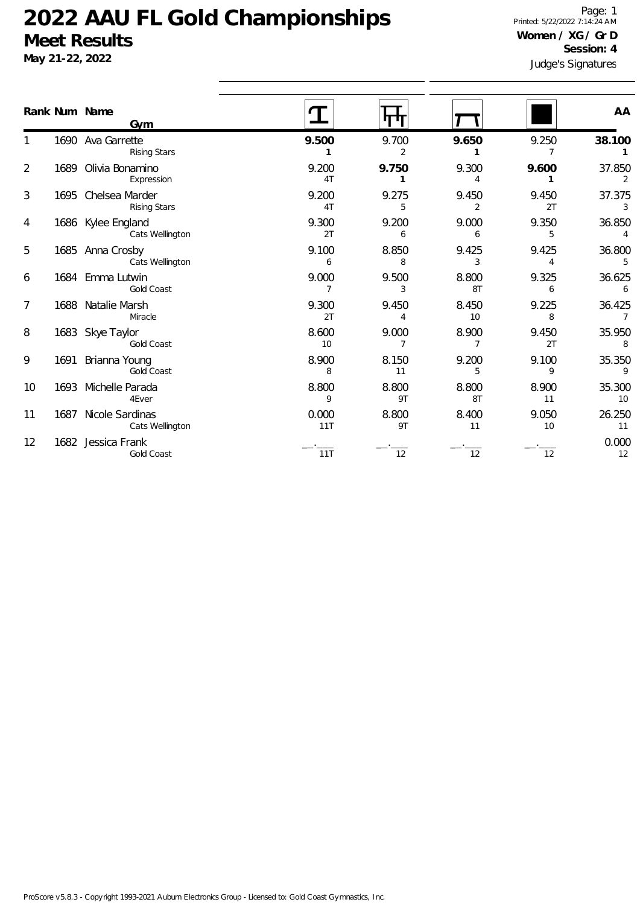# 2022 AAU FL Gold Championships

## Meet Results

**May 21-22, 2022**

**Women / XG / Gr D**
**Session: 4**

Judge's Signatures

| Rank | Num | Name / Gym | Vault | Bars | Beam | Floor | AA |
|---|---|---|---|---|---|---|---|
| 1 | 1690 | Ava Garrette / Rising Stars | **9.500** **1** | 9.700 2 | **9.650** **1** | 9.250 7 | **38.100** **1** |
| 2 | 1689 | Olivia Bonamino / Expression | 9.200 4T | **9.750** **1** | 9.300 4 | **9.600** **1** | 37.850 2 |
| 3 | 1695 | Chelsea Marder / Rising Stars | 9.200 4T | 9.275 5 | 9.450 2 | 9.450 2T | 37.375 3 |
| 4 | 1686 | Kylee England / Cats Wellington | 9.300 2T | 9.200 6 | 9.000 6 | 9.350 5 | 36.850 4 |
| 5 | 1685 | Anna Crosby / Cats Wellington | 9.100 6 | 8.850 8 | 9.425 3 | 9.425 4 | 36.800 5 |
| 6 | 1684 | Emma Lutwin / Gold Coast | 9.000 7 | 9.500 3 | 8.800 8T | 9.325 6 | 36.625 6 |
| 7 | 1688 | Natalie Marsh / Miracle | 9.300 2T | 9.450 4 | 8.450 10 | 9.225 8 | 36.425 7 |
| 8 | 1683 | Skye Taylor / Gold Coast | 8.600 10 | 9.000 7 | 8.900 7 | 9.450 2T | 35.950 8 |
| 9 | 1691 | Brianna Young / Gold Coast | 8.900 8 | 8.150 11 | 9.200 5 | 9.100 9 | 35.350 9 |
| 10 | 1693 | Michelle Parada / 4Ever | 8.800 9 | 8.800 9T | 8.800 8T | 8.900 11 | 35.300 10 |
| 11 | 1687 | Nicole Sardinas / Cats Wellington | 0.000 11T | 8.800 9T | 8.400 11 | 9.050 10 | 26.250 11 |
| 12 | 1682 | Jessica Frank / Gold Coast | \_\_.\_\_\_ 11T | \_\_.\_\_\_ 12 | \_\_.\_\_\_ 12 | \_\_.\_\_\_ 12 | 0.000 12 |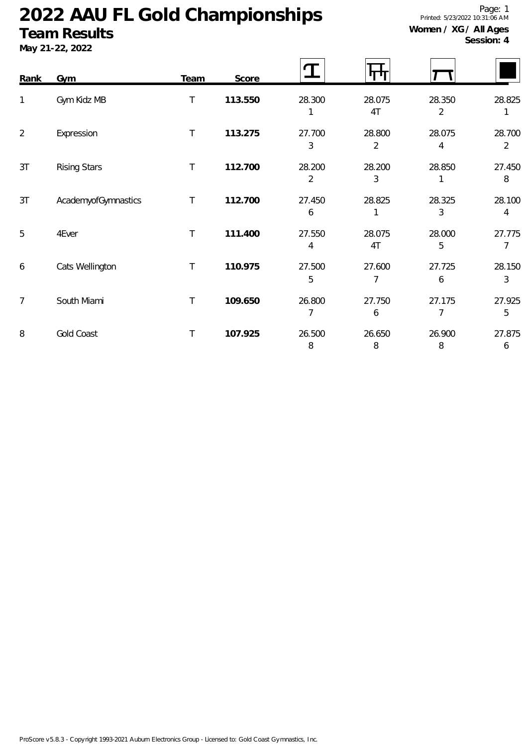# 2022 AAU FL Gold Championships

## Team Results

**May 21-22, 2022**

**Women / XG / All Ages**
**Session: 4**

| Rank | Gym | Team | Score | Vault | Bars | Beam | Floor |
|---|---|---|---|---|---|---|---|
| 1 | Gym Kidz MB | T | **113.550** | 28.300<br>1 | 28.075<br>4T | 28.350<br>2 | 28.825<br>1 |
| 2 | Expression | T | **113.275** | 27.700<br>3 | 28.800<br>2 | 28.075<br>4 | 28.700<br>2 |
| 3T | Rising Stars | T | **112.700** | 28.200<br>2 | 28.200<br>3 | 28.850<br>1 | 27.450<br>8 |
| 3T | AcademyofGymnastics | T | **112.700** | 27.450<br>6 | 28.825<br>1 | 28.325<br>3 | 28.100<br>4 |
| 5 | 4Ever | T | **111.400** | 27.550<br>4 | 28.075<br>4T | 28.000<br>5 | 27.775<br>7 |
| 6 | Cats Wellington | T | **110.975** | 27.500<br>5 | 27.600<br>7 | 27.725<br>6 | 28.150<br>3 |
| 7 | South Miami | T | **109.650** | 26.800<br>7 | 27.750<br>6 | 27.175<br>7 | 27.925<br>5 |
| 8 | Gold Coast | T | **107.925** | 26.500<br>8 | 26.650<br>8 | 26.900<br>8 | 27.875<br>6 |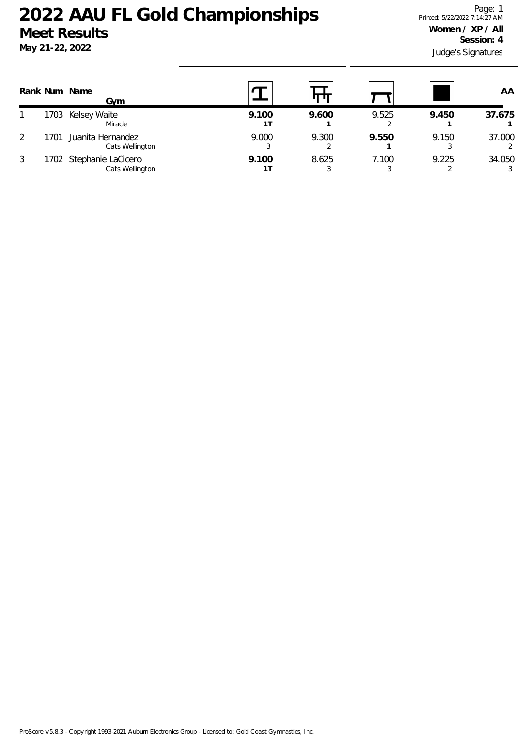# 2022 AAU FL Gold Championships

## Meet Results

**May 21-22, 2022**

Printed: 5/22/2022 7:14:27 AM

**Women / XP / All**

**Session: 4**

Judge's Signatures

| Rank | Num | Name / Gym | Vault | Bars | Beam | Floor | AA |
|---|---|---|---|---|---|---|---|
| 1 | 1703 | Kelsey Waite<br>Miracle | **9.100**<br>**1T** | **9.600**<br>**1** | 9.525<br>2 | **9.450**<br>**1** | **37.675**<br>**1** |
| 2 | 1701 | Juanita Hernandez<br>Cats Wellington | 9.000<br>3 | 9.300<br>2 | **9.550**<br>**1** | 9.150<br>3 | 37.000<br>2 |
| 3 | 1702 | Stephanie LaCicero<br>Cats Wellington | **9.100**<br>**1T** | 8.625<br>3 | 7.100<br>3 | 9.225<br>2 | 34.050<br>3 |

ProScore v5.8.3 - Copyright 1993-2021 Auburn Electronics Group - Licensed to: Gold Coast Gymnastics, Inc.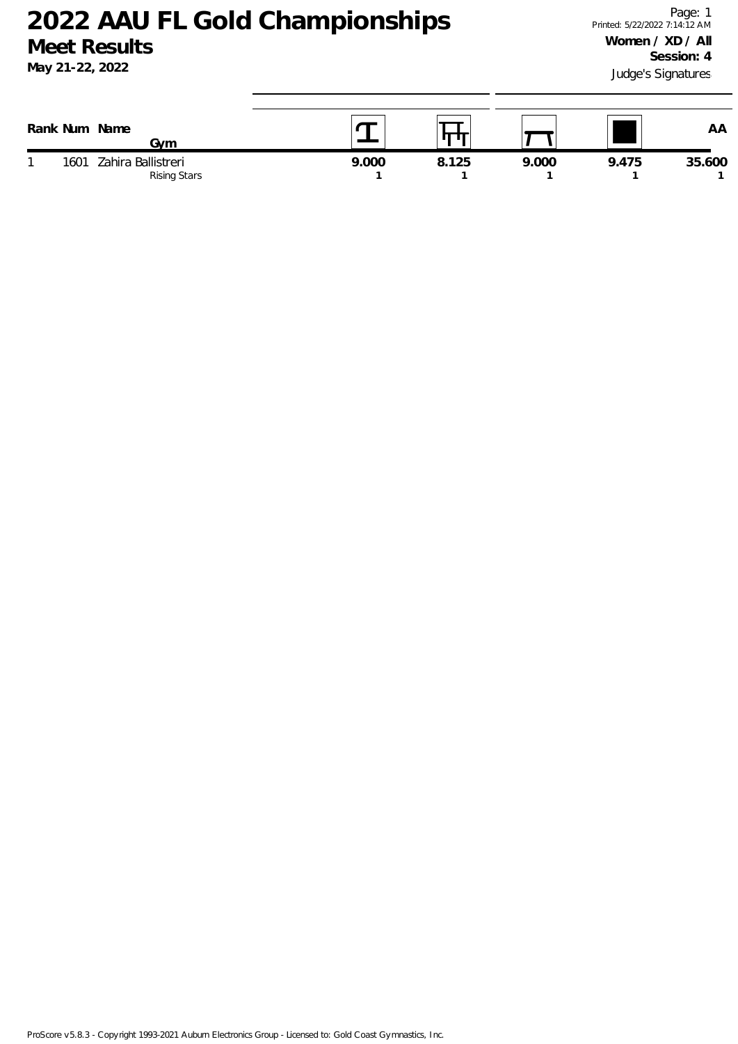# 2022 AAU FL Gold Championships

## Meet Results

**May 21-22, 2022**

**Women / XD / All**
**Session: 4**
Judge's Signatures

| Rank | Num | Name / Gym | Vault | Bars | Beam | Floor | AA |
|---|---|---|---|---|---|---|---|
| 1 | 1601 | Zahira Ballistreri<br>Rising Stars | **9.000**<br>**1** | **8.125**<br>**1** | **9.000**<br>**1** | **9.475**<br>**1** | **35.600**<br>**1** |

ProScore v5.8.3 - Copyright 1993-2021 Auburn Electronics Group - Licensed to: Gold Coast Gymnastics, Inc.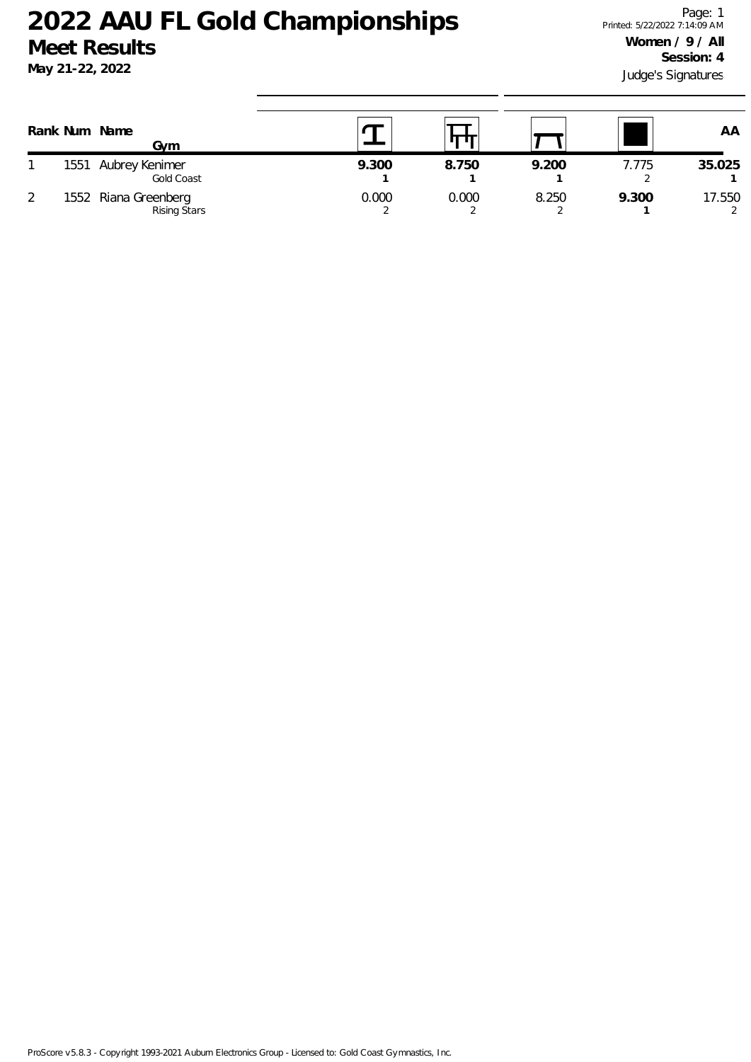# 2022 AAU FL Gold Championships

## Meet Results

**May 21-22, 2022**

**Women / 9 / All**
**Session: 4**
Judge's Signatures

| Rank | Num | Name / Gym | Vault | Bars | Beam | Floor | AA |
|---|---|---|---|---|---|---|---|
| 1 | 1551 | Aubrey Kenimer<br>Gold Coast | **9.300**<br>**1** | **8.750**<br>**1** | **9.200**<br>**1** | 7.775<br>2 | **35.025**<br>**1** |
| 2 | 1552 | Riana Greenberg<br>Rising Stars | 0.000<br>2 | 0.000<br>2 | 8.250<br>2 | **9.300**<br>**1** | 17.550<br>2 |

ProScore v5.8.3 - Copyright 1993-2021 Auburn Electronics Group - Licensed to: Gold Coast Gymnastics, Inc.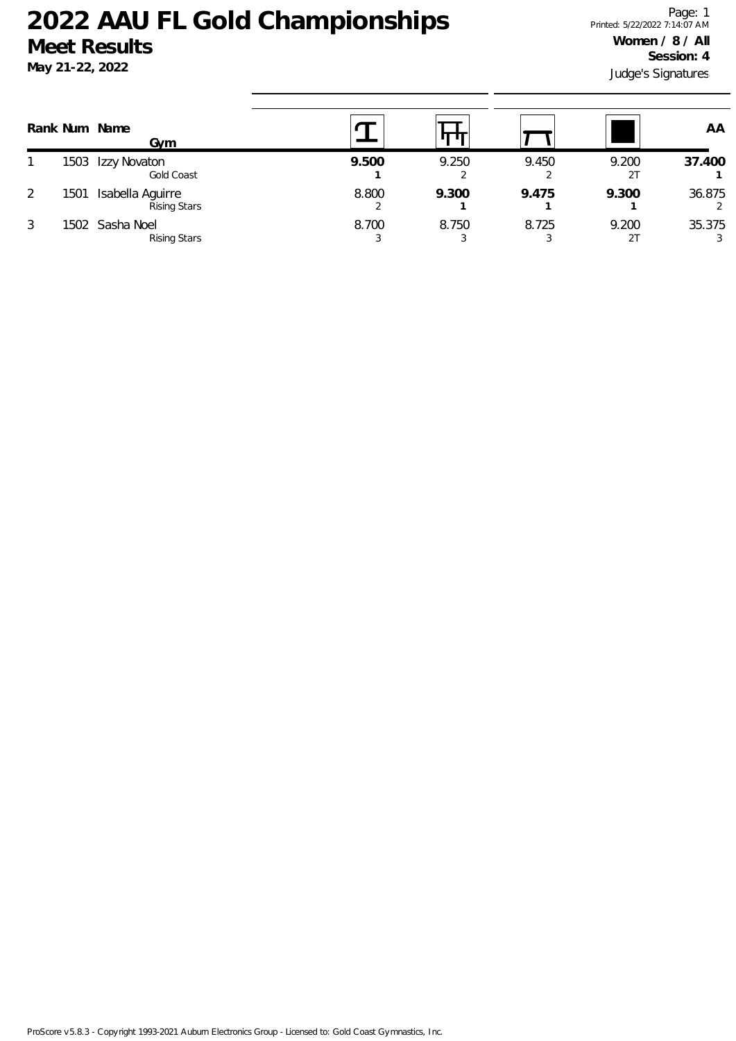# 2022 AAU FL Gold Championships

## Meet Results

**May 21-22, 2022**

**Women / 8 / All**
**Session: 4**
Judge's Signatures

| Rank | Num | Name / Gym | Vault | Bars | Beam | Floor | AA |
|---|---|---|---|---|---|---|---|
| 1 | 1503 | Izzy Novaton<br>Gold Coast | **9.500**<br>**1** | 9.250<br>2 | 9.450<br>2 | 9.200<br>2T | **37.400**<br>**1** |
| 2 | 1501 | Isabella Aguirre<br>Rising Stars | 8.800<br>2 | **9.300**<br>**1** | **9.475**<br>**1** | **9.300**<br>**1** | 36.875<br>2 |
| 3 | 1502 | Sasha Noel<br>Rising Stars | 8.700<br>3 | 8.750<br>3 | 8.725<br>3 | 9.200<br>2T | 35.375<br>3 |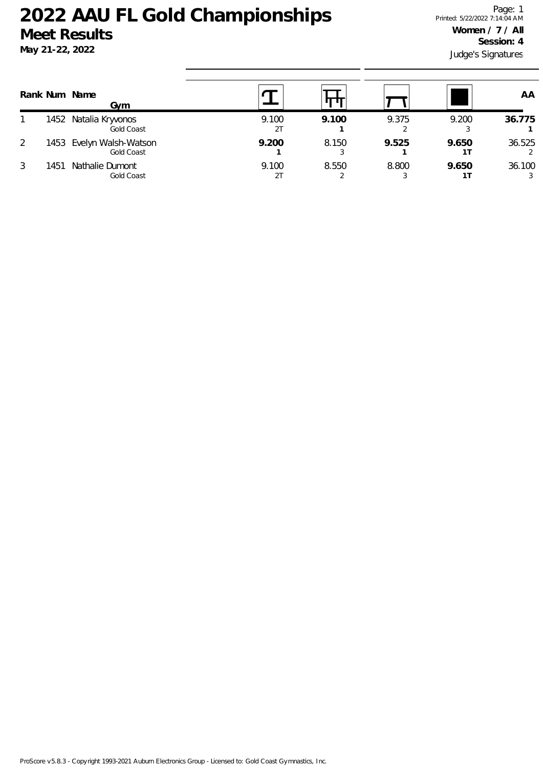# 2022 AAU FL Gold Championships

## Meet Results

**May 21-22, 2022**

**Women / 7 / All**
**Session: 4**
Judge's Signatures

| Rank | Num | Name / Gym | Vault | Bars | Beam | Floor | AA |
|---|---|---|---|---|---|---|---|
| 1 | 1452 | Natalia Kryvonos<br>Gold Coast | 9.100<br>2T | **9.100**<br>**1** | 9.375<br>2 | 9.200<br>3 | **36.775**<br>**1** |
| 2 | 1453 | Evelyn Walsh-Watson<br>Gold Coast | **9.200**<br>**1** | 8.150<br>3 | **9.525**<br>**1** | **9.650**<br>**1T** | 36.525<br>2 |
| 3 | 1451 | Nathalie Dumont<br>Gold Coast | 9.100<br>2T | 8.550<br>2 | 8.800<br>3 | **9.650**<br>**1T** | 36.100<br>3 |

ProScore v5.8.3 - Copyright 1993-2021 Auburn Electronics Group - Licensed to: Gold Coast Gymnastics, Inc.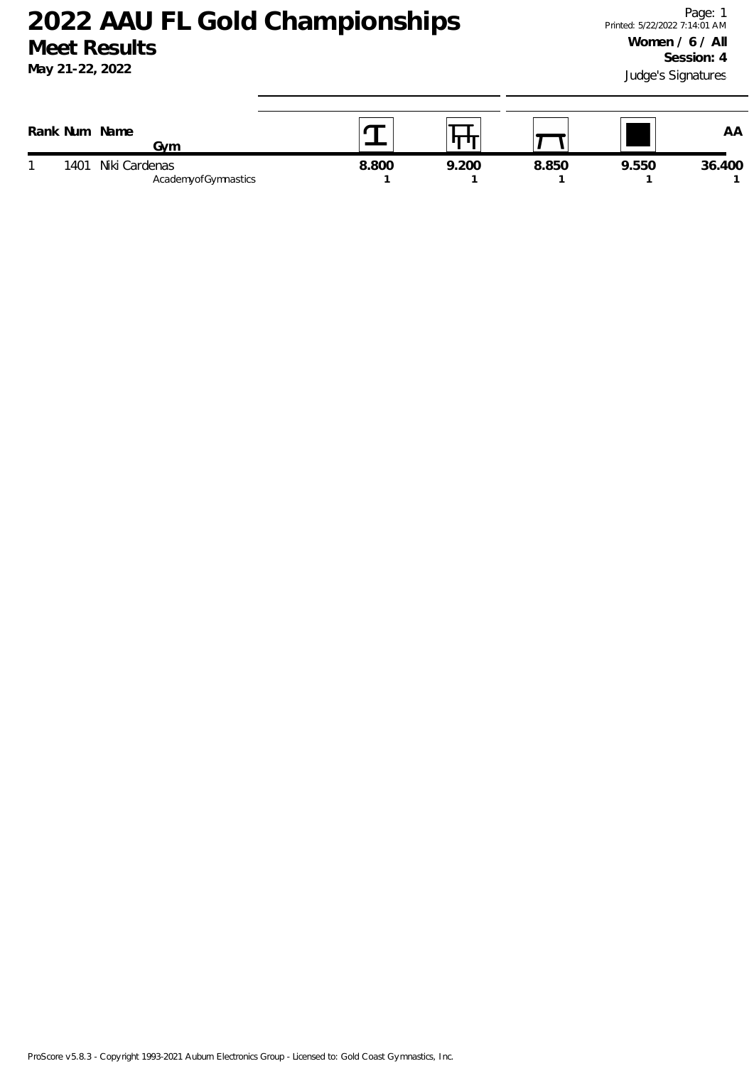# 2022 AAU FL Gold Championships

## Meet Results

**May 21-22, 2022**

**Women / 6 / All**
**Session: 4**
Judge's Signatures

| Rank | Num | Name / Gym | Vault | Bars | Beam | Floor | AA |
|---|---|---|---|---|---|---|---|
| 1 | 1401 | Niki Cardenas<br>AcademyofGymnastics | **8.800**<br>1 | **9.200**<br>1 | **8.850**<br>1 | **9.550**<br>1 | **36.400**<br>1 |

ProScore v5.8.3 - Copyright 1993-2021 Auburn Electronics Group - Licensed to: Gold Coast Gymnastics, Inc.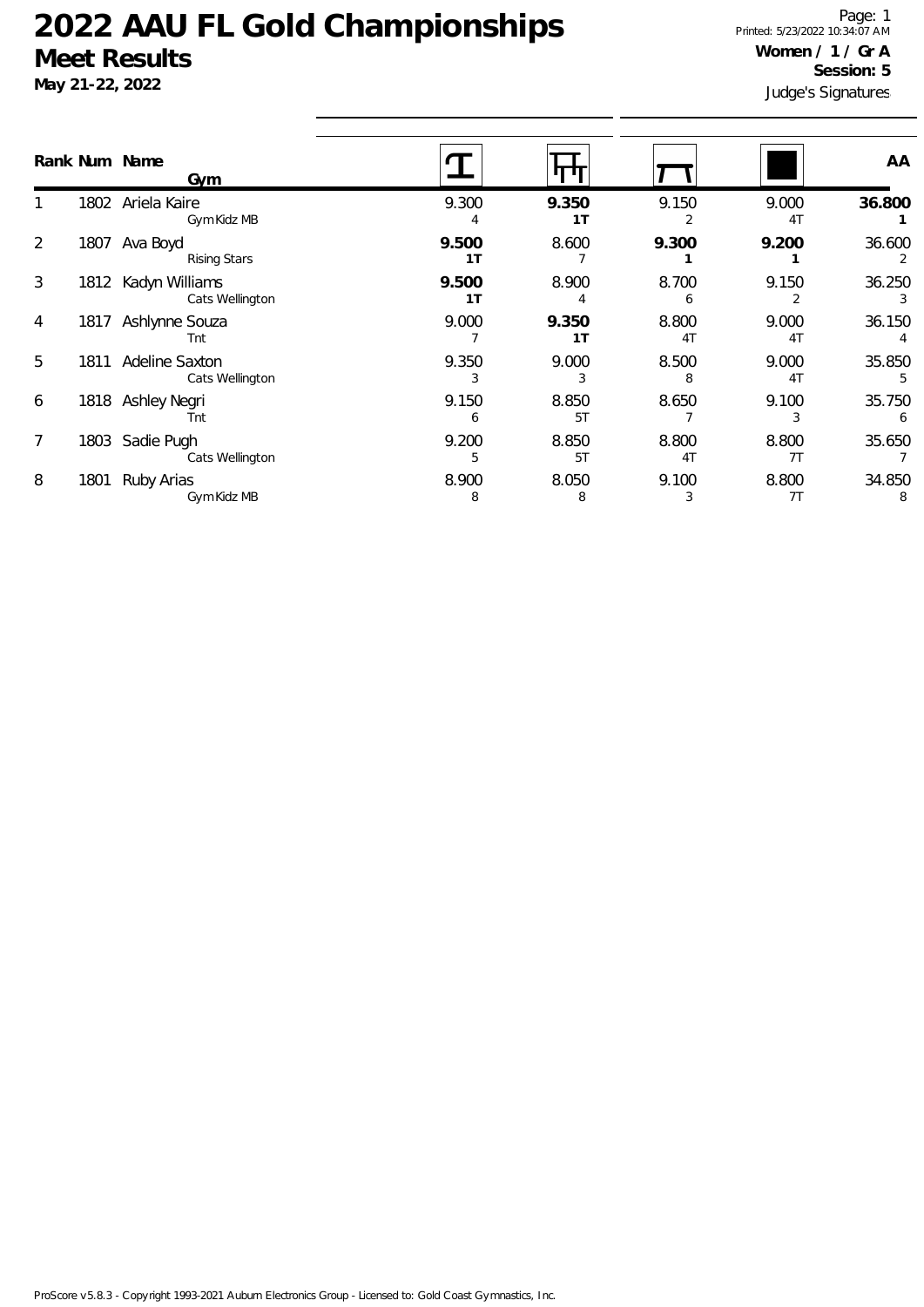# 2022 AAU FL Gold Championships

## Meet Results

**May 21-22, 2022**

Printed: 5/23/2022 10:34:07 AM

**Women / 1 / Gr A**

**Session: 5**

Judge's Signatures

| Rank | Num | Name / Gym | Vault | Bars | Beam | Floor | AA |
|---|---|---|---|---|---|---|---|
| 1 | 1802 | Ariela Kaire<br>Gym Kidz MB | 9.300<br>4 | **9.350**<br>**1T** | 9.150<br>2 | 9.000<br>4T | **36.800**<br>**1** |
| 2 | 1807 | Ava Boyd<br>Rising Stars | **9.500**<br>**1T** | 8.600<br>7 | **9.300**<br>**1** | **9.200**<br>**1** | 36.600<br>2 |
| 3 | 1812 | Kadyn Williams<br>Cats Wellington | **9.500**<br>**1T** | 8.900<br>4 | 8.700<br>6 | 9.150<br>2 | 36.250<br>3 |
| 4 | 1817 | Ashlynne Souza<br>Tnt | 9.000<br>7 | **9.350**<br>**1T** | 8.800<br>4T | 9.000<br>4T | 36.150<br>4 |
| 5 | 1811 | Adeline Saxton<br>Cats Wellington | 9.350<br>3 | 9.000<br>3 | 8.500<br>8 | 9.000<br>4T | 35.850<br>5 |
| 6 | 1818 | Ashley Negri<br>Tnt | 9.150<br>6 | 8.850<br>5T | 8.650<br>7 | 9.100<br>3 | 35.750<br>6 |
| 7 | 1803 | Sadie Pugh<br>Cats Wellington | 9.200<br>5 | 8.850<br>5T | 8.800<br>4T | 8.800<br>7T | 35.650<br>7 |
| 8 | 1801 | Ruby Arias<br>Gym Kidz MB | 8.900<br>8 | 8.050<br>8 | 9.100<br>3 | 8.800<br>7T | 34.850<br>8 |

ProScore v5.8.3 - Copyright 1993-2021 Auburn Electronics Group - Licensed to: Gold Coast Gymnastics, Inc.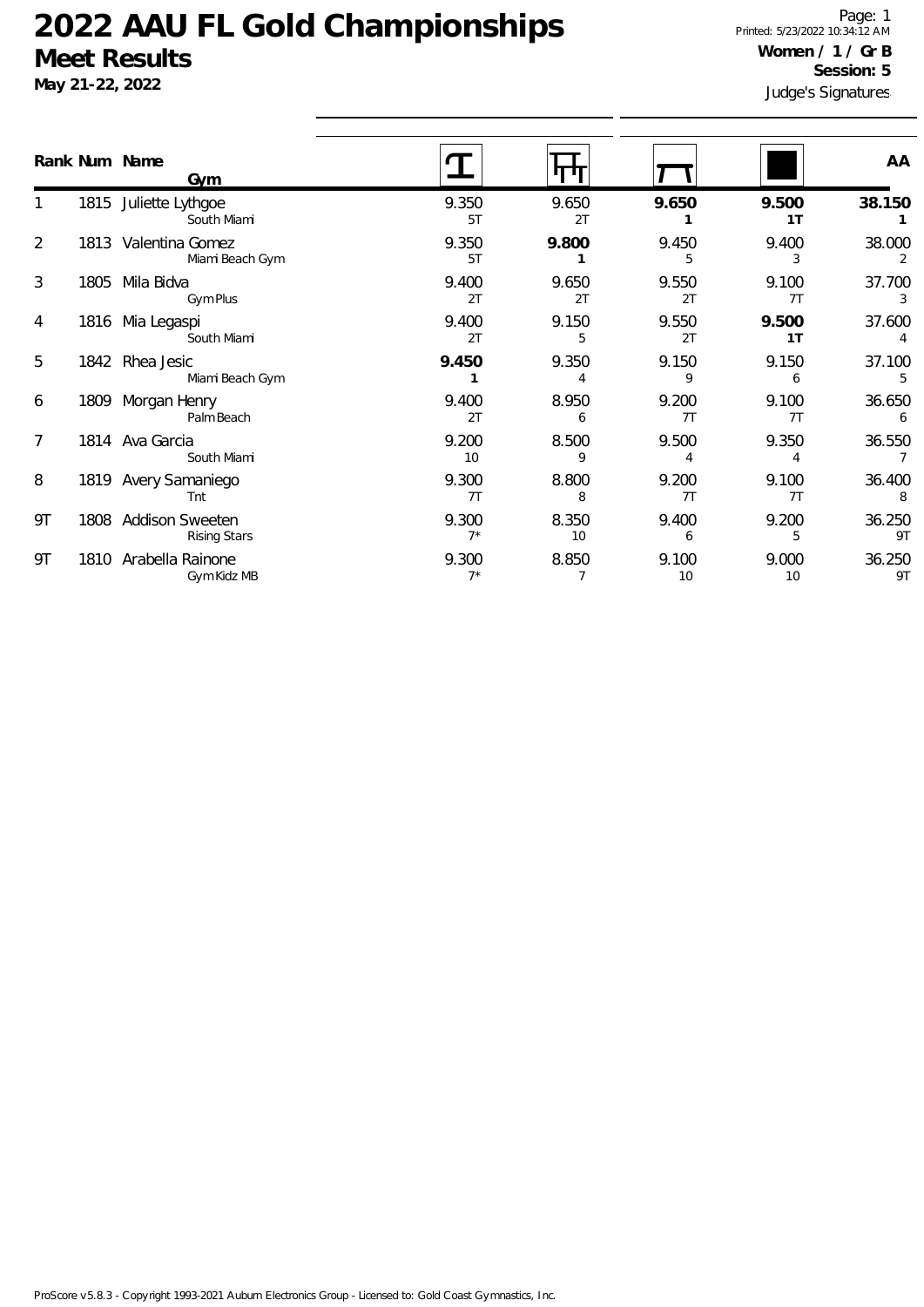# 2022 AAU FL Gold Championships

## Meet Results

**May 21-22, 2022**

**Women / 1 / Gr B**
**Session: 5**

Judge's Signatures

| Rank | Num | Name / Gym | Vault | Bars | Beam | Floor | AA |
|---|---|---|---|---|---|---|---|
| 1 | 1815 | Juliette Lythgoe<br>South Miami | 9.350<br>5T | 9.650<br>2T | **9.650**<br>**1** | **9.500**<br>**1T** | **38.150**<br>**1** |
| 2 | 1813 | Valentina Gomez<br>Miami Beach Gym | 9.350<br>5T | **9.800**<br>**1** | 9.450<br>5 | 9.400<br>3 | 38.000<br>2 |
| 3 | 1805 | Mila Bidva<br>Gym Plus | 9.400<br>2T | 9.650<br>2T | 9.550<br>2T | 9.100<br>7T | 37.700<br>3 |
| 4 | 1816 | Mia Legaspi<br>South Miami | 9.400<br>2T | 9.150<br>5 | 9.550<br>2T | **9.500**<br>**1T** | 37.600<br>4 |
| 5 | 1842 | Rhea Jesic<br>Miami Beach Gym | **9.450**<br>**1** | 9.350<br>4 | 9.150<br>9 | 9.150<br>6 | 37.100<br>5 |
| 6 | 1809 | Morgan Henry<br>Palm Beach | 9.400<br>2T | 8.950<br>6 | 9.200<br>7T | 9.100<br>7T | 36.650<br>6 |
| 7 | 1814 | Ava Garcia<br>South Miami | 9.200<br>10 | 8.500<br>9 | 9.500<br>4 | 9.350<br>4 | 36.550<br>7 |
| 8 | 1819 | Avery Samaniego<br>Tnt | 9.300<br>7T | 8.800<br>8 | 9.200<br>7T | 9.100<br>7T | 36.400<br>8 |
| 9T | 1808 | Addison Sweeten<br>Rising Stars | 9.300<br>7* | 8.350<br>10 | 9.400<br>6 | 9.200<br>5 | 36.250<br>9T |
| 9T | 1810 | Arabella Rainone<br>Gym Kidz MB | 9.300<br>7* | 8.850<br>7 | 9.100<br>10 | 9.000<br>10 | 36.250<br>9T |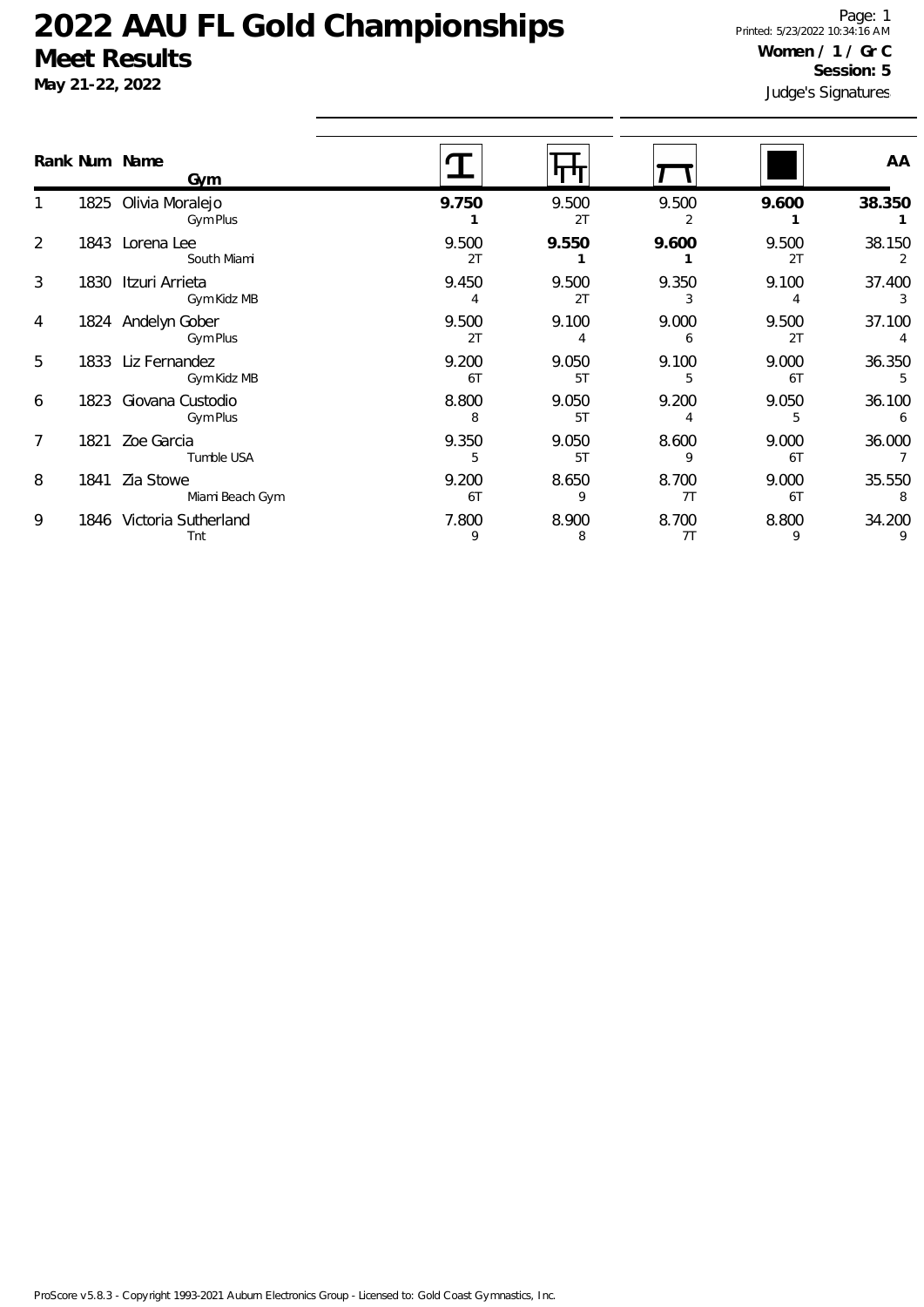# 2022 AAU FL Gold Championships

## Meet Results

**May 21-22, 2022**

Printed: 5/23/2022 10:34:16 AM

**Women / 1 / Gr C**

**Session: 5**

Judge's Signatures

| Rank | Num | Name / Gym | Vault | Bars | Beam | Floor | AA |
|---|---|---|---|---|---|---|---|
| 1 | 1825 | Olivia Moralejo<br>Gym Plus | **9.750**<br>**1** | 9.500<br>2T | 9.500<br>2 | **9.600**<br>**1** | **38.350**<br>**1** |
| 2 | 1843 | Lorena Lee<br>South Miami | 9.500<br>2T | **9.550**<br>**1** | **9.600**<br>**1** | 9.500<br>2T | 38.150<br>2 |
| 3 | 1830 | Itzuri Arrieta<br>Gym Kidz MB | 9.450<br>4 | 9.500<br>2T | 9.350<br>3 | 9.100<br>4 | 37.400<br>3 |
| 4 | 1824 | Andelyn Gober<br>Gym Plus | 9.500<br>2T | 9.100<br>4 | 9.000<br>6 | 9.500<br>2T | 37.100<br>4 |
| 5 | 1833 | Liz Fernandez<br>Gym Kidz MB | 9.200<br>6T | 9.050<br>5T | 9.100<br>5 | 9.000<br>6T | 36.350<br>5 |
| 6 | 1823 | Giovana Custodio<br>Gym Plus | 8.800<br>8 | 9.050<br>5T | 9.200<br>4 | 9.050<br>5 | 36.100<br>6 |
| 7 | 1821 | Zoe Garcia<br>Tumble USA | 9.350<br>5 | 9.050<br>5T | 8.600<br>9 | 9.000<br>6T | 36.000<br>7 |
| 8 | 1841 | Zia Stowe<br>Miami Beach Gym | 9.200<br>6T | 8.650<br>9 | 8.700<br>7T | 9.000<br>6T | 35.550<br>8 |
| 9 | 1846 | Victoria Sutherland<br>Tnt | 7.800<br>9 | 8.900<br>8 | 8.700<br>7T | 8.800<br>9 | 34.200<br>9 |

ProScore v5.8.3 - Copyright 1993-2021 Auburn Electronics Group - Licensed to: Gold Coast Gymnastics, Inc.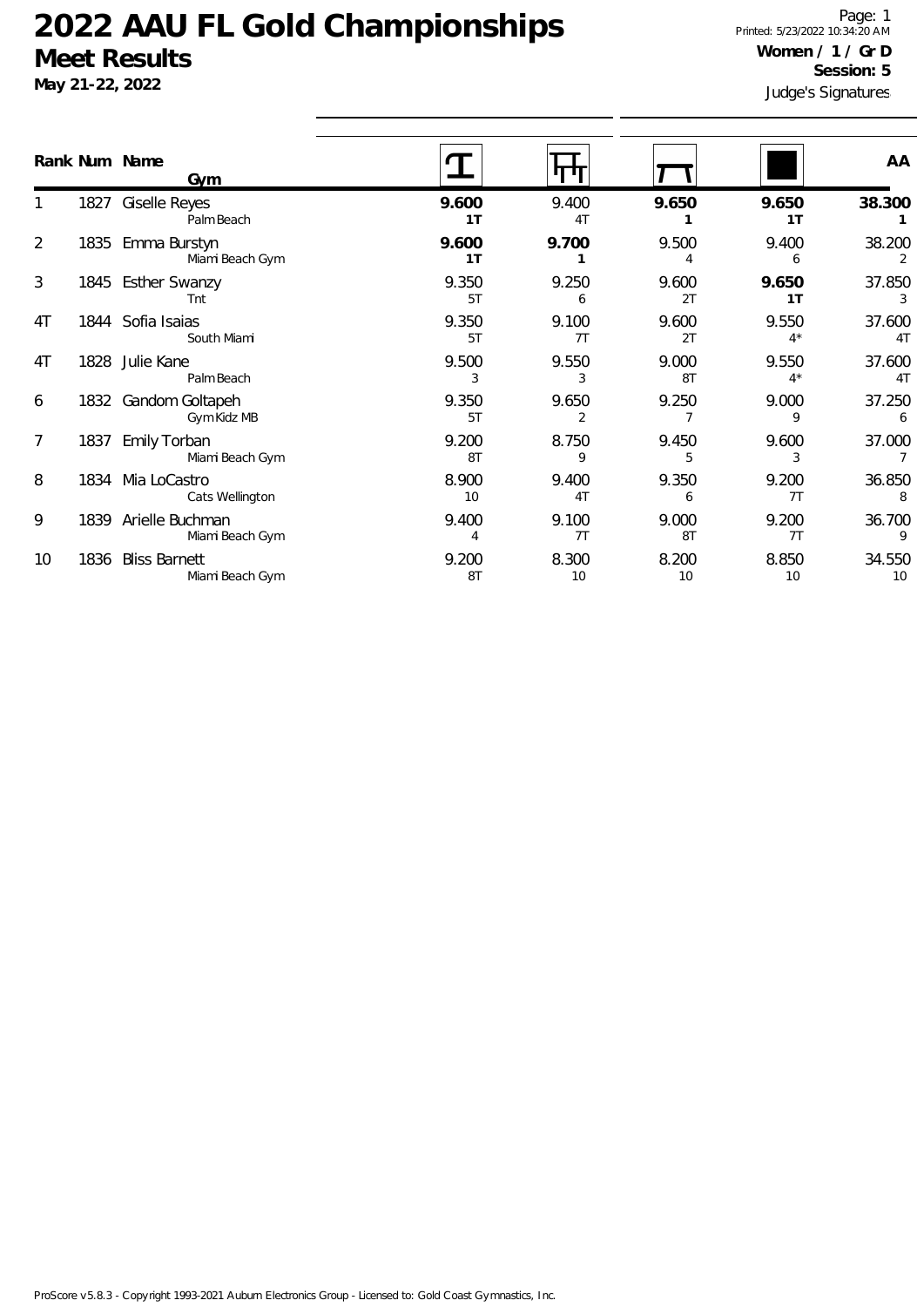# 2022 AAU FL Gold Championships

## Meet Results

**May 21-22, 2022**

**Women / 1 / Gr D**
**Session: 5**
Judge's Signatures

Printed: 5/23/2022 10:34:20 AM

| Rank | Num | Name / Gym | Vault | Bars | Beam | Floor | AA |
|---|---|---|---|---|---|---|---|
| 1 | 1827 | Giselle Reyes<br>Palm Beach | **9.600**<br>**1T** | 9.400<br>4T | **9.650**<br>**1** | **9.650**<br>**1T** | **38.300**<br>**1** |
| 2 | 1835 | Emma Burstyn<br>Miami Beach Gym | **9.600**<br>**1T** | **9.700**<br>**1** | 9.500<br>4 | 9.400<br>6 | 38.200<br>2 |
| 3 | 1845 | Esther Swanzy<br>Tnt | 9.350<br>5T | 9.250<br>6 | 9.600<br>2T | **9.650**<br>**1T** | 37.850<br>3 |
| 4T | 1844 | Sofia Isaias<br>South Miami | 9.350<br>5T | 9.100<br>7T | 9.600<br>2T | 9.550<br>4* | 37.600<br>4T |
| 4T | 1828 | Julie Kane<br>Palm Beach | 9.500<br>3 | 9.550<br>3 | 9.000<br>8T | 9.550<br>4* | 37.600<br>4T |
| 6 | 1832 | Gandom Goltapeh<br>Gym Kidz MB | 9.350<br>5T | 9.650<br>2 | 9.250<br>7 | 9.000<br>9 | 37.250<br>6 |
| 7 | 1837 | Emily Torban<br>Miami Beach Gym | 9.200<br>8T | 8.750<br>9 | 9.450<br>5 | 9.600<br>3 | 37.000<br>7 |
| 8 | 1834 | Mia LoCastro<br>Cats Wellington | 8.900<br>10 | 9.400<br>4T | 9.350<br>6 | 9.200<br>7T | 36.850<br>8 |
| 9 | 1839 | Arielle Buchman<br>Miami Beach Gym | 9.400<br>4 | 9.100<br>7T | 9.000<br>8T | 9.200<br>7T | 36.700<br>9 |
| 10 | 1836 | Bliss Barnett<br>Miami Beach Gym | 9.200<br>8T | 8.300<br>10 | 8.200<br>10 | 8.850<br>10 | 34.550<br>10 |

ProScore v5.8.3 - Copyright 1993-2021 Auburn Electronics Group - Licensed to: Gold Coast Gymnastics, Inc.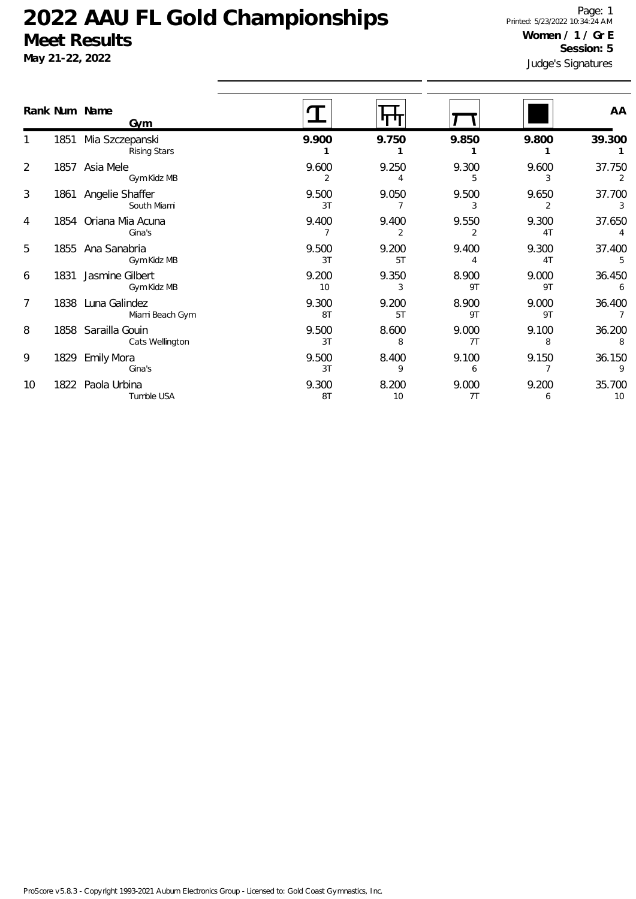# 2022 AAU FL Gold Championships

## Meet Results

**May 21-22, 2022**

**Women / 1 / Gr E**
**Session: 5**

Judge's Signatures

| Rank | Num | Name / Gym | Vault | Bars | Beam | Floor | AA |
|---|---|---|---|---|---|---|---|
| 1 | 1851 | Mia Szczepanski<br>Rising Stars | **9.900**<br>**1** | **9.750**<br>**1** | **9.850**<br>**1** | **9.800**<br>**1** | **39.300**<br>**1** |
| 2 | 1857 | Asia Mele<br>Gym Kidz MB | 9.600<br>2 | 9.250<br>4 | 9.300<br>5 | 9.600<br>3 | 37.750<br>2 |
| 3 | 1861 | Angelie Shaffer<br>South Miami | 9.500<br>3T | 9.050<br>7 | 9.500<br>3 | 9.650<br>2 | 37.700<br>3 |
| 4 | 1854 | Oriana Mia Acuna<br>Gina's | 9.400<br>7 | 9.400<br>2 | 9.550<br>2 | 9.300<br>4T | 37.650<br>4 |
| 5 | 1855 | Ana Sanabria<br>Gym Kidz MB | 9.500<br>3T | 9.200<br>5T | 9.400<br>4 | 9.300<br>4T | 37.400<br>5 |
| 6 | 1831 | Jasmine Gilbert<br>Gym Kidz MB | 9.200<br>10 | 9.350<br>3 | 8.900<br>9T | 9.000<br>9T | 36.450<br>6 |
| 7 | 1838 | Luna Galindez<br>Miami Beach Gym | 9.300<br>8T | 9.200<br>5T | 8.900<br>9T | 9.000<br>9T | 36.400<br>7 |
| 8 | 1858 | Sarailla Gouin<br>Cats Wellington | 9.500<br>3T | 8.600<br>8 | 9.000<br>7T | 9.100<br>8 | 36.200<br>8 |
| 9 | 1829 | Emily Mora<br>Gina's | 9.500<br>3T | 8.400<br>9 | 9.100<br>6 | 9.150<br>7 | 36.150<br>9 |
| 10 | 1822 | Paola Urbina<br>Tumble USA | 9.300<br>8T | 8.200<br>10 | 9.000<br>7T | 9.200<br>6 | 35.700<br>10 |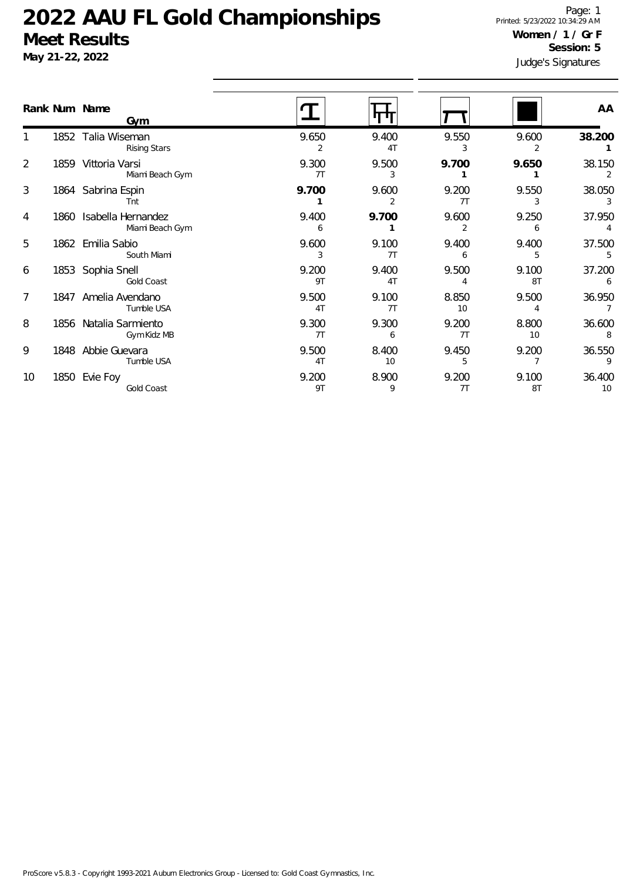# 2022 AAU FL Gold Championships

## Meet Results

**May 21-22, 2022**

Printed: 5/23/2022 10:34:29 AM

**Women / 1 / Gr F**

**Session: 5**

Judge's Signatures

| Rank | Num | Name / Gym | Vault | Bars | Beam | Floor | AA |
|---|---|---|---|---|---|---|---|
| 1 | 1852 | Talia Wiseman<br>Rising Stars | 9.650<br>2 | 9.400<br>4T | 9.550<br>3 | 9.600<br>2 | **38.200**<br>**1** |
| 2 | 1859 | Vittoria Varsi<br>Miami Beach Gym | 9.300<br>7T | 9.500<br>3 | **9.700**<br>**1** | **9.650**<br>**1** | 38.150<br>2 |
| 3 | 1864 | Sabrina Espin<br>Tnt | **9.700**<br>**1** | 9.600<br>2 | 9.200<br>7T | 9.550<br>3 | 38.050<br>3 |
| 4 | 1860 | Isabella Hernandez<br>Miami Beach Gym | 9.400<br>6 | **9.700**<br>**1** | 9.600<br>2 | 9.250<br>6 | 37.950<br>4 |
| 5 | 1862 | Emilia Sabio<br>South Miami | 9.600<br>3 | 9.100<br>7T | 9.400<br>6 | 9.400<br>5 | 37.500<br>5 |
| 6 | 1853 | Sophia Snell<br>Gold Coast | 9.200<br>9T | 9.400<br>4T | 9.500<br>4 | 9.100<br>8T | 37.200<br>6 |
| 7 | 1847 | Amelia Avendano<br>Tumble USA | 9.500<br>4T | 9.100<br>7T | 8.850<br>10 | 9.500<br>4 | 36.950<br>7 |
| 8 | 1856 | Natalia Sarmiento<br>Gym Kidz MB | 9.300<br>7T | 9.300<br>6 | 9.200<br>7T | 8.800<br>10 | 36.600<br>8 |
| 9 | 1848 | Abbie Guevara<br>Tumble USA | 9.500<br>4T | 8.400<br>10 | 9.450<br>5 | 9.200<br>7 | 36.550<br>9 |
| 10 | 1850 | Evie Foy<br>Gold Coast | 9.200<br>9T | 8.900<br>9 | 9.200<br>7T | 9.100<br>8T | 36.400<br>10 |

ProScore v5.8.3 - Copyright 1993-2021 Auburn Electronics Group - Licensed to: Gold Coast Gymnastics, Inc.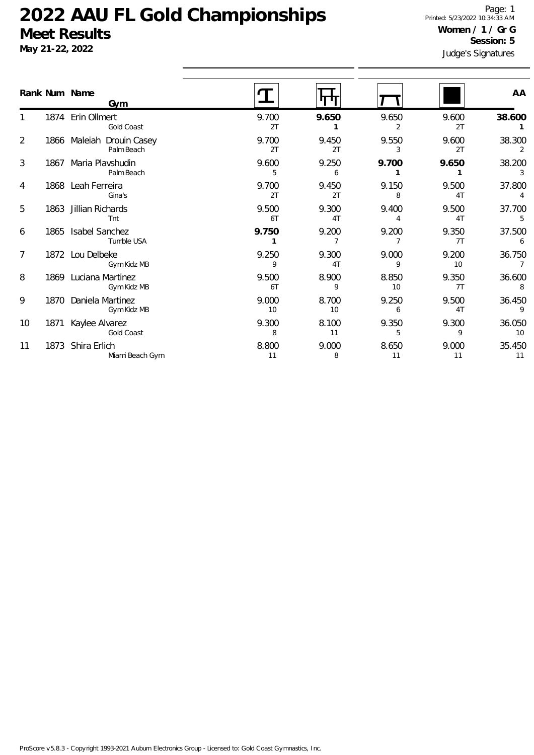# 2022 AAU FL Gold Championships

## Meet Results

**May 21-22, 2022**

Printed: 5/23/2022 10:34:33 AM

**Women / 1 / Gr G**

**Session: 5**

Judge's Signatures

| Rank | Num | Name / Gym | Vault | Bars | Beam | Floor | AA |
|---|---|---|---|---|---|---|---|
| 1 | 1874 | Erin Ollmert<br>Gold Coast | 9.700<br>2T | **9.650**<br>**1** | 9.650<br>2 | 9.600<br>2T | **38.600**<br>**1** |
| 2 | 1866 | Maleiah Drouin Casey<br>Palm Beach | 9.700<br>2T | 9.450<br>2T | 9.550<br>3 | 9.600<br>2T | 38.300<br>2 |
| 3 | 1867 | Maria Plavshudin<br>Palm Beach | 9.600<br>5 | 9.250<br>6 | **9.700**<br>**1** | **9.650**<br>**1** | 38.200<br>3 |
| 4 | 1868 | Leah Ferreira<br>Gina's | 9.700<br>2T | 9.450<br>2T | 9.150<br>8 | 9.500<br>4T | 37.800<br>4 |
| 5 | 1863 | Jillian Richards<br>Tnt | 9.500<br>6T | 9.300<br>4T | 9.400<br>4 | 9.500<br>4T | 37.700<br>5 |
| 6 | 1865 | Isabel Sanchez<br>Tumble USA | **9.750**<br>**1** | 9.200<br>7 | 9.200<br>7 | 9.350<br>7T | 37.500<br>6 |
| 7 | 1872 | Lou Delbeke<br>Gym Kidz MB | 9.250<br>9 | 9.300<br>4T | 9.000<br>9 | 9.200<br>10 | 36.750<br>7 |
| 8 | 1869 | Luciana Martinez<br>Gym Kidz MB | 9.500<br>6T | 8.900<br>9 | 8.850<br>10 | 9.350<br>7T | 36.600<br>8 |
| 9 | 1870 | Daniela Martinez<br>Gym Kidz MB | 9.000<br>10 | 8.700<br>10 | 9.250<br>6 | 9.500<br>4T | 36.450<br>9 |
| 10 | 1871 | Kaylee Alvarez<br>Gold Coast | 9.300<br>8 | 8.100<br>11 | 9.350<br>5 | 9.300<br>9 | 36.050<br>10 |
| 11 | 1873 | Shira Erlich<br>Miami Beach Gym | 8.800<br>11 | 9.000<br>8 | 8.650<br>11 | 9.000<br>11 | 35.450<br>11 |

ProScore v5.8.3 - Copyright 1993-2021 Auburn Electronics Group - Licensed to: Gold Coast Gymnastics, Inc.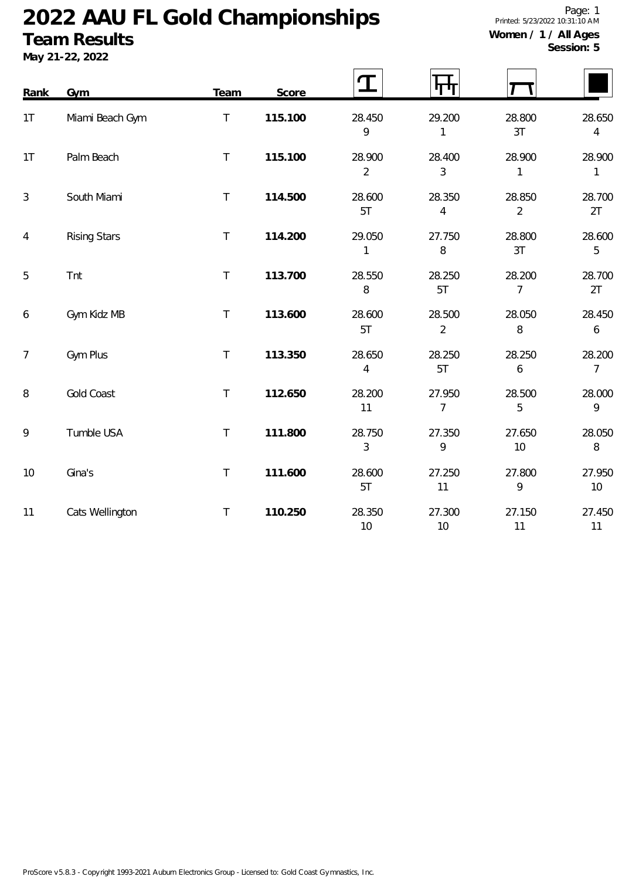# 2022 AAU FL Gold Championships

## Team Results

**May 21-22, 2022**

Printed: 5/23/2022 10:31:10 AM

**Women / 1 / All Ages**
**Session: 5**

| Rank | Gym | Team | Score | Vault | Bars | Beam | Floor |
|---|---|---|---|---|---|---|---|
| 1T | Miami Beach Gym | T | **115.100** | 28.450<br>9 | 29.200<br>1 | 28.800<br>3T | 28.650<br>4 |
| 1T | Palm Beach | T | **115.100** | 28.900<br>2 | 28.400<br>3 | 28.900<br>1 | 28.900<br>1 |
| 3 | South Miami | T | **114.500** | 28.600<br>5T | 28.350<br>4 | 28.850<br>2 | 28.700<br>2T |
| 4 | Rising Stars | T | **114.200** | 29.050<br>1 | 27.750<br>8 | 28.800<br>3T | 28.600<br>5 |
| 5 | Tnt | T | **113.700** | 28.550<br>8 | 28.250<br>5T | 28.200<br>7 | 28.700<br>2T |
| 6 | Gym Kidz MB | T | **113.600** | 28.600<br>5T | 28.500<br>2 | 28.050<br>8 | 28.450<br>6 |
| 7 | Gym Plus | T | **113.350** | 28.650<br>4 | 28.250<br>5T | 28.250<br>6 | 28.200<br>7 |
| 8 | Gold Coast | T | **112.650** | 28.200<br>11 | 27.950<br>7 | 28.500<br>5 | 28.000<br>9 |
| 9 | Tumble USA | T | **111.800** | 28.750<br>3 | 27.350<br>9 | 27.650<br>10 | 28.050<br>8 |
| 10 | Gina's | T | **111.600** | 28.600<br>5T | 27.250<br>11 | 27.800<br>9 | 27.950<br>10 |
| 11 | Cats Wellington | T | **110.250** | 28.350<br>10 | 27.300<br>10 | 27.150<br>11 | 27.450<br>11 |

ProScore v5.8.3 - Copyright 1993-2021 Auburn Electronics Group - Licensed to: Gold Coast Gymnastics, Inc.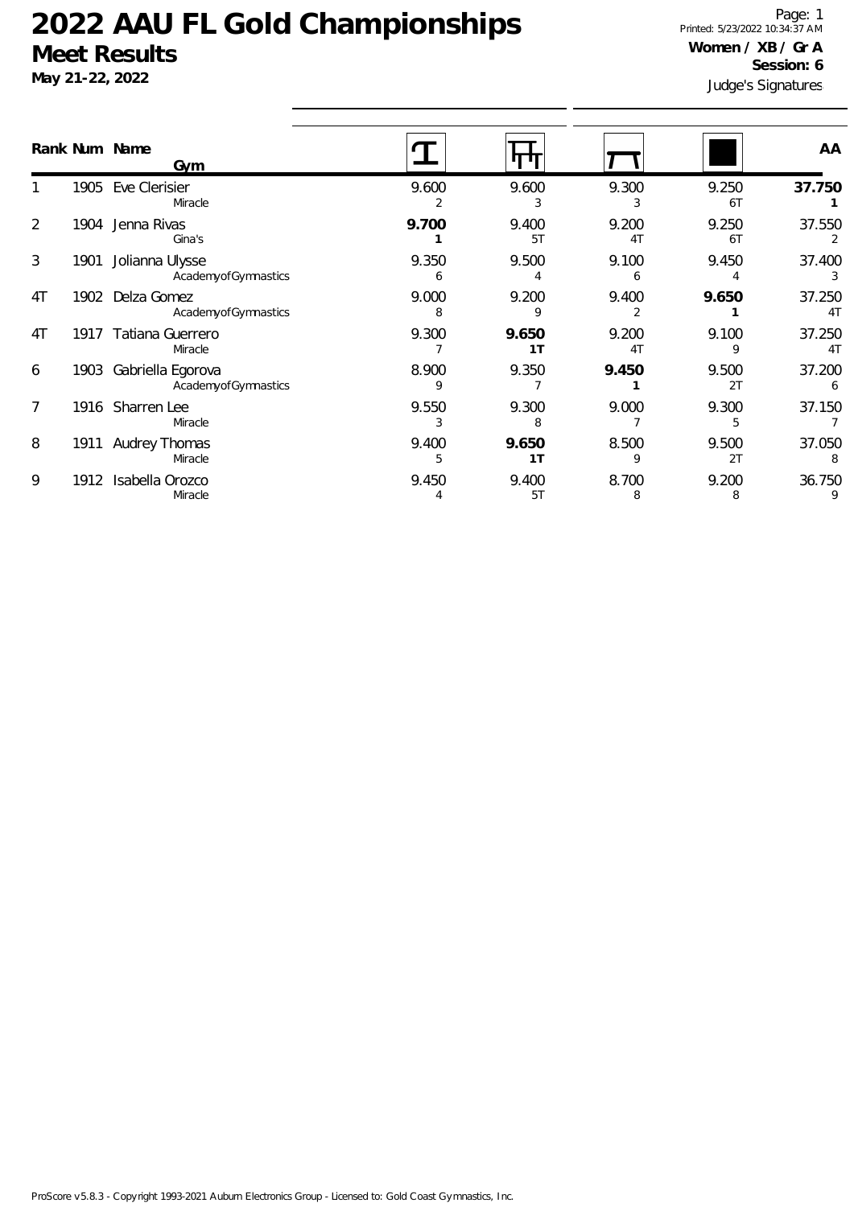# 2022 AAU FL Gold Championships

## Meet Results

**May 21-22, 2022**

Page: 1
Printed: 5/23/2022 10:34:37 AM

**Women / XB / Gr A**
**Session: 6**

Judge's Signatures

| Rank | Num | Name / Gym | Vault | Bars | Beam | Floor | AA |
|---|---|---|---|---|---|---|---|
| 1 | 1905 | Eve Clerisier<br>Miracle | 9.600<br>2 | 9.600<br>3 | 9.300<br>3 | 9.250<br>6T | **37.750**<br>**1** |
| 2 | 1904 | Jenna Rivas<br>Gina's | **9.700**<br>**1** | 9.400<br>5T | 9.200<br>4T | 9.250<br>6T | 37.550<br>2 |
| 3 | 1901 | Jolianna Ulysse<br>AcademyofGymnastics | 9.350<br>6 | 9.500<br>4 | 9.100<br>6 | 9.450<br>4 | 37.400<br>3 |
| 4T | 1902 | Delza Gomez<br>AcademyofGymnastics | 9.000<br>8 | 9.200<br>9 | 9.400<br>2 | **9.650**<br>**1** | 37.250<br>4T |
| 4T | 1917 | Tatiana Guerrero<br>Miracle | 9.300<br>7 | **9.650**<br>**1T** | 9.200<br>4T | 9.100<br>9 | 37.250<br>4T |
| 6 | 1903 | Gabriella Egorova<br>AcademyofGymnastics | 8.900<br>9 | 9.350<br>7 | **9.450**<br>**1** | 9.500<br>2T | 37.200<br>6 |
| 7 | 1916 | Sharren Lee<br>Miracle | 9.550<br>3 | 9.300<br>8 | 9.000<br>7 | 9.300<br>5 | 37.150<br>7 |
| 8 | 1911 | Audrey Thomas<br>Miracle | 9.400<br>5 | **9.650**<br>**1T** | 8.500<br>9 | 9.500<br>2T | 37.050<br>8 |
| 9 | 1912 | Isabella Orozco<br>Miracle | 9.450<br>4 | 9.400<br>5T | 8.700<br>8 | 9.200<br>8 | 36.750<br>9 |

ProScore v5.8.3 - Copyright 1993-2021 Auburn Electronics Group - Licensed to: Gold Coast Gymnastics, Inc.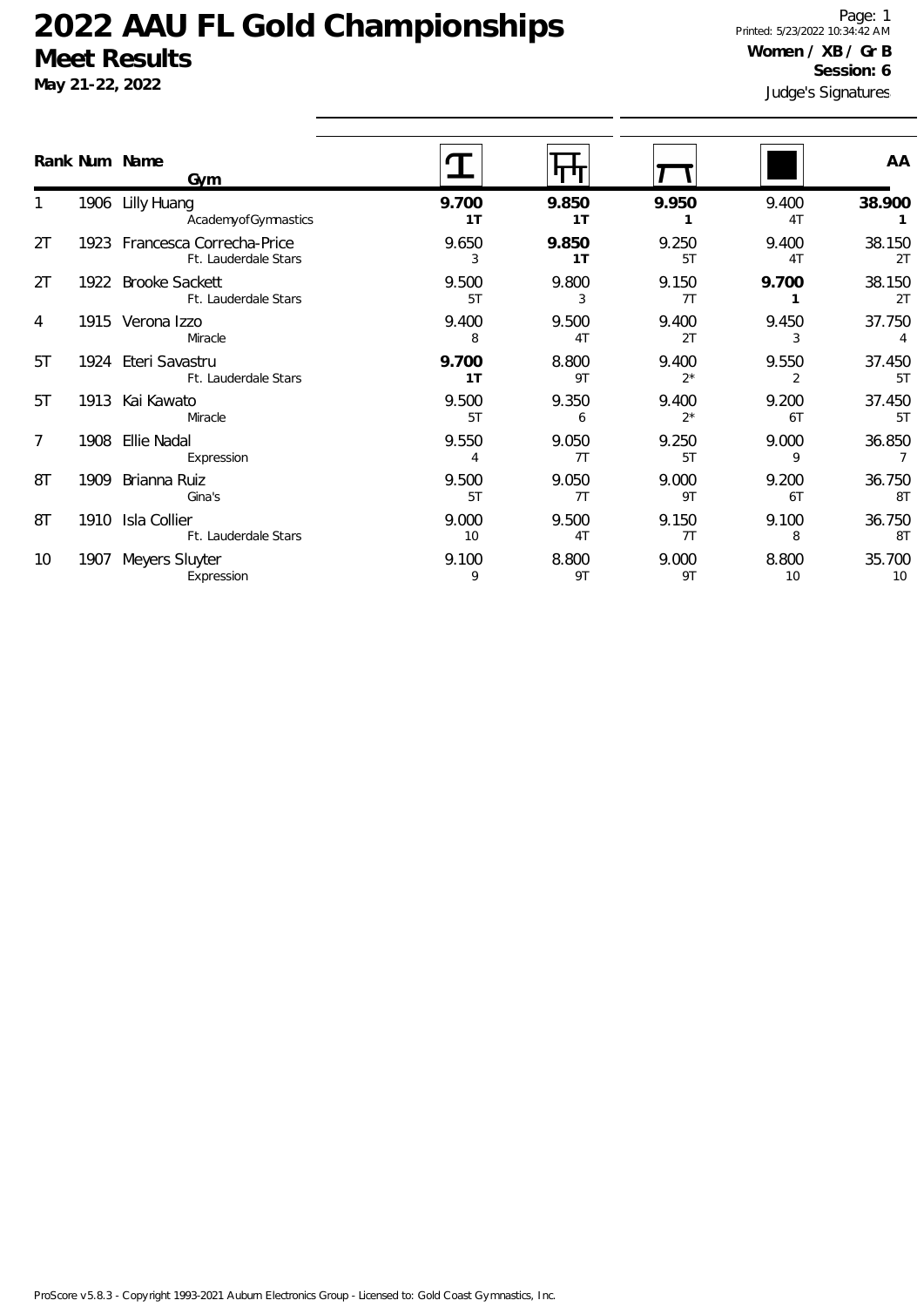# 2022 AAU FL Gold Championships

## Meet Results

**May 21-22, 2022**

**Women / XB / Gr B**

**Session: 6**

Judge's Signatures

| Rank | Num | Name / Gym | Vault | Bars | Beam | Floor | AA |
|---|---|---|---|---|---|---|---|
| 1 | 1906 | Lilly Huang<br>AcademyofGymnastics | **9.700**<br>**1T** | **9.850**<br>**1T** | **9.950**<br>**1** | 9.400<br>4T | **38.900**<br>**1** |
| 2T | 1923 | Francesca Correcha-Price<br>Ft. Lauderdale Stars | 9.650<br>3 | **9.850**<br>**1T** | 9.250<br>5T | 9.400<br>4T | 38.150<br>2T |
| 2T | 1922 | Brooke Sackett<br>Ft. Lauderdale Stars | 9.500<br>5T | 9.800<br>3 | 9.150<br>7T | **9.700**<br>**1** | 38.150<br>2T |
| 4 | 1915 | Verona Izzo<br>Miracle | 9.400<br>8 | 9.500<br>4T | 9.400<br>2T | 9.450<br>3 | 37.750<br>4 |
| 5T | 1924 | Eteri Savastru<br>Ft. Lauderdale Stars | **9.700**<br>**1T** | 8.800<br>9T | 9.400<br>2* | 9.550<br>2 | 37.450<br>5T |
| 5T | 1913 | Kai Kawato<br>Miracle | 9.500<br>5T | 9.350<br>6 | 9.400<br>2* | 9.200<br>6T | 37.450<br>5T |
| 7 | 1908 | Ellie Nadal<br>Expression | 9.550<br>4 | 9.050<br>7T | 9.250<br>5T | 9.000<br>9 | 36.850<br>7 |
| 8T | 1909 | Brianna Ruiz<br>Gina's | 9.500<br>5T | 9.050<br>7T | 9.000<br>9T | 9.200<br>6T | 36.750<br>8T |
| 8T | 1910 | Isla Collier<br>Ft. Lauderdale Stars | 9.000<br>10 | 9.500<br>4T | 9.150<br>7T | 9.100<br>8 | 36.750<br>8T |
| 10 | 1907 | Meyers Sluyter<br>Expression | 9.100<br>9 | 8.800<br>9T | 9.000<br>9T | 8.800<br>10 | 35.700<br>10 |

ProScore v5.8.3 - Copyright 1993-2021 Auburn Electronics Group - Licensed to: Gold Coast Gymnastics, Inc.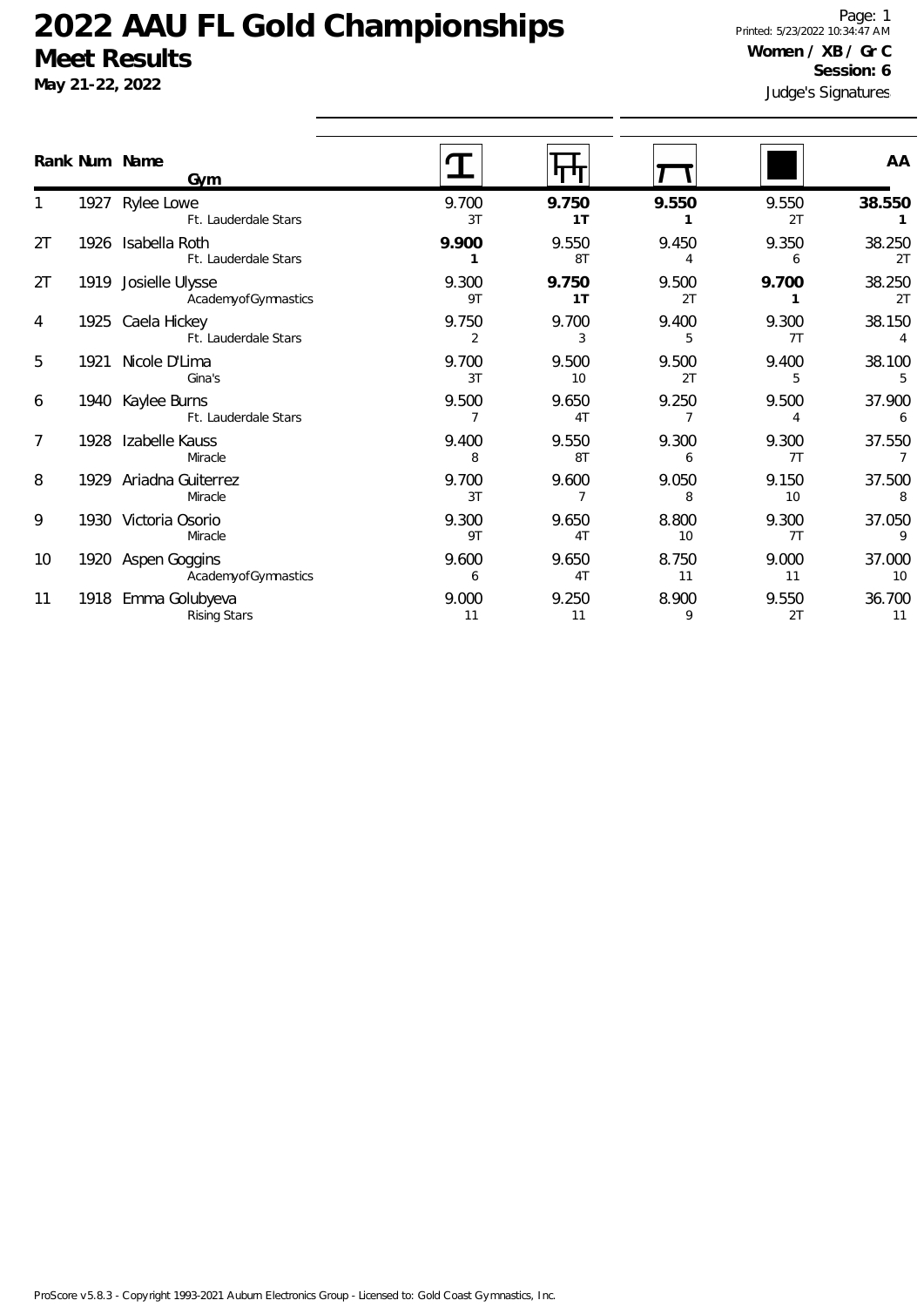# 2022 AAU FL Gold Championships

## Meet Results

**May 21-22, 2022**

**Women / XB / Gr C**
**Session: 6**

Judge's Signatures

| Rank | Num | Name / Gym | Vault | Bars | Beam | Floor | AA |
|---|---|---|---|---|---|---|---|
| 1 | 1927 | Rylee Lowe<br>Ft. Lauderdale Stars | 9.700<br>3T | **9.750**<br>**1T** | **9.550**<br>**1** | 9.550<br>2T | **38.550**<br>**1** |
| 2T | 1926 | Isabella Roth<br>Ft. Lauderdale Stars | **9.900**<br>**1** | 9.550<br>8T | 9.450<br>4 | 9.350<br>6 | 38.250<br>2T |
| 2T | 1919 | Josielle Ulysse<br>AcademyofGymnastics | 9.300<br>9T | **9.750**<br>**1T** | 9.500<br>2T | **9.700**<br>**1** | 38.250<br>2T |
| 4 | 1925 | Caela Hickey<br>Ft. Lauderdale Stars | 9.750<br>2 | 9.700<br>3 | 9.400<br>5 | 9.300<br>7T | 38.150<br>4 |
| 5 | 1921 | Nicole D'Lima<br>Gina's | 9.700<br>3T | 9.500<br>10 | 9.500<br>2T | 9.400<br>5 | 38.100<br>5 |
| 6 | 1940 | Kaylee Burns<br>Ft. Lauderdale Stars | 9.500<br>7 | 9.650<br>4T | 9.250<br>7 | 9.500<br>4 | 37.900<br>6 |
| 7 | 1928 | Izabelle Kauss<br>Miracle | 9.400<br>8 | 9.550<br>8T | 9.300<br>6 | 9.300<br>7T | 37.550<br>7 |
| 8 | 1929 | Ariadna Guiterrez<br>Miracle | 9.700<br>3T | 9.600<br>7 | 9.050<br>8 | 9.150<br>10 | 37.500<br>8 |
| 9 | 1930 | Victoria Osorio<br>Miracle | 9.300<br>9T | 9.650<br>4T | 8.800<br>10 | 9.300<br>7T | 37.050<br>9 |
| 10 | 1920 | Aspen Goggins<br>AcademyofGymnastics | 9.600<br>6 | 9.650<br>4T | 8.750<br>11 | 9.000<br>11 | 37.000<br>10 |
| 11 | 1918 | Emma Golubyeva<br>Rising Stars | 9.000<br>11 | 9.250<br>11 | 8.900<br>9 | 9.550<br>2T | 36.700<br>11 |

ProScore v5.8.3 - Copyright 1993-2021 Auburn Electronics Group - Licensed to: Gold Coast Gymnastics, Inc.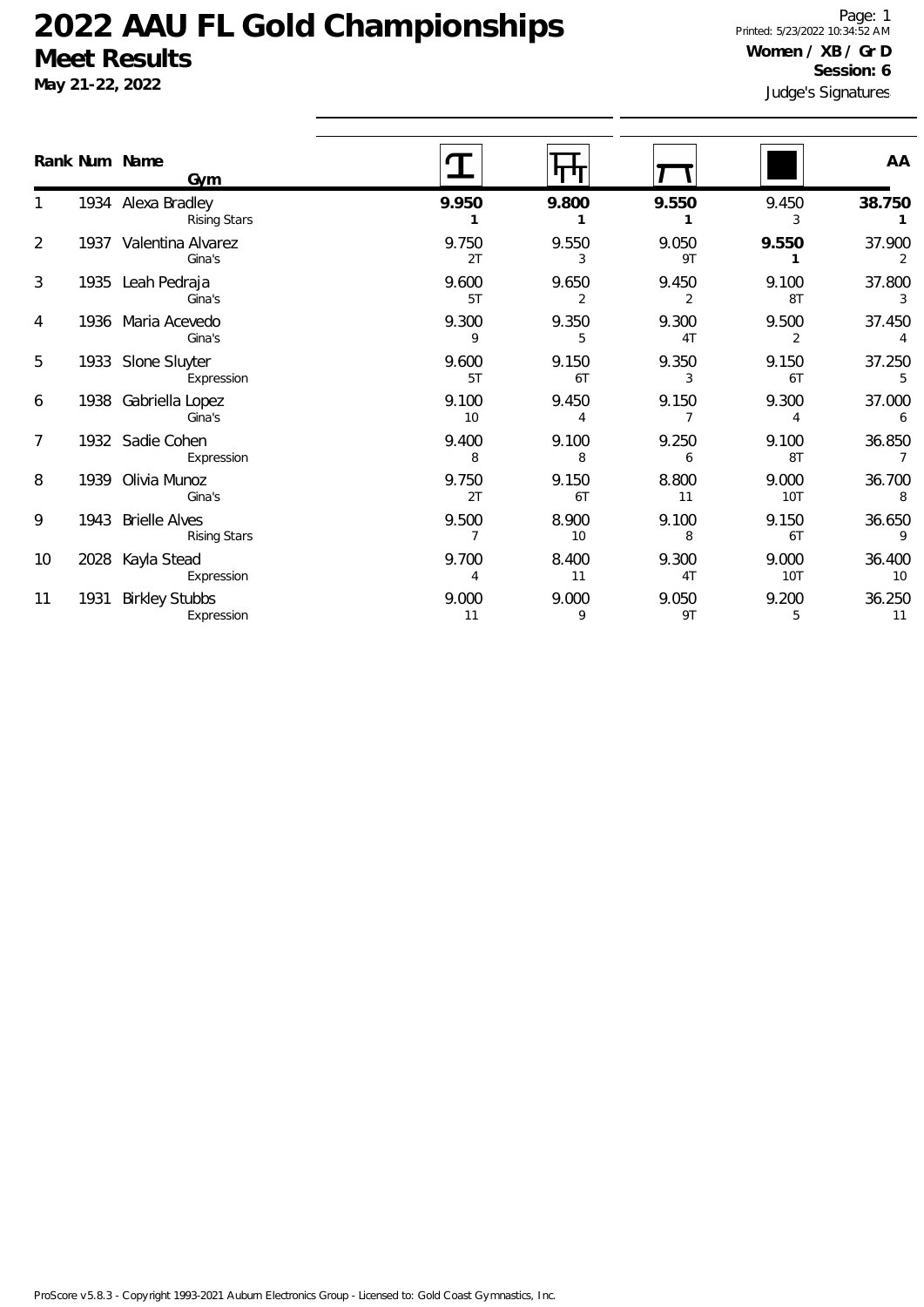# 2022 AAU FL Gold Championships

## Meet Results

**May 21-22, 2022**

Printed: 5/23/2022 10:34:52 AM

**Women / XB / Gr D**

**Session: 6**

Judge's Signatures

| Rank | Num | Name / Gym | Vault | Bars | Beam | Floor | AA |
|---|---|---|---|---|---|---|---|
| 1 | 1934 | Alexa Bradley<br>Rising Stars | **9.950**<br>**1** | **9.800**<br>**1** | **9.550**<br>**1** | 9.450<br>3 | **38.750**<br>**1** |
| 2 | 1937 | Valentina Alvarez<br>Gina's | 9.750<br>2T | 9.550<br>3 | 9.050<br>9T | **9.550**<br>**1** | 37.900<br>2 |
| 3 | 1935 | Leah Pedraja<br>Gina's | 9.600<br>5T | 9.650<br>2 | 9.450<br>2 | 9.100<br>8T | 37.800<br>3 |
| 4 | 1936 | Maria Acevedo<br>Gina's | 9.300<br>9 | 9.350<br>5 | 9.300<br>4T | 9.500<br>2 | 37.450<br>4 |
| 5 | 1933 | Slone Sluyter<br>Expression | 9.600<br>5T | 9.150<br>6T | 9.350<br>3 | 9.150<br>6T | 37.250<br>5 |
| 6 | 1938 | Gabriella Lopez<br>Gina's | 9.100<br>10 | 9.450<br>4 | 9.150<br>7 | 9.300<br>4 | 37.000<br>6 |
| 7 | 1932 | Sadie Cohen<br>Expression | 9.400<br>8 | 9.100<br>8 | 9.250<br>6 | 9.100<br>8T | 36.850<br>7 |
| 8 | 1939 | Olivia Munoz<br>Gina's | 9.750<br>2T | 9.150<br>6T | 8.800<br>11 | 9.000<br>10T | 36.700<br>8 |
| 9 | 1943 | Brielle Alves<br>Rising Stars | 9.500<br>7 | 8.900<br>10 | 9.100<br>8 | 9.150<br>6T | 36.650<br>9 |
| 10 | 2028 | Kayla Stead<br>Expression | 9.700<br>4 | 8.400<br>11 | 9.300<br>4T | 9.000<br>10T | 36.400<br>10 |
| 11 | 1931 | Birkley Stubbs<br>Expression | 9.000<br>11 | 9.000<br>9 | 9.050<br>9T | 9.200<br>5 | 36.250<br>11 |

ProScore v5.8.3 - Copyright 1993-2021 Auburn Electronics Group - Licensed to: Gold Coast Gymnastics, Inc.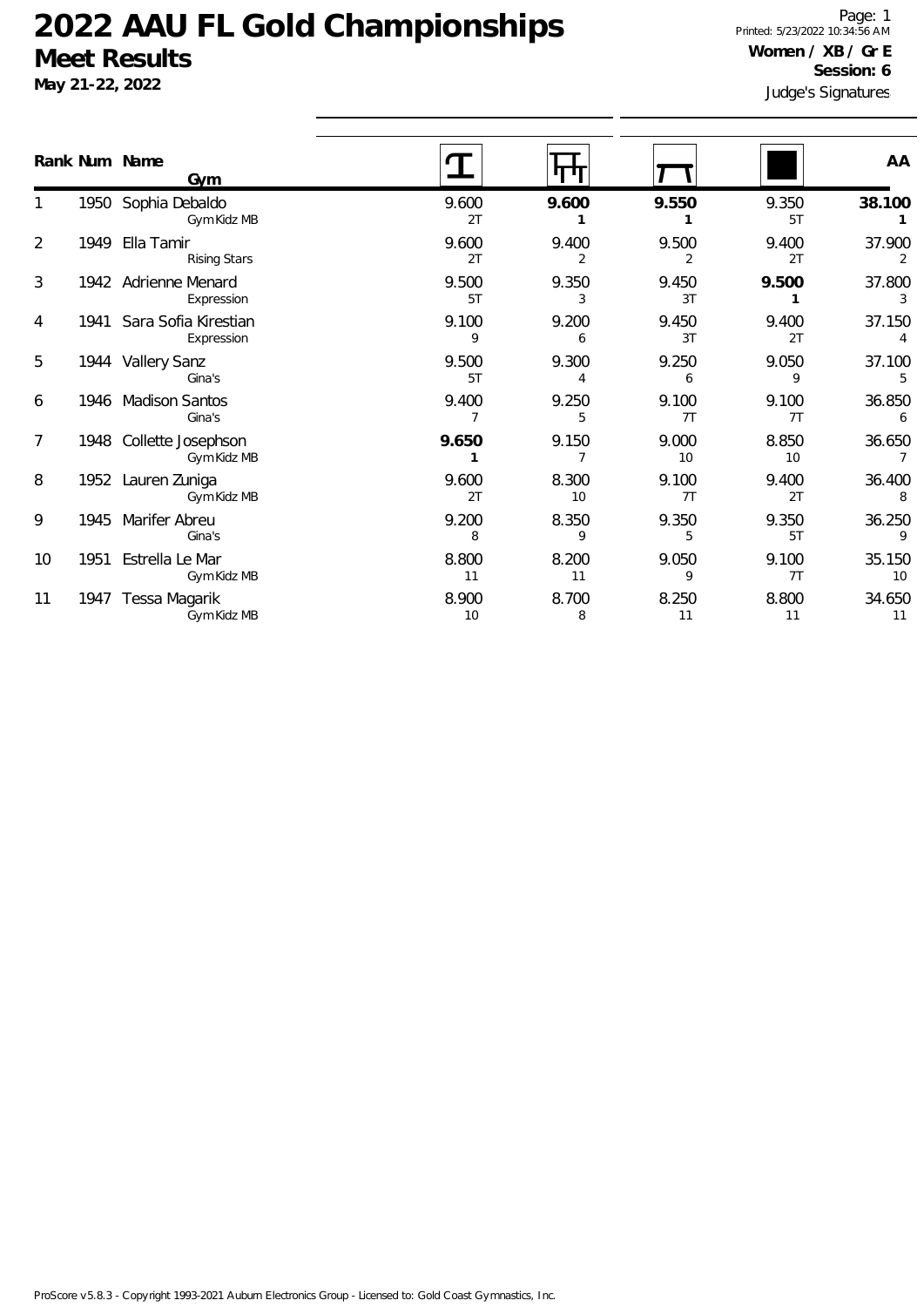# 2022 AAU FL Gold Championships

## Meet Results

**May 21-22, 2022**

**Women / XB / Gr E**

**Session: 6**

Judge's Signatures

| Rank | Num | Name / Gym | Vault | Bars | Beam | Floor | AA |
|---|---|---|---|---|---|---|---|
| 1 | 1950 | Sophia Debaldo<br>Gym Kidz MB | 9.600<br>2T | **9.600**<br>**1** | **9.550**<br>**1** | 9.350<br>5T | **38.100**<br>**1** |
| 2 | 1949 | Ella Tamir<br>Rising Stars | 9.600<br>2T | 9.400<br>2 | 9.500<br>2 | 9.400<br>2T | 37.900<br>2 |
| 3 | 1942 | Adrienne Menard<br>Expression | 9.500<br>5T | 9.350<br>3 | 9.450<br>3T | **9.500**<br>**1** | 37.800<br>3 |
| 4 | 1941 | Sara Sofia Kirestian<br>Expression | 9.100<br>9 | 9.200<br>6 | 9.450<br>3T | 9.400<br>2T | 37.150<br>4 |
| 5 | 1944 | Vallery Sanz<br>Gina's | 9.500<br>5T | 9.300<br>4 | 9.250<br>6 | 9.050<br>9 | 37.100<br>5 |
| 6 | 1946 | Madison Santos<br>Gina's | 9.400<br>7 | 9.250<br>5 | 9.100<br>7T | 9.100<br>7T | 36.850<br>6 |
| 7 | 1948 | Collette Josephson<br>Gym Kidz MB | **9.650**<br>**1** | 9.150<br>7 | 9.000<br>10 | 8.850<br>10 | 36.650<br>7 |
| 8 | 1952 | Lauren Zuniga<br>Gym Kidz MB | 9.600<br>2T | 8.300<br>10 | 9.100<br>7T | 9.400<br>2T | 36.400<br>8 |
| 9 | 1945 | Marifer Abreu<br>Gina's | 9.200<br>8 | 8.350<br>9 | 9.350<br>5 | 9.350<br>5T | 36.250<br>9 |
| 10 | 1951 | Estrella Le Mar<br>Gym Kidz MB | 8.800<br>11 | 8.200<br>11 | 9.050<br>9 | 9.100<br>7T | 35.150<br>10 |
| 11 | 1947 | Tessa Magarik<br>Gym Kidz MB | 8.900<br>10 | 8.700<br>8 | 8.250<br>11 | 8.800<br>11 | 34.650<br>11 |

ProScore v5.8.3 - Copyright 1993-2021 Auburn Electronics Group - Licensed to: Gold Coast Gymnastics, Inc.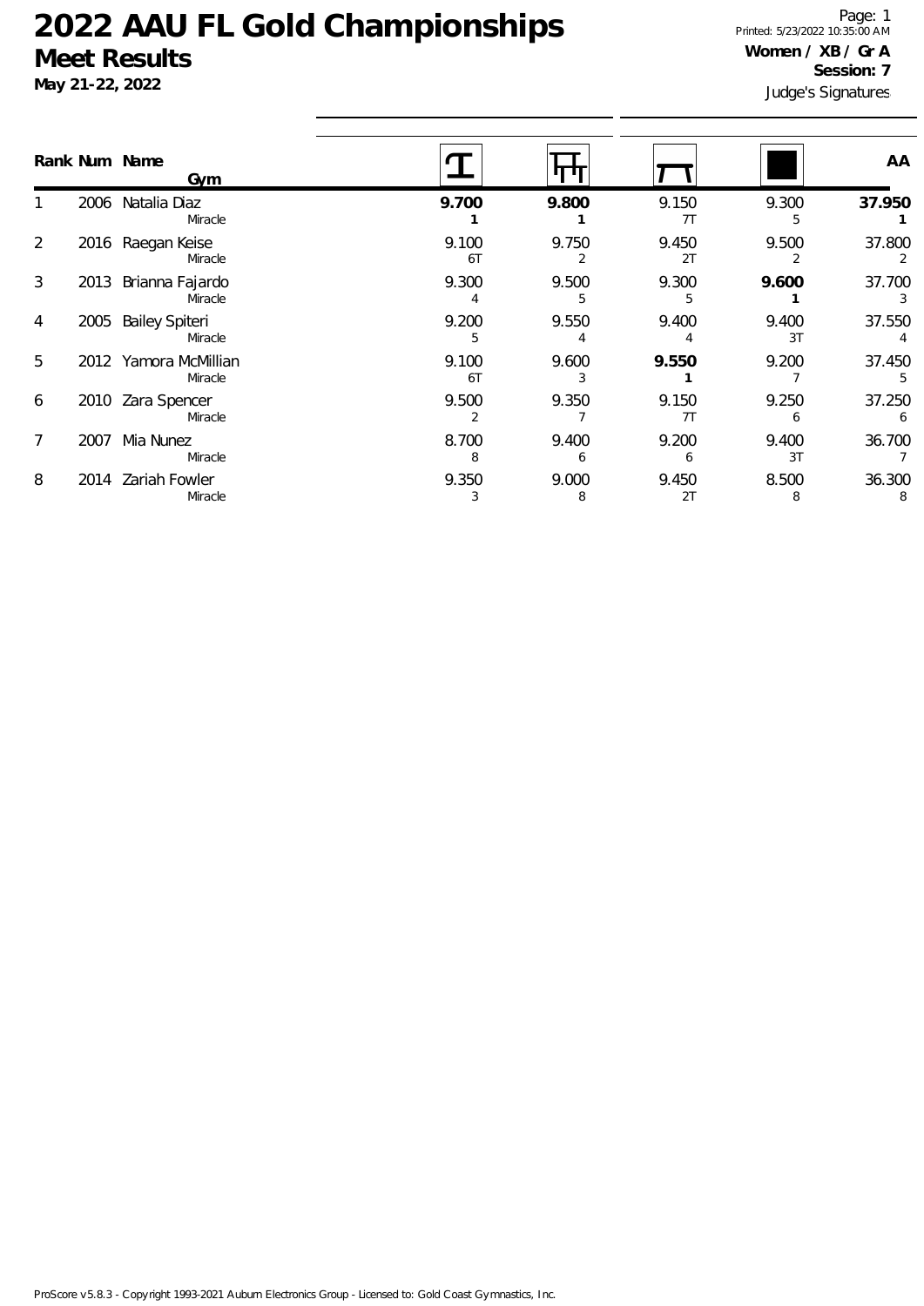# 2022 AAU FL Gold Championships

## Meet Results

**May 21-22, 2022**

Printed: 5/23/2022 10:35:00 AM

**Women / XB / Gr A**

**Session: 7**

Judge's Signatures

| Rank | Num | Name / Gym | Vault | Bars | Beam | Floor | AA |
|---|---|---|---|---|---|---|---|
| 1 | 2006 | Natalia Diaz<br>Miracle | **9.700**<br>**1** | **9.800**<br>**1** | 9.150<br>7T | 9.300<br>5 | **37.950**<br>**1** |
| 2 | 2016 | Raegan Keise<br>Miracle | 9.100<br>6T | 9.750<br>2 | 9.450<br>2T | 9.500<br>2 | 37.800<br>2 |
| 3 | 2013 | Brianna Fajardo<br>Miracle | 9.300<br>4 | 9.500<br>5 | 9.300<br>5 | **9.600**<br>**1** | 37.700<br>3 |
| 4 | 2005 | Bailey Spiteri<br>Miracle | 9.200<br>5 | 9.550<br>4 | 9.400<br>4 | 9.400<br>3T | 37.550<br>4 |
| 5 | 2012 | Yamora McMillian<br>Miracle | 9.100<br>6T | 9.600<br>3 | **9.550**<br>**1** | 9.200<br>7 | 37.450<br>5 |
| 6 | 2010 | Zara Spencer<br>Miracle | 9.500<br>2 | 9.350<br>7 | 9.150<br>7T | 9.250<br>6 | 37.250<br>6 |
| 7 | 2007 | Mia Nunez<br>Miracle | 8.700<br>8 | 9.400<br>6 | 9.200<br>6 | 9.400<br>3T | 36.700<br>7 |
| 8 | 2014 | Zariah Fowler<br>Miracle | 9.350<br>3 | 9.000<br>8 | 9.450<br>2T | 8.500<br>8 | 36.300<br>8 |

ProScore v5.8.3 - Copyright 1993-2021 Auburn Electronics Group - Licensed to: Gold Coast Gymnastics, Inc.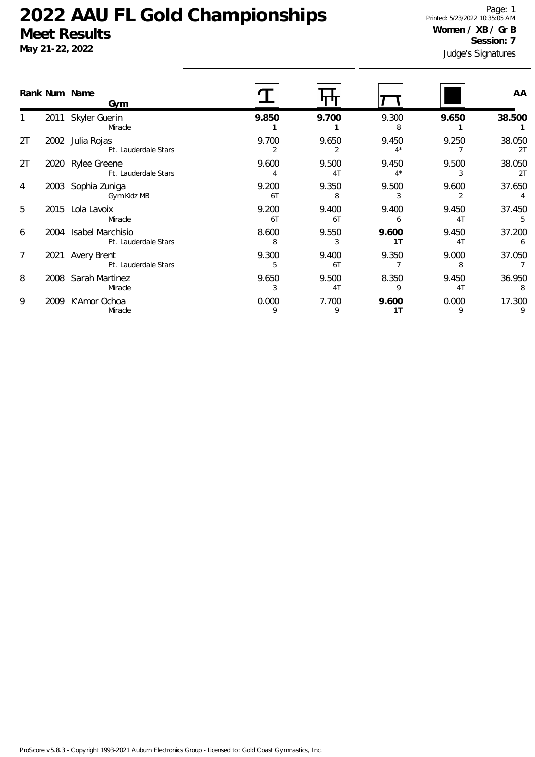# 2022 AAU FL Gold Championships

## Meet Results

**May 21-22, 2022**

**Women / XB / Gr B**

**Session: 7**

Judge's Signatures

| Rank | Num | Name / Gym | Vault | Bars | Beam | Floor | AA |
|---|---|---|---|---|---|---|---|
| 1 | 2011 | Skyler Guerin<br>Miracle | **9.850**<br>**1** | **9.700**<br>**1** | 9.300<br>8 | **9.650**<br>**1** | **38.500**<br>**1** |
| 2T | 2002 | Julia Rojas<br>Ft. Lauderdale Stars | 9.700<br>2 | 9.650<br>2 | 9.450<br>4* | 9.250<br>7 | 38.050<br>2T |
| 2T | 2020 | Rylee Greene<br>Ft. Lauderdale Stars | 9.600<br>4 | 9.500<br>4T | 9.450<br>4* | 9.500<br>3 | 38.050<br>2T |
| 4 | 2003 | Sophia Zuniga<br>Gym Kidz MB | 9.200<br>6T | 9.350<br>8 | 9.500<br>3 | 9.600<br>2 | 37.650<br>4 |
| 5 | 2015 | Lola Lavoix<br>Miracle | 9.200<br>6T | 9.400<br>6T | 9.400<br>6 | 9.450<br>4T | 37.450<br>5 |
| 6 | 2004 | Isabel Marchisio<br>Ft. Lauderdale Stars | 8.600<br>8 | 9.550<br>3 | **9.600**<br>**1T** | 9.450<br>4T | 37.200<br>6 |
| 7 | 2021 | Avery Brent<br>Ft. Lauderdale Stars | 9.300<br>5 | 9.400<br>6T | 9.350<br>7 | 9.000<br>8 | 37.050<br>7 |
| 8 | 2008 | Sarah Martinez<br>Miracle | 9.650<br>3 | 9.500<br>4T | 8.350<br>9 | 9.450<br>4T | 36.950<br>8 |
| 9 | 2009 | K'Amor Ochoa<br>Miracle | 0.000<br>9 | 7.700<br>9 | **9.600**<br>**1T** | 0.000<br>9 | 17.300<br>9 |

ProScore v5.8.3 - Copyright 1993-2021 Auburn Electronics Group - Licensed to: Gold Coast Gymnastics, Inc.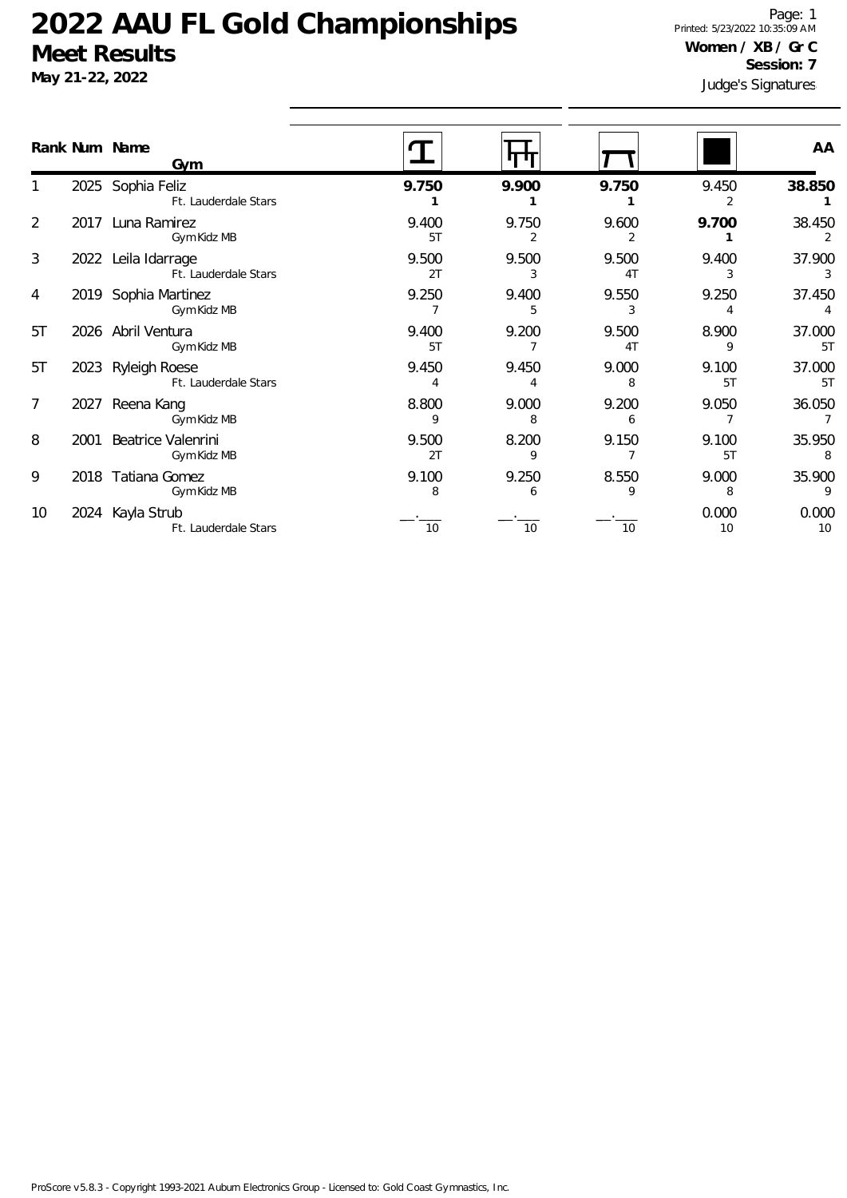# 2022 AAU FL Gold Championships

## Meet Results

**May 21-22, 2022**

**Women / XB / Gr C**
**Session: 7**

Judge's Signatures

| Rank | Num | Name / Gym | Vault | Bars | Beam | Floor | AA |
|---|---|---|---|---|---|---|---|
| 1 | 2025 | Sophia Feliz<br>Ft. Lauderdale Stars | **9.750**<br>**1** | **9.900**<br>**1** | **9.750**<br>**1** | 9.450<br>2 | **38.850**<br>**1** |
| 2 | 2017 | Luna Ramirez<br>Gym Kidz MB | 9.400<br>5T | 9.750<br>2 | 9.600<br>2 | **9.700**<br>**1** | 38.450<br>2 |
| 3 | 2022 | Leila Idarrage<br>Ft. Lauderdale Stars | 9.500<br>2T | 9.500<br>3 | 9.500<br>4T | 9.400<br>3 | 37.900<br>3 |
| 4 | 2019 | Sophia Martinez<br>Gym Kidz MB | 9.250<br>7 | 9.400<br>5 | 9.550<br>3 | 9.250<br>4 | 37.450<br>4 |
| 5T | 2026 | Abril Ventura<br>Gym Kidz MB | 9.400<br>5T | 9.200<br>7 | 9.500<br>4T | 8.900<br>9 | 37.000<br>5T |
| 5T | 2023 | Ryleigh Roese<br>Ft. Lauderdale Stars | 9.450<br>4 | 9.450<br>4 | 9.000<br>8 | 9.100<br>5T | 37.000<br>5T |
| 7 | 2027 | Reena Kang<br>Gym Kidz MB | 8.800<br>9 | 9.000<br>8 | 9.200<br>6 | 9.050<br>7 | 36.050<br>7 |
| 8 | 2001 | Beatrice Valenrini<br>Gym Kidz MB | 9.500<br>2T | 8.200<br>9 | 9.150<br>7 | 9.100<br>5T | 35.950<br>8 |
| 9 | 2018 | Tatiana Gomez<br>Gym Kidz MB | 9.100<br>8 | 9.250<br>6 | 8.550<br>9 | 9.000<br>8 | 35.900<br>9 |
| 10 | 2024 | Kayla Strub<br>Ft. Lauderdale Stars | __.___<br>10 | __.___<br>10 | __.___<br>10 | 0.000<br>10 | 0.000<br>10 |

ProScore v5.8.3 - Copyright 1993-2021 Auburn Electronics Group - Licensed to: Gold Coast Gymnastics, Inc.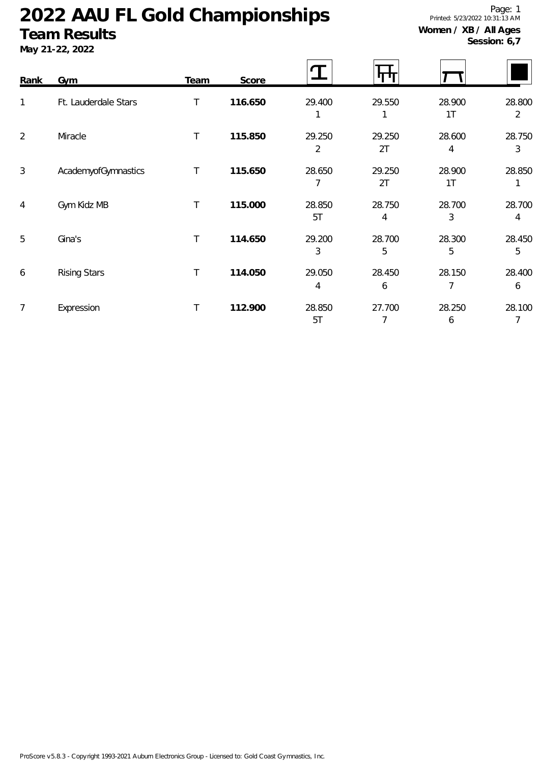# 2022 AAU FL Gold Championships

## Team Results

**May 21-22, 2022**

**Women / XB / All Ages**
**Session: 6,7**

| Rank | Gym | Team | Score | Vault | Bars | Beam | Floor |
|---|---|---|---|---|---|---|---|
| 1 | Ft. Lauderdale Stars | T | **116.650** | 29.400<br>1 | 29.550<br>1 | 28.900<br>1T | 28.800<br>2 |
| 2 | Miracle | T | **115.850** | 29.250<br>2 | 29.250<br>2T | 28.600<br>4 | 28.750<br>3 |
| 3 | AcademyofGymnastics | T | **115.650** | 28.650<br>7 | 29.250<br>2T | 28.900<br>1T | 28.850<br>1 |
| 4 | Gym Kidz MB | T | **115.000** | 28.850<br>5T | 28.750<br>4 | 28.700<br>3 | 28.700<br>4 |
| 5 | Gina's | T | **114.650** | 29.200<br>3 | 28.700<br>5 | 28.300<br>5 | 28.450<br>5 |
| 6 | Rising Stars | T | **114.050** | 29.050<br>4 | 28.450<br>6 | 28.150<br>7 | 28.400<br>6 |
| 7 | Expression | T | **112.900** | 28.850<br>5T | 27.700<br>7 | 28.250<br>6 | 28.100<br>7 |

ProScore v5.8.3 - Copyright 1993-2021 Auburn Electronics Group - Licensed to: Gold Coast Gymnastics, Inc.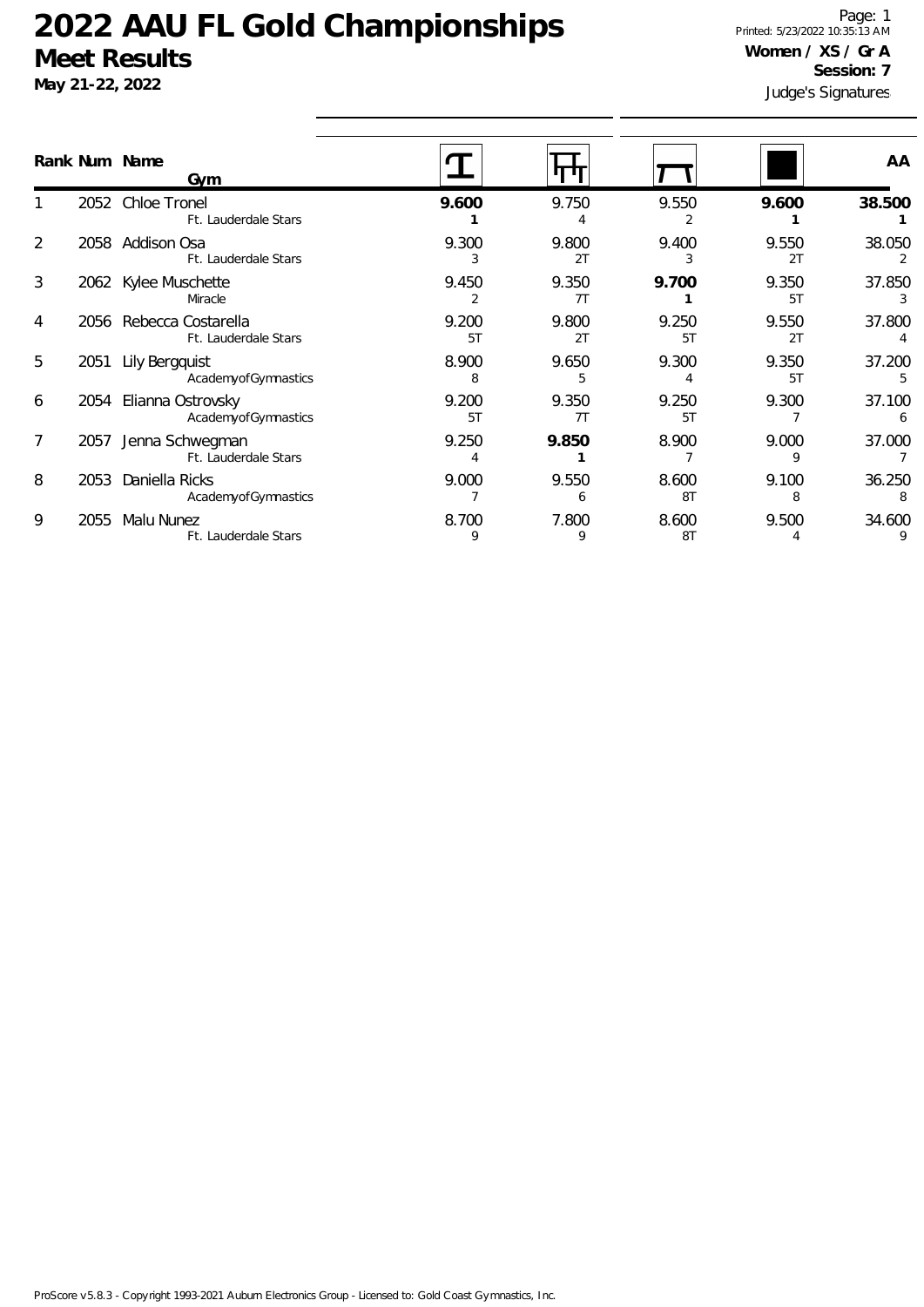# 2022 AAU FL Gold Championships

## Meet Results

**May 21-22, 2022**

**Women / XS / Gr A**
**Session: 7**

Judge's Signatures

| Rank | Num | Name / Gym | Vault | Bars | Beam | Floor | AA |
|---|---|---|---|---|---|---|---|
| 1 | 2052 | Chloe Tronel<br>Ft. Lauderdale Stars | **9.600**<br>**1** | 9.750<br>4 | 9.550<br>2 | **9.600**<br>**1** | **38.500**<br>**1** |
| 2 | 2058 | Addison Osa<br>Ft. Lauderdale Stars | 9.300<br>3 | 9.800<br>2T | 9.400<br>3 | 9.550<br>2T | 38.050<br>2 |
| 3 | 2062 | Kylee Muschette<br>Miracle | 9.450<br>2 | 9.350<br>7T | **9.700**<br>**1** | 9.350<br>5T | 37.850<br>3 |
| 4 | 2056 | Rebecca Costarella<br>Ft. Lauderdale Stars | 9.200<br>5T | 9.800<br>2T | 9.250<br>5T | 9.550<br>2T | 37.800<br>4 |
| 5 | 2051 | Lily Bergquist<br>AcademyofGymnastics | 8.900<br>8 | 9.650<br>5 | 9.300<br>4 | 9.350<br>5T | 37.200<br>5 |
| 6 | 2054 | Elianna Ostrovsky<br>AcademyofGymnastics | 9.200<br>5T | 9.350<br>7T | 9.250<br>5T | 9.300<br>7 | 37.100<br>6 |
| 7 | 2057 | Jenna Schwegman<br>Ft. Lauderdale Stars | 9.250<br>4 | **9.850**<br>**1** | 8.900<br>7 | 9.000<br>9 | 37.000<br>7 |
| 8 | 2053 | Daniella Ricks<br>AcademyofGymnastics | 9.000<br>7 | 9.550<br>6 | 8.600<br>8T | 9.100<br>8 | 36.250<br>8 |
| 9 | 2055 | Malu Nunez<br>Ft. Lauderdale Stars | 8.700<br>9 | 7.800<br>9 | 8.600<br>8T | 9.500<br>4 | 34.600<br>9 |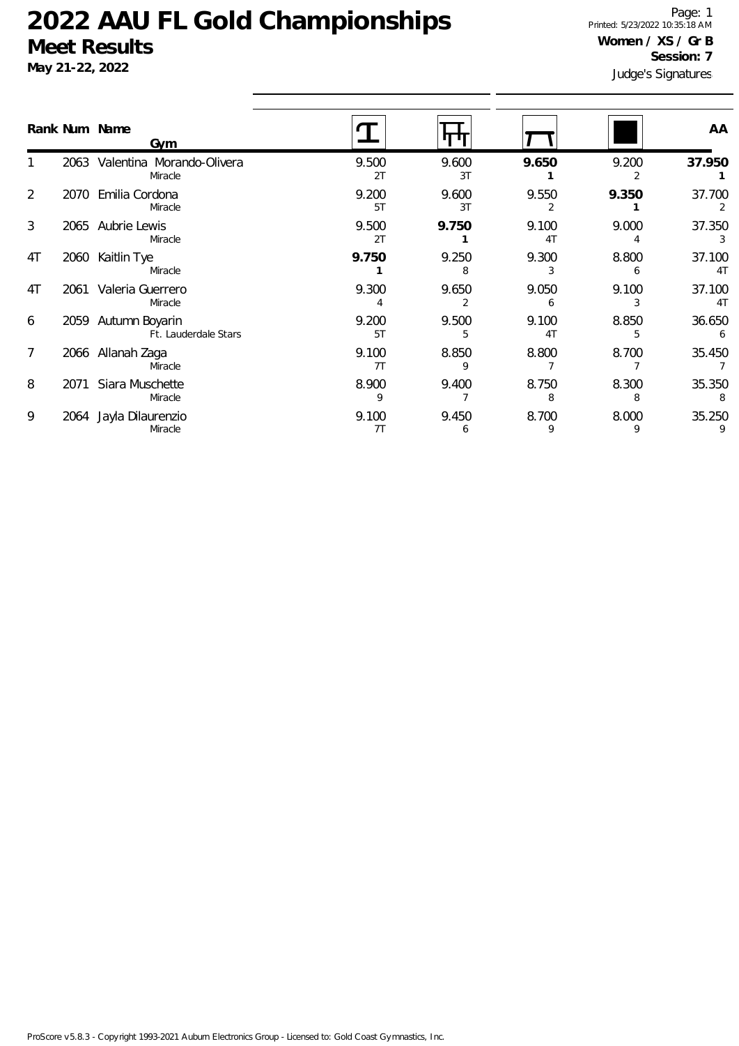# 2022 AAU FL Gold Championships

## Meet Results

**May 21-22, 2022**

Printed: 5/23/2022 10:35:18 AM

**Women / XS / Gr B**

**Session: 7**

Judge's Signatures

| Rank | Num | Name / Gym | Vault | Bars | Beam | Floor | AA |
|---|---|---|---|---|---|---|---|
| 1 | 2063 | Valentina Morando-Olivera<br>Miracle | 9.500<br>2T | 9.600<br>3T | **9.650**<br>**1** | 9.200<br>2 | **37.950**<br>**1** |
| 2 | 2070 | Emilia Cordona<br>Miracle | 9.200<br>5T | 9.600<br>3T | 9.550<br>2 | **9.350**<br>**1** | 37.700<br>2 |
| 3 | 2065 | Aubrie Lewis<br>Miracle | 9.500<br>2T | **9.750**<br>**1** | 9.100<br>4T | 9.000<br>4 | 37.350<br>3 |
| 4T | 2060 | Kaitlin Tye<br>Miracle | **9.750**<br>**1** | 9.250<br>8 | 9.300<br>3 | 8.800<br>6 | 37.100<br>4T |
| 4T | 2061 | Valeria Guerrero<br>Miracle | 9.300<br>4 | 9.650<br>2 | 9.050<br>6 | 9.100<br>3 | 37.100<br>4T |
| 6 | 2059 | Autumn Boyarin<br>Ft. Lauderdale Stars | 9.200<br>5T | 9.500<br>5 | 9.100<br>4T | 8.850<br>5 | 36.650<br>6 |
| 7 | 2066 | Allanah Zaga<br>Miracle | 9.100<br>7T | 8.850<br>9 | 8.800<br>7 | 8.700<br>7 | 35.450<br>7 |
| 8 | 2071 | Siara Muschette<br>Miracle | 8.900<br>9 | 9.400<br>7 | 8.750<br>8 | 8.300<br>8 | 35.350<br>8 |
| 9 | 2064 | Jayla Dilaurenzio<br>Miracle | 9.100<br>7T | 9.450<br>6 | 8.700<br>9 | 8.000<br>9 | 35.250<br>9 |

ProScore v5.8.3 - Copyright 1993-2021 Auburn Electronics Group - Licensed to: Gold Coast Gymnastics, Inc.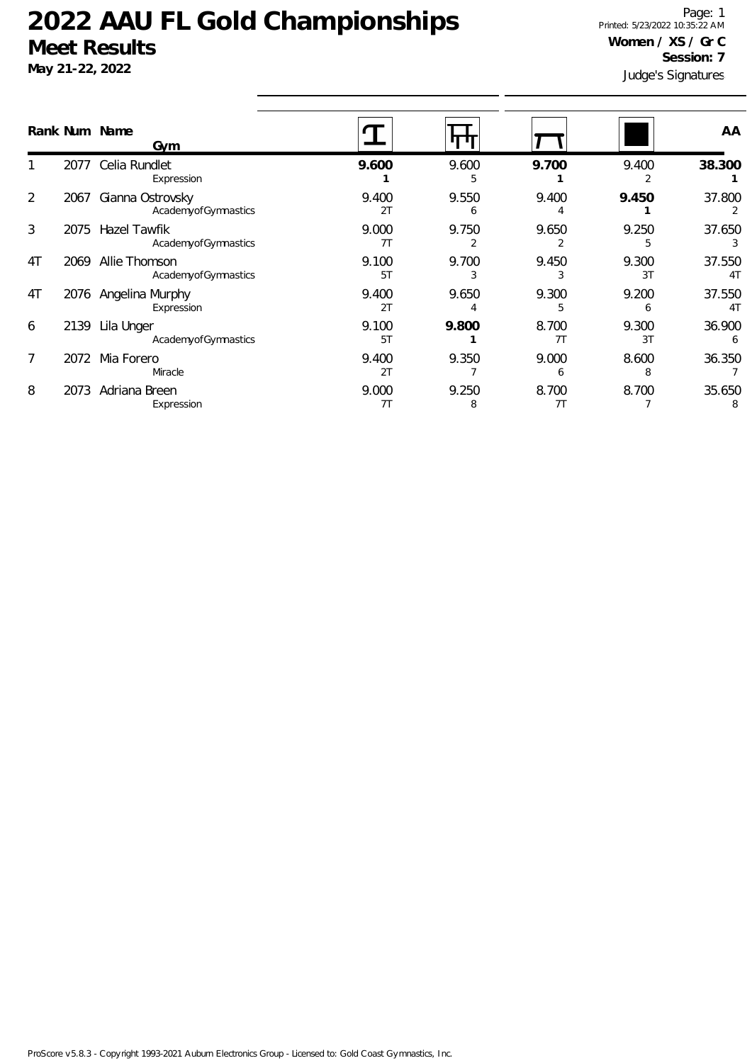# 2022 AAU FL Gold Championships

## Meet Results

**May 21-22, 2022**

**Women / XS / Gr C**
**Session: 7**

Judge's Signatures

| Rank | Num | Name / Gym | Vault | Bars | Beam | Floor | AA |
|---|---|---|---|---|---|---|---|
| 1 | 2077 | Celia Rundlet<br>Expression | **9.600**<br>**1** | 9.600<br>5 | **9.700**<br>**1** | 9.400<br>2 | **38.300**<br>**1** |
| 2 | 2067 | Gianna Ostrovsky<br>AcademyofGymnastics | 9.400<br>2T | 9.550<br>6 | 9.400<br>4 | **9.450**<br>**1** | 37.800<br>2 |
| 3 | 2075 | Hazel Tawfik<br>AcademyofGymnastics | 9.000<br>7T | 9.750<br>2 | 9.650<br>2 | 9.250<br>5 | 37.650<br>3 |
| 4T | 2069 | Allie Thomson<br>AcademyofGymnastics | 9.100<br>5T | 9.700<br>3 | 9.450<br>3 | 9.300<br>3T | 37.550<br>4T |
| 4T | 2076 | Angelina Murphy<br>Expression | 9.400<br>2T | 9.650<br>4 | 9.300<br>5 | 9.200<br>6 | 37.550<br>4T |
| 6 | 2139 | Lila Unger<br>AcademyofGymnastics | 9.100<br>5T | **9.800**<br>**1** | 8.700<br>7T | 9.300<br>3T | 36.900<br>6 |
| 7 | 2072 | Mia Forero<br>Miracle | 9.400<br>2T | 9.350<br>7 | 9.000<br>6 | 8.600<br>8 | 36.350<br>7 |
| 8 | 2073 | Adriana Breen<br>Expression | 9.000<br>7T | 9.250<br>8 | 8.700<br>7T | 8.700<br>7 | 35.650<br>8 |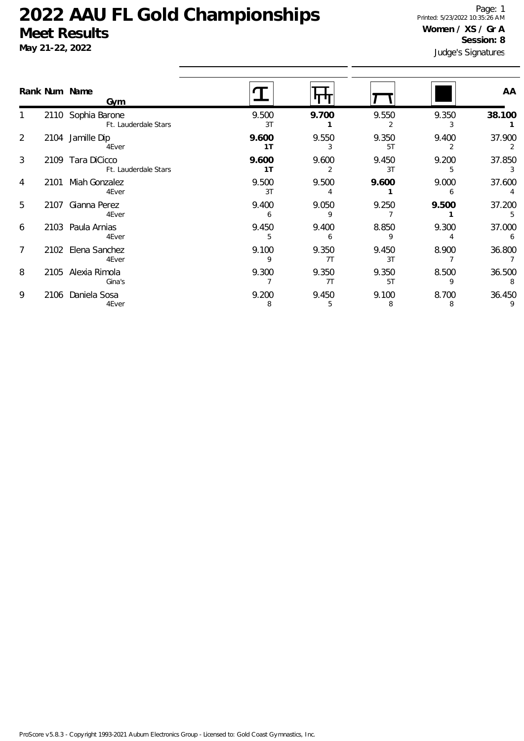# 2022 AAU FL Gold Championships

## Meet Results

**May 21-22, 2022**

Printed: 5/23/2022 10:35:26 AM

**Women / XS / Gr A**

**Session: 8**

Judge's Signatures

| Rank | Num | Name / Gym | Vault | Bars | Beam | Floor | AA |
|---|---|---|---|---|---|---|---|
| 1 | 2110 | Sophia Barone<br>Ft. Lauderdale Stars | 9.500<br>3T | **9.700**<br>**1** | 9.550<br>2 | 9.350<br>3 | **38.100**<br>**1** |
| 2 | 2104 | Jamille Dip<br>4Ever | **9.600**<br>**1T** | 9.550<br>3 | 9.350<br>5T | 9.400<br>2 | 37.900<br>2 |
| 3 | 2109 | Tara DiCicco<br>Ft. Lauderdale Stars | **9.600**<br>**1T** | 9.600<br>2 | 9.450<br>3T | 9.200<br>5 | 37.850<br>3 |
| 4 | 2101 | Miah Gonzalez<br>4Ever | 9.500<br>3T | 9.500<br>4 | **9.600**<br>**1** | 9.000<br>6 | 37.600<br>4 |
| 5 | 2107 | Gianna Perez<br>4Ever | 9.400<br>6 | 9.050<br>9 | 9.250<br>7 | **9.500**<br>**1** | 37.200<br>5 |
| 6 | 2103 | Paula Arnias<br>4Ever | 9.450<br>5 | 9.400<br>6 | 8.850<br>9 | 9.300<br>4 | 37.000<br>6 |
| 7 | 2102 | Elena Sanchez<br>4Ever | 9.100<br>9 | 9.350<br>7T | 9.450<br>3T | 8.900<br>7 | 36.800<br>7 |
| 8 | 2105 | Alexia Rimola<br>Gina's | 9.300<br>7 | 9.350<br>7T | 9.350<br>5T | 8.500<br>9 | 36.500<br>8 |
| 9 | 2106 | Daniela Sosa<br>4Ever | 9.200<br>8 | 9.450<br>5 | 9.100<br>8 | 8.700<br>8 | 36.450<br>9 |

ProScore v5.8.3 - Copyright 1993-2021 Auburn Electronics Group - Licensed to: Gold Coast Gymnastics, Inc.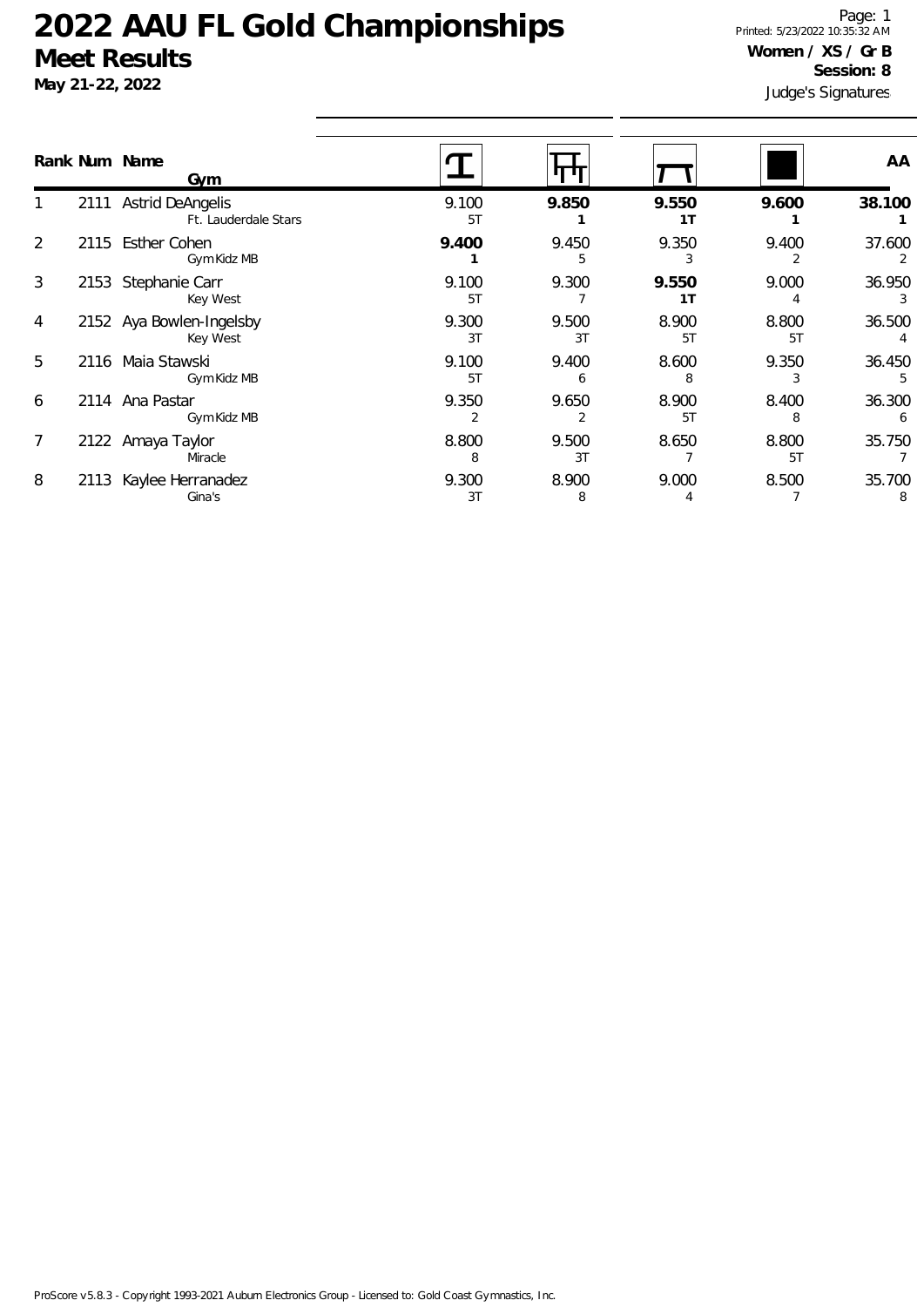# 2022 AAU FL Gold Championships

## Meet Results

**May 21-22, 2022**

**Women / XS / Gr B**
**Session: 8**

Judge's Signatures

| Rank | Num | Name / Gym | Vault | Bars | Beam | Floor | AA |
|---|---|---|---|---|---|---|---|
| 1 | 2111 | Astrid DeAngelis<br>Ft. Lauderdale Stars | 9.100<br>5T | **9.850**<br>**1** | **9.550**<br>**1T** | **9.600**<br>**1** | **38.100**<br>**1** |
| 2 | 2115 | Esther Cohen<br>Gym Kidz MB | **9.400**<br>**1** | 9.450<br>5 | 9.350<br>3 | 9.400<br>2 | 37.600<br>2 |
| 3 | 2153 | Stephanie Carr<br>Key West | 9.100<br>5T | 9.300<br>7 | **9.550**<br>**1T** | 9.000<br>4 | 36.950<br>3 |
| 4 | 2152 | Aya Bowlen-Ingelsby<br>Key West | 9.300<br>3T | 9.500<br>3T | 8.900<br>5T | 8.800<br>5T | 36.500<br>4 |
| 5 | 2116 | Maia Stawski<br>Gym Kidz MB | 9.100<br>5T | 9.400<br>6 | 8.600<br>8 | 9.350<br>3 | 36.450<br>5 |
| 6 | 2114 | Ana Pastar<br>Gym Kidz MB | 9.350<br>2 | 9.650<br>2 | 8.900<br>5T | 8.400<br>8 | 36.300<br>6 |
| 7 | 2122 | Amaya Taylor<br>Miracle | 8.800<br>8 | 9.500<br>3T | 8.650<br>7 | 8.800<br>5T | 35.750<br>7 |
| 8 | 2113 | Kaylee Herranadez<br>Gina's | 9.300<br>3T | 8.900<br>8 | 9.000<br>4 | 8.500<br>7 | 35.700<br>8 |

ProScore v5.8.3 - Copyright 1993-2021 Auburn Electronics Group - Licensed to: Gold Coast Gymnastics, Inc.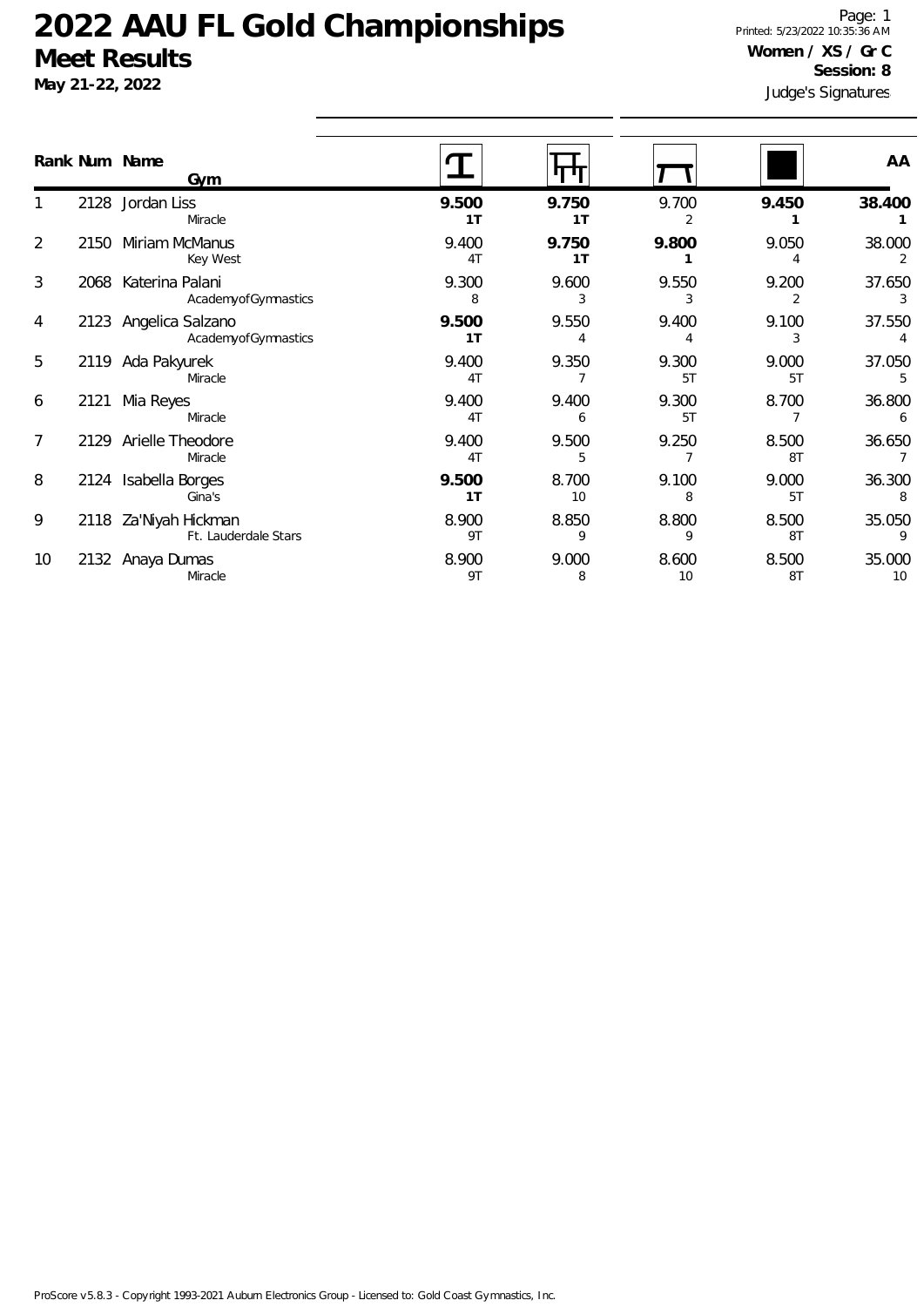# 2022 AAU FL Gold Championships

## Meet Results

**May 21-22, 2022**

Printed: 5/23/2022 10:35:36 AM

**Women / XS / Gr C**

**Session: 8**

Judge's Signatures

| Rank | Num | Name / Gym | Vault | Bars | Beam | Floor | AA |
|---|---|---|---|---|---|---|---|
| 1 | 2128 | Jordan Liss<br>Miracle | **9.500**<br>**1T** | **9.750**<br>**1T** | 9.700<br>2 | **9.450**<br>**1** | **38.400**<br>**1** |
| 2 | 2150 | Miriam McManus<br>Key West | 9.400<br>4T | **9.750**<br>**1T** | **9.800**<br>**1** | 9.050<br>4 | 38.000<br>2 |
| 3 | 2068 | Katerina Palani<br>AcademyofGymnastics | 9.300<br>8 | 9.600<br>3 | 9.550<br>3 | 9.200<br>2 | 37.650<br>3 |
| 4 | 2123 | Angelica Salzano<br>AcademyofGymnastics | **9.500**<br>**1T** | 9.550<br>4 | 9.400<br>4 | 9.100<br>3 | 37.550<br>4 |
| 5 | 2119 | Ada Pakyurek<br>Miracle | 9.400<br>4T | 9.350<br>7 | 9.300<br>5T | 9.000<br>5T | 37.050<br>5 |
| 6 | 2121 | Mia Reyes<br>Miracle | 9.400<br>4T | 9.400<br>6 | 9.300<br>5T | 8.700<br>7 | 36.800<br>6 |
| 7 | 2129 | Arielle Theodore<br>Miracle | 9.400<br>4T | 9.500<br>5 | 9.250<br>7 | 8.500<br>8T | 36.650<br>7 |
| 8 | 2124 | Isabella Borges<br>Gina's | **9.500**<br>**1T** | 8.700<br>10 | 9.100<br>8 | 9.000<br>5T | 36.300<br>8 |
| 9 | 2118 | Za'Niyah Hickman<br>Ft. Lauderdale Stars | 8.900<br>9T | 8.850<br>9 | 8.800<br>9 | 8.500<br>8T | 35.050<br>9 |
| 10 | 2132 | Anaya Dumas<br>Miracle | 8.900<br>9T | 9.000<br>8 | 8.600<br>10 | 8.500<br>8T | 35.000<br>10 |

ProScore v5.8.3 - Copyright 1993-2021 Auburn Electronics Group - Licensed to: Gold Coast Gymnastics, Inc.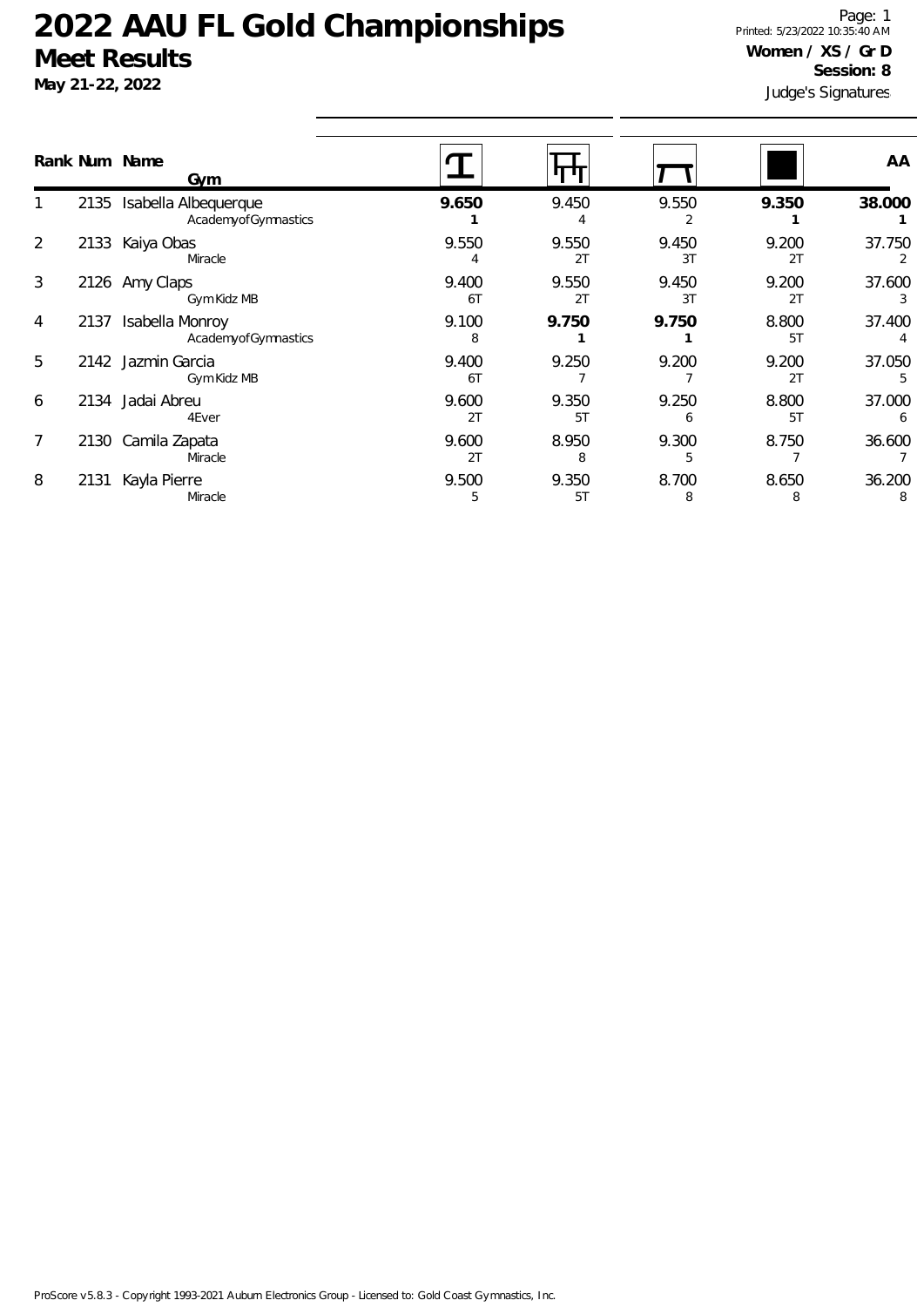# 2022 AAU FL Gold Championships

## Meet Results

**May 21-22, 2022**

Printed: 5/23/2022 10:35:40 AM

**Women / XS / Gr D**

**Session: 8**

Judge's Signatures

| Rank | Num | Name / Gym | Vault | Bars | Beam | Floor | AA |
|---|---|---|---|---|---|---|---|
| 1 | 2135 | Isabella Albequerque<br>AcademyofGymnastics | **9.650**<br>**1** | 9.450<br>4 | 9.550<br>2 | **9.350**<br>**1** | **38.000**<br>**1** |
| 2 | 2133 | Kaiya Obas<br>Miracle | 9.550<br>4 | 9.550<br>2T | 9.450<br>3T | 9.200<br>2T | 37.750<br>2 |
| 3 | 2126 | Amy Claps<br>Gym Kidz MB | 9.400<br>6T | 9.550<br>2T | 9.450<br>3T | 9.200<br>2T | 37.600<br>3 |
| 4 | 2137 | Isabella Monroy<br>AcademyofGymnastics | 9.100<br>8 | **9.750**<br>**1** | **9.750**<br>**1** | 8.800<br>5T | 37.400<br>4 |
| 5 | 2142 | Jazmin Garcia<br>Gym Kidz MB | 9.400<br>6T | 9.250<br>7 | 9.200<br>7 | 9.200<br>2T | 37.050<br>5 |
| 6 | 2134 | Jadai Abreu<br>4Ever | 9.600<br>2T | 9.350<br>5T | 9.250<br>6 | 8.800<br>5T | 37.000<br>6 |
| 7 | 2130 | Camila Zapata<br>Miracle | 9.600<br>2T | 8.950<br>8 | 9.300<br>5 | 8.750<br>7 | 36.600<br>7 |
| 8 | 2131 | Kayla Pierre<br>Miracle | 9.500<br>5 | 9.350<br>5T | 8.700<br>8 | 8.650<br>8 | 36.200<br>8 |

ProScore v5.8.3 - Copyright 1993-2021 Auburn Electronics Group - Licensed to: Gold Coast Gymnastics, Inc.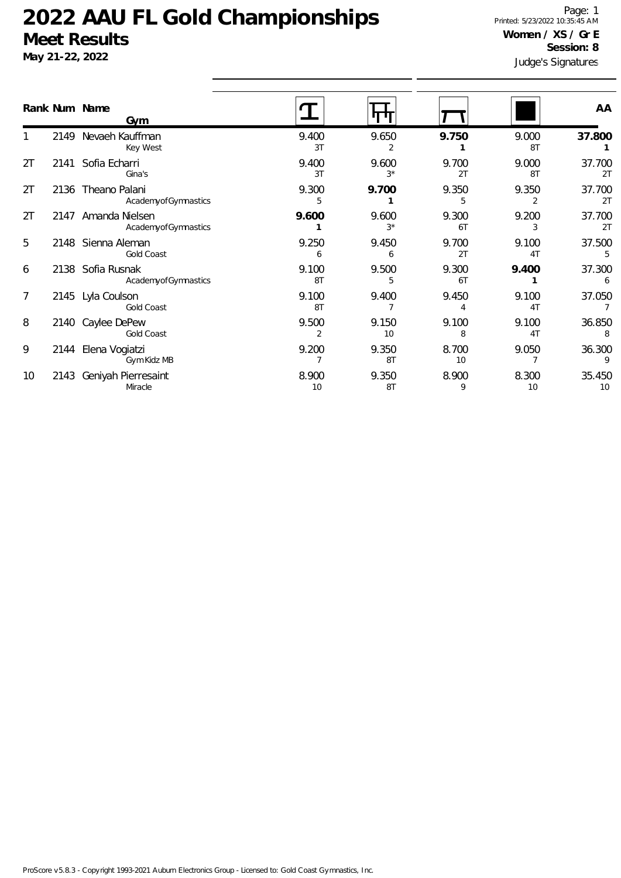# 2022 AAU FL Gold Championships

## Meet Results

**May 21-22, 2022**

Printed: 5/23/2022 10:35:45 AM

**Women / XS / Gr E**

**Session: 8**

Judge's Signatures

| Rank | Num | Name / Gym | Vault | Bars | Beam | Floor | AA |
|---|---|---|---|---|---|---|---|
| 1 | 2149 | Nevaeh Kauffman<br>Key West | 9.400<br>3T | 9.650<br>2 | **9.750**<br>**1** | 9.000<br>8T | **37.800**<br>**1** |
| 2T | 2141 | Sofia Echarri<br>Gina's | 9.400<br>3T | 9.600<br>3* | 9.700<br>2T | 9.000<br>8T | 37.700<br>2T |
| 2T | 2136 | Theano Palani<br>AcademyofGymnastics | 9.300<br>5 | **9.700**<br>**1** | 9.350<br>5 | 9.350<br>2 | 37.700<br>2T |
| 2T | 2147 | Amanda Nielsen<br>AcademyofGymnastics | **9.600**<br>**1** | 9.600<br>3* | 9.300<br>6T | 9.200<br>3 | 37.700<br>2T |
| 5 | 2148 | Sienna Aleman<br>Gold Coast | 9.250<br>6 | 9.450<br>6 | 9.700<br>2T | 9.100<br>4T | 37.500<br>5 |
| 6 | 2138 | Sofia Rusnak<br>AcademyofGymnastics | 9.100<br>8T | 9.500<br>5 | 9.300<br>6T | **9.400**<br>**1** | 37.300<br>6 |
| 7 | 2145 | Lyla Coulson<br>Gold Coast | 9.100<br>8T | 9.400<br>7 | 9.450<br>4 | 9.100<br>4T | 37.050<br>7 |
| 8 | 2140 | Caylee DePew<br>Gold Coast | 9.500<br>2 | 9.150<br>10 | 9.100<br>8 | 9.100<br>4T | 36.850<br>8 |
| 9 | 2144 | Elena Vogiatzi<br>Gym Kidz MB | 9.200<br>7 | 9.350<br>8T | 8.700<br>10 | 9.050<br>7 | 36.300<br>9 |
| 10 | 2143 | Geniyah Pierresaint<br>Miracle | 8.900<br>10 | 9.350<br>8T | 8.900<br>9 | 8.300<br>10 | 35.450<br>10 |

ProScore v5.8.3 - Copyright 1993-2021 Auburn Electronics Group - Licensed to: Gold Coast Gymnastics, Inc.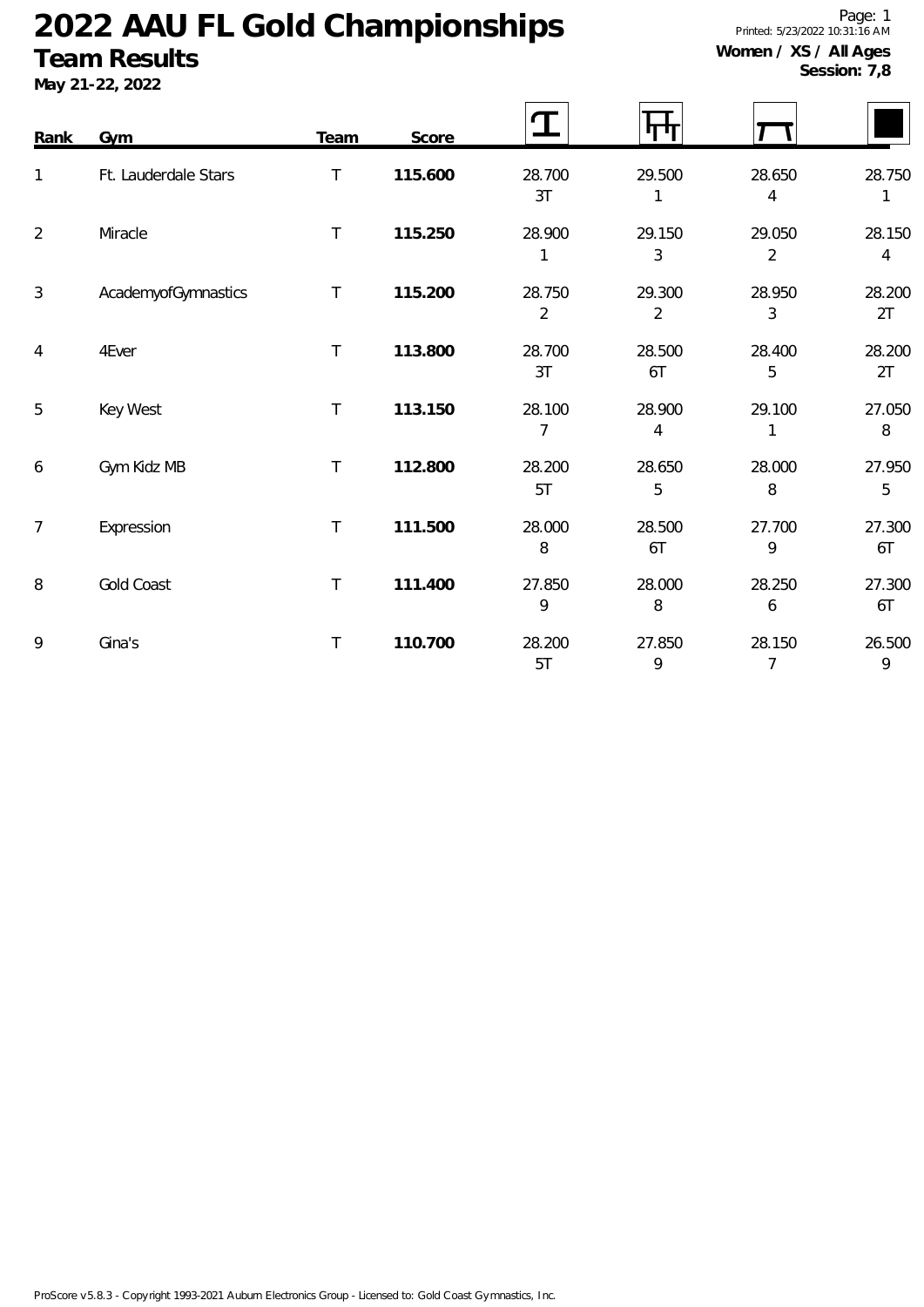# 2022 AAU FL Gold Championships

## Team Results

**May 21-22, 2022**

Printed: 5/23/2022 10:31:16 AM

**Women / XS / All Ages**
**Session: 7,8**

| Rank | Gym | Team | Score | Vault | Bars | Beam | Floor |
|---|---|---|---|---|---|---|---|
| 1 | Ft. Lauderdale Stars | T | **115.600** | 28.700 3T | 29.500 1 | 28.650 4 | 28.750 1 |
| 2 | Miracle | T | **115.250** | 28.900 1 | 29.150 3 | 29.050 2 | 28.150 4 |
| 3 | AcademyofGymnastics | T | **115.200** | 28.750 2 | 29.300 2 | 28.950 3 | 28.200 2T |
| 4 | 4Ever | T | **113.800** | 28.700 3T | 28.500 6T | 28.400 5 | 28.200 2T |
| 5 | Key West | T | **113.150** | 28.100 7 | 28.900 4 | 29.100 1 | 27.050 8 |
| 6 | Gym Kidz MB | T | **112.800** | 28.200 5T | 28.650 5 | 28.000 8 | 27.950 5 |
| 7 | Expression | T | **111.500** | 28.000 8 | 28.500 6T | 27.700 9 | 27.300 6T |
| 8 | Gold Coast | T | **111.400** | 27.850 9 | 28.000 8 | 28.250 6 | 27.300 6T |
| 9 | Gina's | T | **110.700** | 28.200 5T | 27.850 9 | 28.150 7 | 26.500 9 |

ProScore v5.8.3 - Copyright 1993-2021 Auburn Electronics Group - Licensed to: Gold Coast Gymnastics, Inc.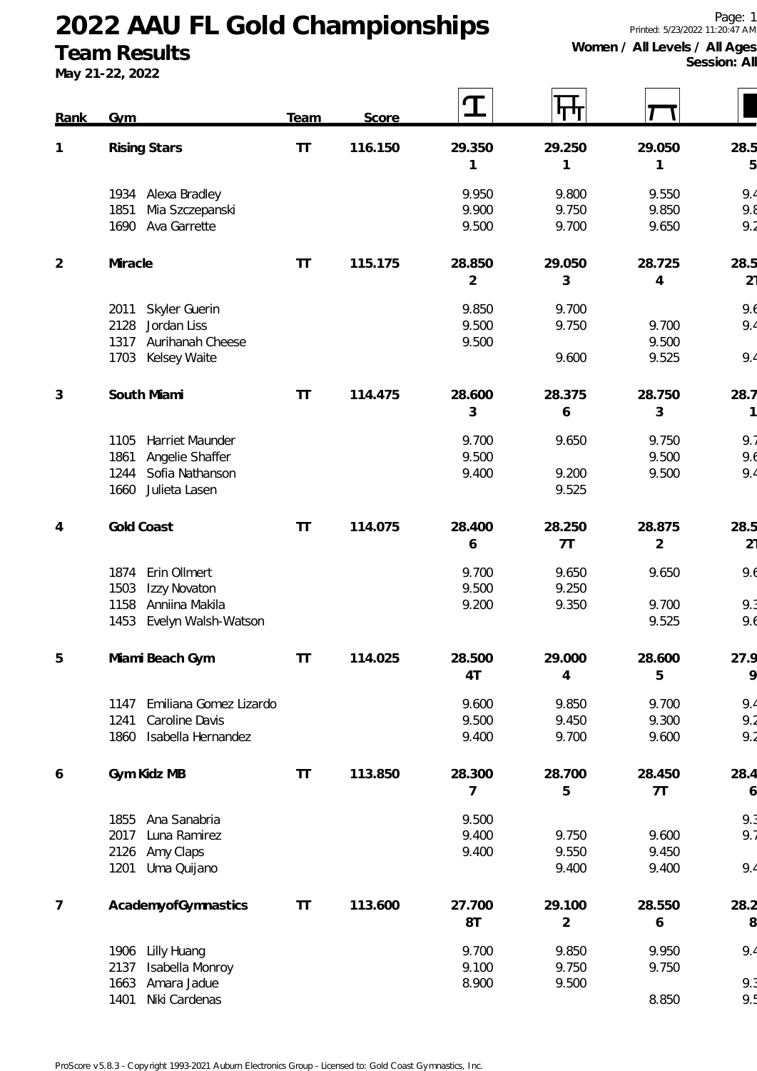# 2022 AAU FL Gold Championships

## Team Results

**May 21-22, 2022**

Printed: 5/23/2022 11:20:47 AM

**Women / All Levels / All Ages**
**Session: All**

| Rank | Gym | Team | Score | Vault | Bars | Beam | Floor |
|---|---|---|---|---|---|---|---|
| 1 | **Rising Stars** | TT | 116.150 | 29.350 | 29.250 | 29.050 | 28.5 |
| | | | | 1 | 1 | 1 | 5 |
| | 1934 Alexa Bradley | | | 9.950 | 9.800 | 9.550 | 9.4 |
| | 1851 Mia Szczepanski | | | 9.900 | 9.750 | 9.850 | 9.8 |
| | 1690 Ava Garrette | | | 9.500 | 9.700 | 9.650 | 9.2 |
| 2 | **Miracle** | TT | 115.175 | 28.850 | 29.050 | 28.725 | 28.5 |
| | | | | 2 | 3 | 4 | 2T |
| | 2011 Skyler Guerin | | | 9.850 | 9.700 | | 9.6 |
| | 2128 Jordan Liss | | | 9.500 | 9.750 | 9.700 | 9.4 |
| | 1317 Aurihanah Cheese | | | 9.500 | | 9.500 | |
| | 1703 Kelsey Waite | | | | 9.600 | 9.525 | 9.4 |
| 3 | **South Miami** | TT | 114.475 | 28.600 | 28.375 | 28.750 | 28.7 |
| | | | | 3 | 6 | 3 | 1 |
| | 1105 Harriet Maunder | | | 9.700 | 9.650 | 9.750 | 9.7 |
| | 1861 Angelie Shaffer | | | 9.500 | | 9.500 | 9.6 |
| | 1244 Sofia Nathanson | | | 9.400 | 9.200 | 9.500 | 9.4 |
| | 1660 Julieta Lasen | | | | 9.525 | | |
| 4 | **Gold Coast** | TT | 114.075 | 28.400 | 28.250 | 28.875 | 28.5 |
| | | | | 6 | 7T | 2 | 2T |
| | 1874 Erin Ollmert | | | 9.700 | 9.650 | 9.650 | 9.6 |
| | 1503 Izzy Novaton | | | 9.500 | 9.250 | | |
| | 1158 Anniina Makila | | | 9.200 | 9.350 | 9.700 | 9.3 |
| | 1453 Evelyn Walsh-Watson | | | | | 9.525 | 9.6 |
| 5 | **Miami Beach Gym** | TT | 114.025 | 28.500 | 29.000 | 28.600 | 27.9 |
| | | | | 4T | 4 | 5 | 9 |
| | 1147 Emiliana Gomez Lizardo | | | 9.600 | 9.850 | 9.700 | 9.4 |
| | 1241 Caroline Davis | | | 9.500 | 9.450 | 9.300 | 9.2 |
| | 1860 Isabella Hernandez | | | 9.400 | 9.700 | 9.600 | 9.2 |
| 6 | **Gym Kidz MB** | TT | 113.850 | 28.300 | 28.700 | 28.450 | 28.4 |
| | | | | 7 | 5 | 7T | 6 |
| | 1855 Ana Sanabria | | | 9.500 | | | 9.3 |
| | 2017 Luna Ramirez | | | 9.400 | 9.750 | 9.600 | 9.7 |
| | 2126 Amy Claps | | | 9.400 | 9.550 | 9.450 | |
| | 1201 Uma Quijano | | | | 9.400 | 9.400 | 9.4 |
| 7 | **AcademyofGymnastics** | TT | 113.600 | 27.700 | 29.100 | 28.550 | 28.2 |
| | | | | 8T | 2 | 6 | 8 |
| | 1906 Lilly Huang | | | 9.700 | 9.850 | 9.950 | 9.4 |
| | 2137 Isabella Monroy | | | 9.100 | 9.750 | 9.750 | |
| | 1663 Amara Jadue | | | 8.900 | 9.500 | | 9.3 |
| | 1401 Niki Cardenas | | | | | 8.850 | 9.5 |

ProScore v5.8.3 - Copyright 1993-2021 Auburn Electronics Group - Licensed to: Gold Coast Gymnastics, Inc.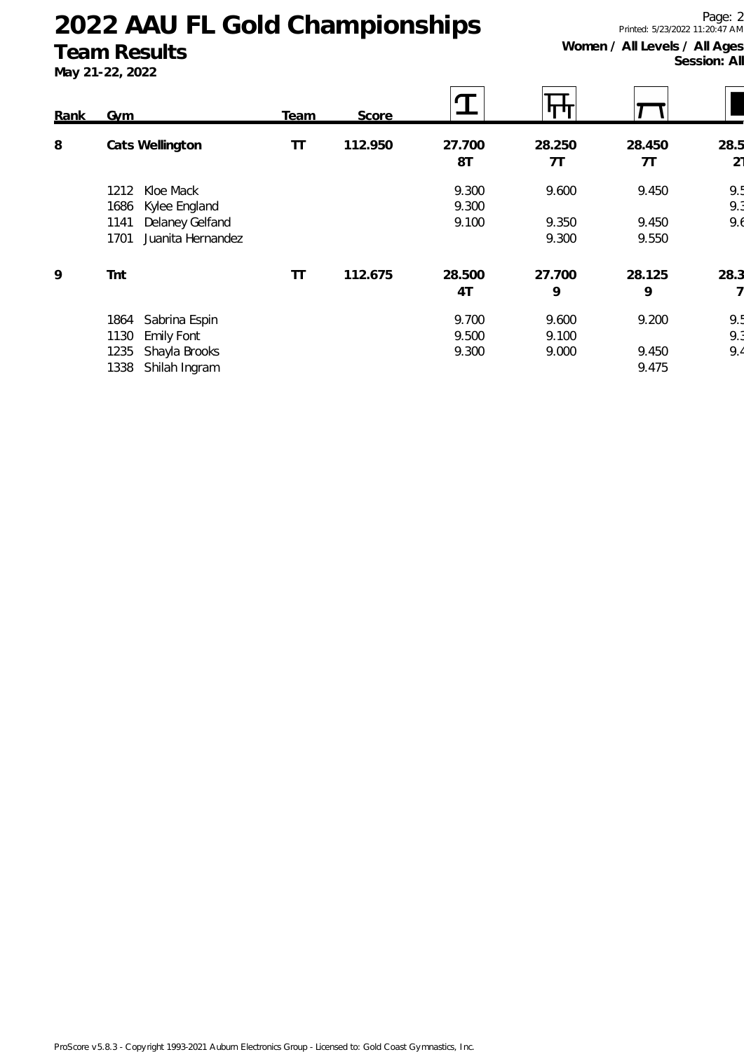# 2022 AAU FL Gold Championships

## Team Results

**May 21-22, 2022**

**Women / All Levels / All Ages**
**Session: All**

| Rank | Gym | Team | Score | Vault | Bars | Beam | Floor |
|---|---|---|---|---|---|---|---|
| 8 | Cats Wellington | TT | 112.950 | 27.700 | 28.250 | 28.450 | 28.5 |
| | | | | 8T | 7T | 7T | 2T |
| | 1212 Kloe Mack | | | 9.300 | 9.600 | 9.450 | 9.5 |
| | 1686 Kylee England | | | 9.300 | | | 9.3 |
| | 1141 Delaney Gelfand | | | 9.100 | 9.350 | 9.450 | 9.6 |
| | 1701 Juanita Hernandez | | | | 9.300 | 9.550 | |
| 9 | Tnt | TT | 112.675 | 28.500 | 27.700 | 28.125 | 28.3 |
| | | | | 4T | 9 | 9 | 7 |
| | 1864 Sabrina Espin | | | 9.700 | 9.600 | 9.200 | 9.5 |
| | 1130 Emily Font | | | 9.500 | 9.100 | | 9.3 |
| | 1235 Shayla Brooks | | | 9.300 | 9.000 | 9.450 | 9.4 |
| | 1338 Shilah Ingram | | | | | 9.475 | |